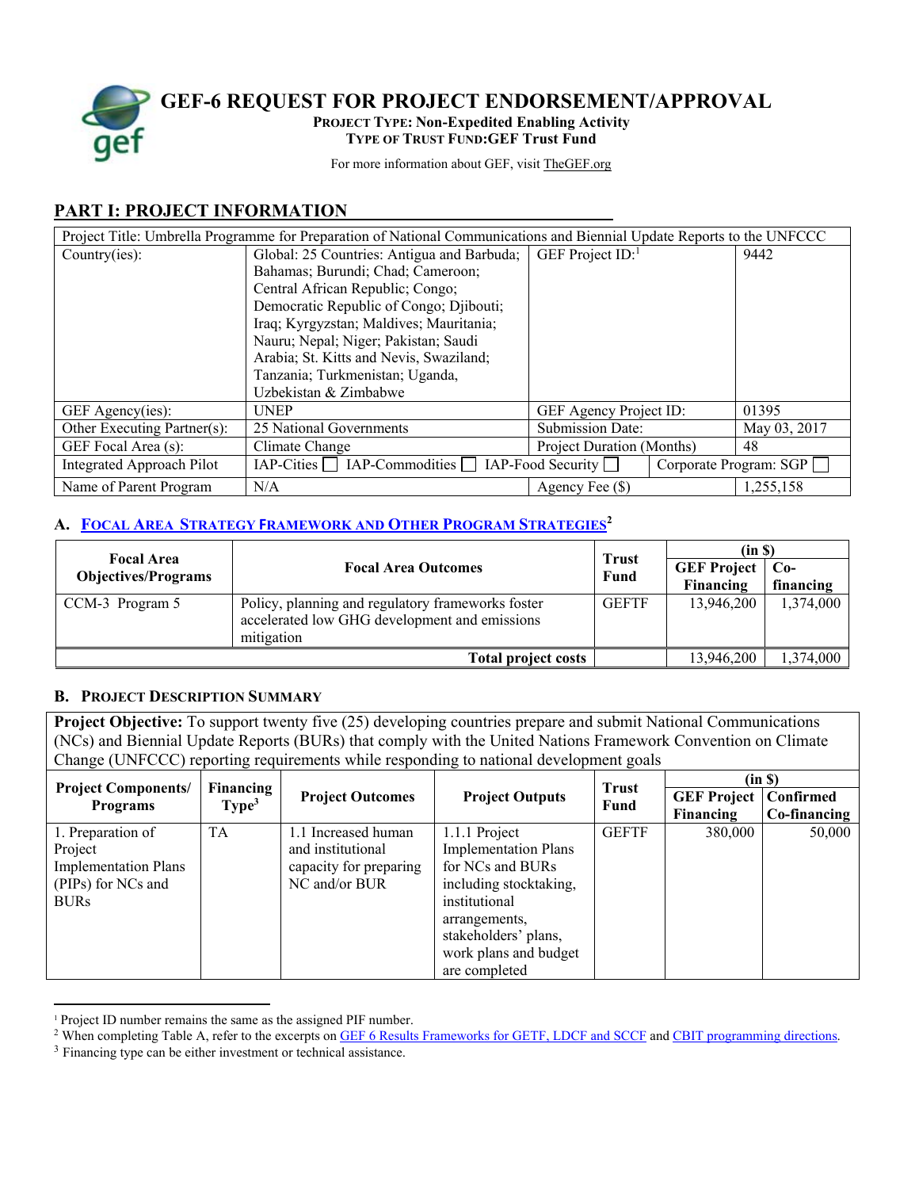# GEF-6 REQUEST FOR PROJECT ENDORSEMENT/APPROVAL

**PROJECT TYPE: Non-Expedited Enabling Activity**
**TYPE OF TRUST FUND: GEF Trust Fund**

For more information about GEF, visit TheGEF.org

## PART I: PROJECT INFORMATION

| Project Title: Umbrella Programme for Preparation of National Communications and Biennial Update Reports to the UNFCCC | | | |
|---|---|---|---|
| Country(ies): | Global: 25 Countries: Antigua and Barbuda; Bahamas; Burundi; Chad; Cameroon; Central African Republic; Congo; Democratic Republic of Congo; Djibouti; Iraq; Kyrgyzstan; Maldives; Mauritania; Nauru; Nepal; Niger; Pakistan; Saudi Arabia; St. Kitts and Nevis, Swaziland; Tanzania; Turkmenistan; Uganda, Uzbekistan & Zimbabwe | GEF Project ID:[1] | 9442 |
| GEF Agency(ies): | UNEP | GEF Agency Project ID: | 01395 |
| Other Executing Partner(s): | 25 National Governments | Submission Date: | May 03, 2017 |
| GEF Focal Area (s): | Climate Change | Project Duration (Months) | 48 |
| Integrated Approach Pilot | IAP-Cities ☐ IAP-Commodities ☐ IAP-Food Security ☐ | Corporate Program: SGP ☐ | |
| Name of Parent Program | N/A | Agency Fee ($) | 1,255,158 |

### A. FOCAL AREA STRATEGY FRAMEWORK AND OTHER PROGRAM STRATEGIES[2]

| Focal Area Objectives/Programs | Focal Area Outcomes | Trust Fund | (in $) | |
|---|---|---|---|---|
| | | | GEF Project Financing | Co-financing |
| CCM-3 Program 5 | Policy, planning and regulatory frameworks foster accelerated low GHG development and emissions mitigation | GEFTF | 13,946,200 | 1,374,000 |
| | **Total project costs** | | 13,946,200 | 1,374,000 |

### B. PROJECT DESCRIPTION SUMMARY

**Project Objective:** To support twenty five (25) developing countries prepare and submit National Communications (NCs) and Biennial Update Reports (BURs) that comply with the United Nations Framework Convention on Climate Change (UNFCCC) reporting requirements while responding to national development goals

| Project Components/ Programs | Financing Type[3] | Project Outcomes | Project Outputs | Trust Fund | (in $) | |
|---|---|---|---|---|---|---|
| | | | | | GEF Project Financing | Confirmed Co-financing |
| 1. Preparation of Project Implementation Plans (PIPs) for NCs and BURs | TA | 1.1 Increased human and institutional capacity for preparing NC and/or BUR | 1.1.1 Project Implementation Plans for NCs and BURs including stocktaking, institutional arrangements, stakeholders' plans, work plans and budget are completed | GEFTF | 380,000 | 50,000 |

[1] Project ID number remains the same as the assigned PIF number.
[2] When completing Table A, refer to the excerpts on GEF 6 Results Frameworks for GETF, LDCF and SCCF and CBIT programming directions.
[3] Financing type can be either investment or technical assistance.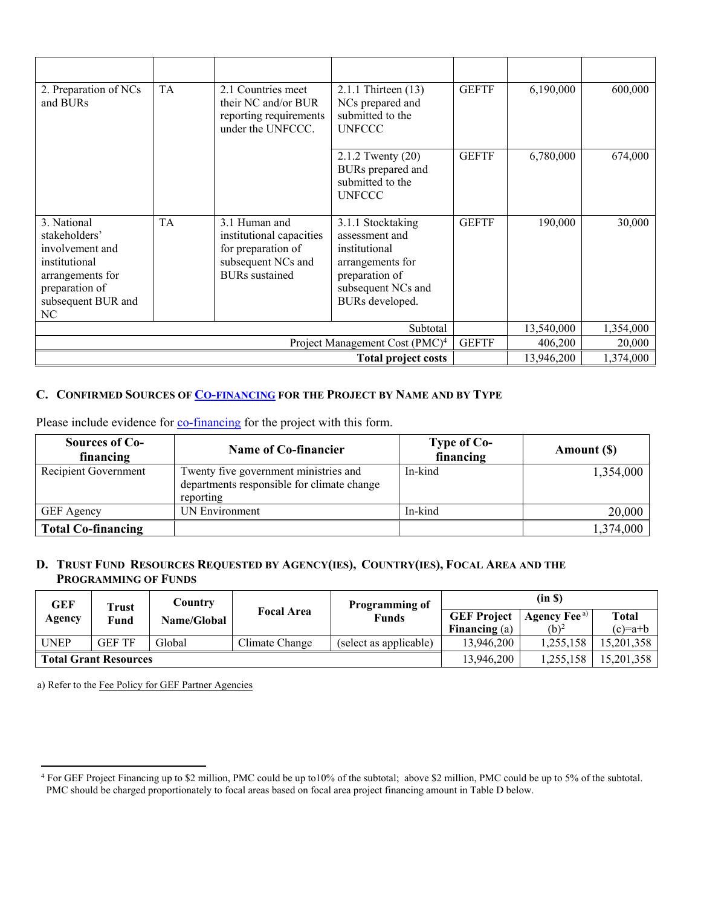| | | | | | | |
|---|---|---|---|---|---|---|
| 2. Preparation of NCs and BURs | TA | 2.1 Countries meet their NC and/or BUR reporting requirements under the UNFCCC. | 2.1.1 Thirteen (13) NCs prepared and submitted to the UNFCCC | GEFTF | 6,190,000 | 600,000 |
| | | | 2.1.2 Twenty (20) BURs prepared and submitted to the UNFCCC | GEFTF | 6,780,000 | 674,000 |
| 3. National stakeholders' involvement and institutional arrangements for preparation of subsequent BUR and NC | TA | 3.1 Human and institutional capacities for preparation of subsequent NCs and BURs sustained | 3.1.1 Stocktaking assessment and institutional arrangements for preparation of subsequent NCs and BURs developed. | GEFTF | 190,000 | 30,000 |
| | | | Subtotal | | 13,540,000 | 1,354,000 |
| | | | Project Management Cost (PMC)[4] | GEFTF | 406,200 | 20,000 |
| | | | **Total project costs** | | 13,946,200 | 1,374,000 |

### C. Confirmed Sources of Co-financing for the Project by Name and by Type

Please include evidence for co-financing for the project with this form.

| Sources of Co-financing | Name of Co-financier | Type of Co-financing | Amount ($) |
|---|---|---|---|
| Recipient Government | Twenty five government ministries and departments responsible for climate change reporting | In-kind | 1,354,000 |
| GEF Agency | UN Environment | In-kind | 20,000 |
| **Total Co-financing** | | | 1,374,000 |

### D. Trust Fund Resources Requested by Agency(ies), Country(ies), Focal Area and the Programming of Funds

| GEF Agency | Trust Fund | Country Name/Global | Focal Area | Programming of Funds | (in $) | | |
|---|---|---|---|---|---|---|---|
| | | | | | GEF Project Financing (a) | Agency Fee[a)] (b)[2] | Total (c)=a+b |
| UNEP | GEF TF | Global | Climate Change | (select as applicable) | 13,946,200 | 1,255,158 | 15,201,358 |
| **Total Grant Resources** | | | | | 13,946,200 | 1,255,158 | 15,201,358 |

a) Refer to the Fee Policy for GEF Partner Agencies

[4] For GEF Project Financing up to $2 million, PMC could be up to10% of the subtotal; above $2 million, PMC could be up to 5% of the subtotal. PMC should be charged proportionately to focal areas based on focal area project financing amount in Table D below.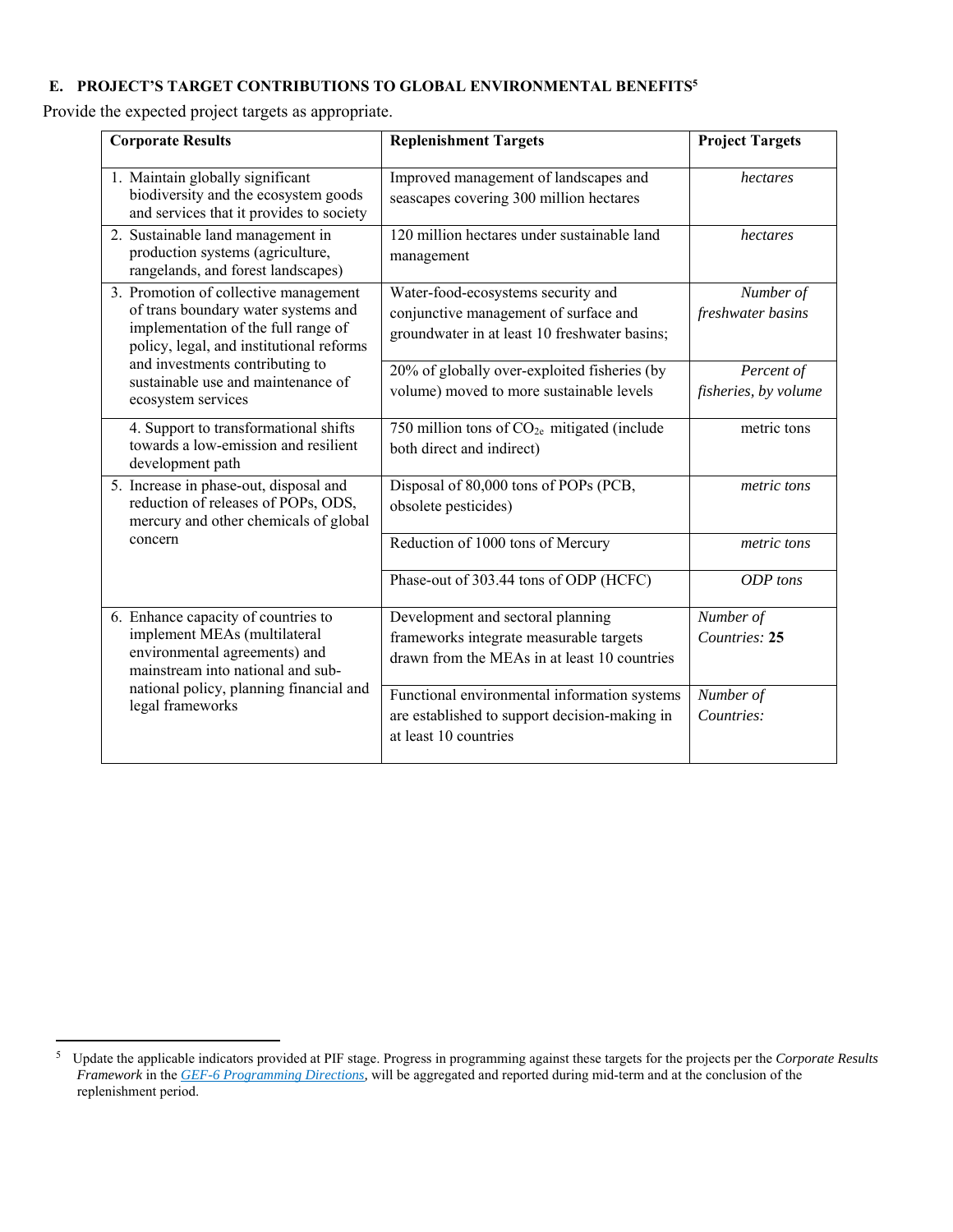## E. PROJECT'S TARGET CONTRIBUTIONS TO GLOBAL ENVIRONMENTAL BENEFITS[5]

Provide the expected project targets as appropriate.

| Corporate Results | Replenishment Targets | Project Targets |
|---|---|---|
| 1. Maintain globally significant biodiversity and the ecosystem goods and services that it provides to society | Improved management of landscapes and seascapes covering 300 million hectares | *hectares* |
| 2. Sustainable land management in production systems (agriculture, rangelands, and forest landscapes) | 120 million hectares under sustainable land management | *hectares* |
| 3. Promotion of collective management of trans boundary water systems and implementation of the full range of policy, legal, and institutional reforms and investments contributing to sustainable use and maintenance of ecosystem services | Water-food-ecosystems security and conjunctive management of surface and groundwater in at least 10 freshwater basins; | *Number of freshwater basins* |
| | 20% of globally over-exploited fisheries (by volume) moved to more sustainable levels | *Percent of fisheries, by volume* |
| 4. Support to transformational shifts towards a low-emission and resilient development path | 750 million tons of $CO_{2e}$ mitigated (include both direct and indirect) | metric tons |
| 5. Increase in phase-out, disposal and reduction of releases of POPs, ODS, mercury and other chemicals of global concern | Disposal of 80,000 tons of POPs (PCB, obsolete pesticides) | *metric tons* |
| | Reduction of 1000 tons of Mercury | *metric tons* |
| | Phase-out of 303.44 tons of ODP (HCFC) | *ODP tons* |
| 6. Enhance capacity of countries to implement MEAs (multilateral environmental agreements) and mainstream into national and sub-national policy, planning financial and legal frameworks | Development and sectoral planning frameworks integrate measurable targets drawn from the MEAs in at least 10 countries | *Number of Countries:* **25** |
| | Functional environmental information systems are established to support decision-making in at least 10 countries | *Number of Countries:* |

[5] Update the applicable indicators provided at PIF stage. Progress in programming against these targets for the projects per the *Corporate Results Framework* in the *GEF-6 Programming Directions*, will be aggregated and reported during mid-term and at the conclusion of the replenishment period.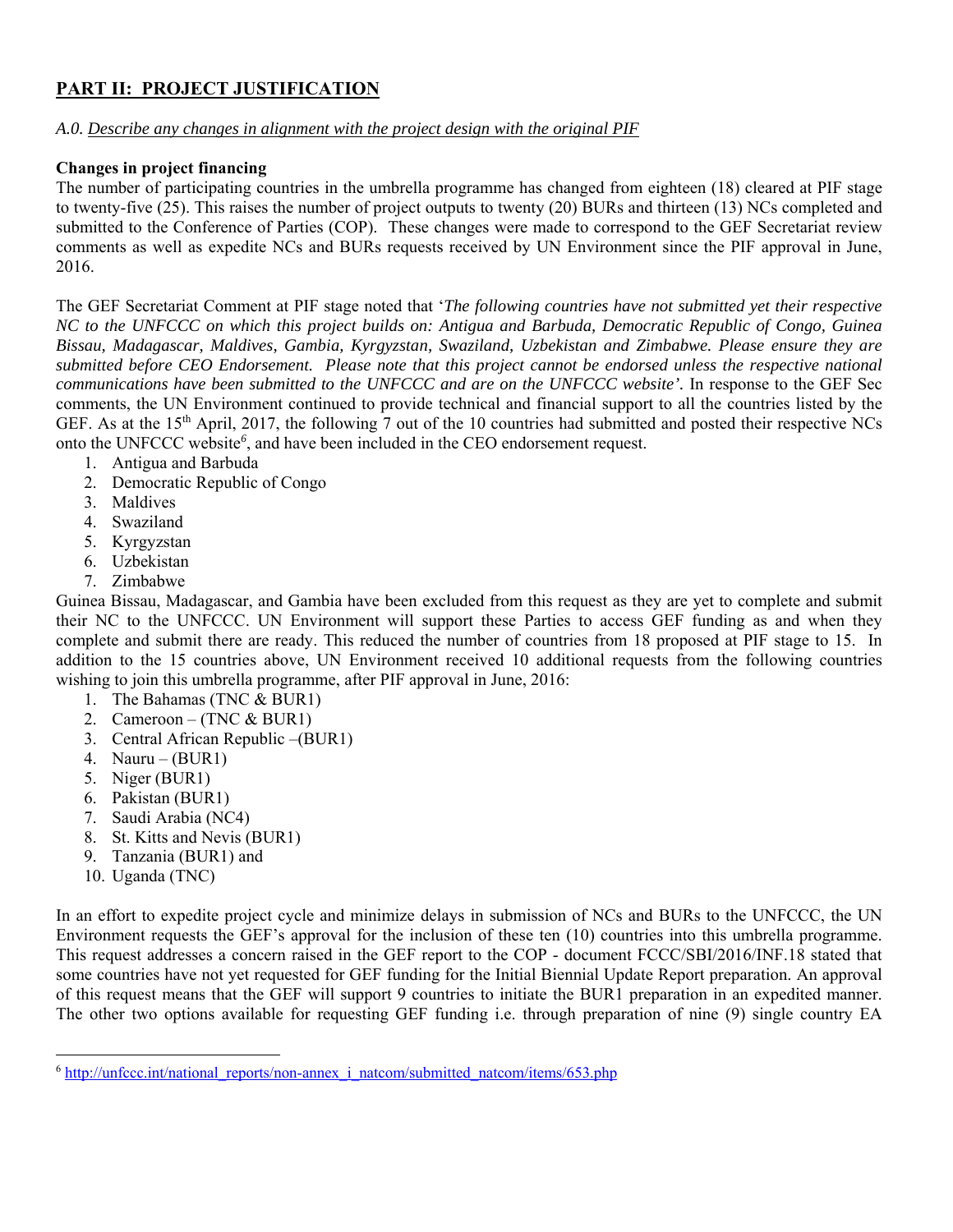## PART II: PROJECT JUSTIFICATION

*A.0. Describe any changes in alignment with the project design with the original PIF*

**Changes in project financing**

The number of participating countries in the umbrella programme has changed from eighteen (18) cleared at PIF stage to twenty-five (25). This raises the number of project outputs to twenty (20) BURs and thirteen (13) NCs completed and submitted to the Conference of Parties (COP). These changes were made to correspond to the GEF Secretariat review comments as well as expedite NCs and BURs requests received by UN Environment since the PIF approval in June, 2016.

The GEF Secretariat Comment at PIF stage noted that '*The following countries have not submitted yet their respective NC to the UNFCCC on which this project builds on: Antigua and Barbuda, Democratic Republic of Congo, Guinea Bissau, Madagascar, Maldives, Gambia, Kyrgyzstan, Swaziland, Uzbekistan and Zimbabwe. Please ensure they are submitted before CEO Endorsement. Please note that this project cannot be endorsed unless the respective national communications have been submitted to the UNFCCC and are on the UNFCCC website'.* In response to the GEF Sec comments, the UN Environment continued to provide technical and financial support to all the countries listed by the GEF. As at the 15th April, 2017, the following 7 out of the 10 countries had submitted and posted their respective NCs onto the UNFCCC website[6], and have been included in the CEO endorsement request.

1. Antigua and Barbuda
2. Democratic Republic of Congo
3. Maldives
4. Swaziland
5. Kyrgyzstan
6. Uzbekistan
7. Zimbabwe

Guinea Bissau, Madagascar, and Gambia have been excluded from this request as they are yet to complete and submit their NC to the UNFCCC. UN Environment will support these Parties to access GEF funding as and when they complete and submit there are ready. This reduced the number of countries from 18 proposed at PIF stage to 15. In addition to the 15 countries above, UN Environment received 10 additional requests from the following countries wishing to join this umbrella programme, after PIF approval in June, 2016:

1. The Bahamas (TNC & BUR1)
2. Cameroon – (TNC & BUR1)
3. Central African Republic –(BUR1)
4. Nauru – (BUR1)
5. Niger (BUR1)
6. Pakistan (BUR1)
7. Saudi Arabia (NC4)
8. St. Kitts and Nevis (BUR1)
9. Tanzania (BUR1) and
10. Uganda (TNC)

In an effort to expedite project cycle and minimize delays in submission of NCs and BURs to the UNFCCC, the UN Environment requests the GEF's approval for the inclusion of these ten (10) countries into this umbrella programme. This request addresses a concern raised in the GEF report to the COP - document FCCC/SBI/2016/INF.18 stated that some countries have not yet requested for GEF funding for the Initial Biennial Update Report preparation. An approval of this request means that the GEF will support 9 countries to initiate the BUR1 preparation in an expedited manner. The other two options available for requesting GEF funding i.e. through preparation of nine (9) single country EA

[6] http://unfccc.int/national_reports/non-annex_i_natcom/submitted_natcom/items/653.php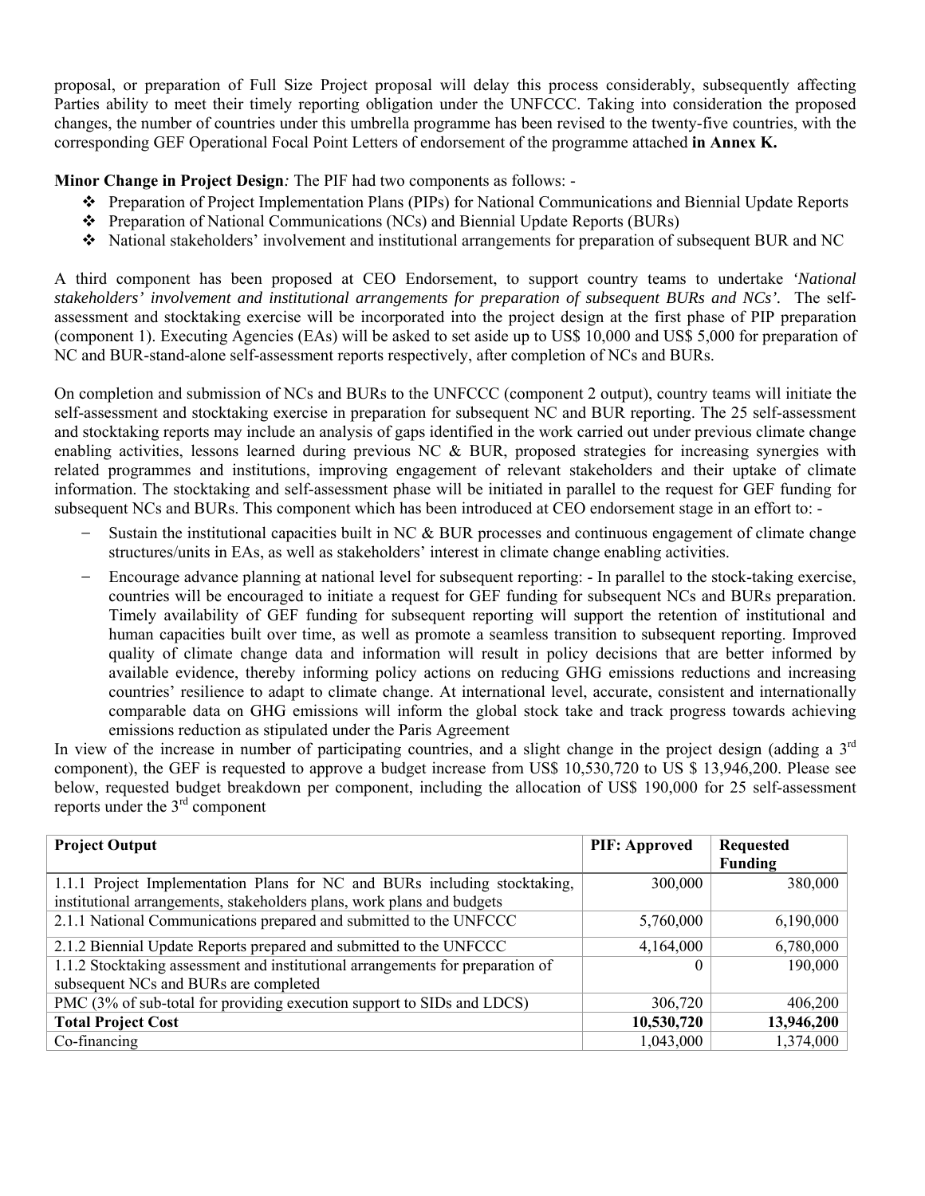proposal, or preparation of Full Size Project proposal will delay this process considerably, subsequently affecting Parties ability to meet their timely reporting obligation under the UNFCCC. Taking into consideration the proposed changes, the number of countries under this umbrella programme has been revised to the twenty-five countries, with the corresponding GEF Operational Focal Point Letters of endorsement of the programme attached **in Annex K.**

**Minor Change in Project Design***:* The PIF had two components as follows: -

- Preparation of Project Implementation Plans (PIPs) for National Communications and Biennial Update Reports
- Preparation of National Communications (NCs) and Biennial Update Reports (BURs)
- National stakeholders' involvement and institutional arrangements for preparation of subsequent BUR and NC

A third component has been proposed at CEO Endorsement, to support country teams to undertake *'National stakeholders' involvement and institutional arrangements for preparation of subsequent BURs and NCs'.* The self-assessment and stocktaking exercise will be incorporated into the project design at the first phase of PIP preparation (component 1). Executing Agencies (EAs) will be asked to set aside up to US$ 10,000 and US$ 5,000 for preparation of NC and BUR-stand-alone self-assessment reports respectively, after completion of NCs and BURs.

On completion and submission of NCs and BURs to the UNFCCC (component 2 output), country teams will initiate the self-assessment and stocktaking exercise in preparation for subsequent NC and BUR reporting. The 25 self-assessment and stocktaking reports may include an analysis of gaps identified in the work carried out under previous climate change enabling activities, lessons learned during previous NC & BUR, proposed strategies for increasing synergies with related programmes and institutions, improving engagement of relevant stakeholders and their uptake of climate information. The stocktaking and self-assessment phase will be initiated in parallel to the request for GEF funding for subsequent NCs and BURs. This component which has been introduced at CEO endorsement stage in an effort to: -

- Sustain the institutional capacities built in NC & BUR processes and continuous engagement of climate change structures/units in EAs, as well as stakeholders' interest in climate change enabling activities.
- Encourage advance planning at national level for subsequent reporting: - In parallel to the stock-taking exercise, countries will be encouraged to initiate a request for GEF funding for subsequent NCs and BURs preparation. Timely availability of GEF funding for subsequent reporting will support the retention of institutional and human capacities built over time, as well as promote a seamless transition to subsequent reporting. Improved quality of climate change data and information will result in policy decisions that are better informed by available evidence, thereby informing policy actions on reducing GHG emissions reductions and increasing countries' resilience to adapt to climate change. At international level, accurate, consistent and internationally comparable data on GHG emissions will inform the global stock take and track progress towards achieving emissions reduction as stipulated under the Paris Agreement

In view of the increase in number of participating countries, and a slight change in the project design (adding a 3rd component), the GEF is requested to approve a budget increase from US$ 10,530,720 to US $ 13,946,200. Please see below, requested budget breakdown per component, including the allocation of US$ 190,000 for 25 self-assessment reports under the 3rd component

| Project Output | PIF: Approved | Requested Funding |
|---|---|---|
| 1.1.1 Project Implementation Plans for NC and BURs including stocktaking, institutional arrangements, stakeholders plans, work plans and budgets | 300,000 | 380,000 |
| 2.1.1 National Communications prepared and submitted to the UNFCCC | 5,760,000 | 6,190,000 |
| 2.1.2 Biennial Update Reports prepared and submitted to the UNFCCC | 4,164,000 | 6,780,000 |
| 1.1.2 Stocktaking assessment and institutional arrangements for preparation of subsequent NCs and BURs are completed | 0 | 190,000 |
| PMC (3% of sub-total for providing execution support to SIDs and LDCS) | 306,720 | 406,200 |
| **Total Project Cost** | **10,530,720** | **13,946,200** |
| Co-financing | 1,043,000 | 1,374,000 |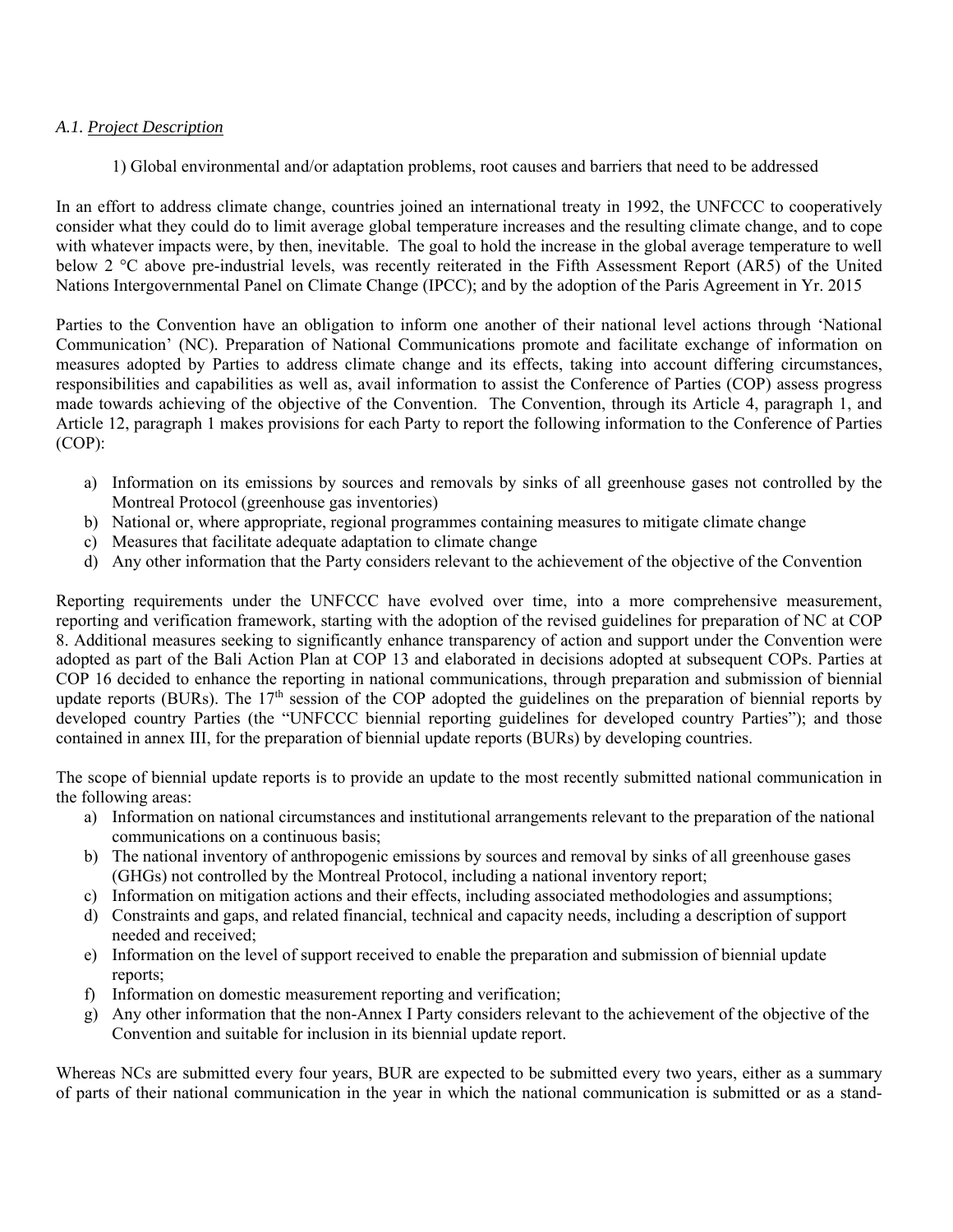*A.1. Project Description*

1) Global environmental and/or adaptation problems, root causes and barriers that need to be addressed

In an effort to address climate change, countries joined an international treaty in 1992, the UNFCCC to cooperatively consider what they could do to limit average global temperature increases and the resulting climate change, and to cope with whatever impacts were, by then, inevitable. The goal to hold the increase in the global average temperature to well below 2 °C above pre-industrial levels, was recently reiterated in the Fifth Assessment Report (AR5) of the United Nations Intergovernmental Panel on Climate Change (IPCC); and by the adoption of the Paris Agreement in Yr. 2015

Parties to the Convention have an obligation to inform one another of their national level actions through 'National Communication' (NC). Preparation of National Communications promote and facilitate exchange of information on measures adopted by Parties to address climate change and its effects, taking into account differing circumstances, responsibilities and capabilities as well as, avail information to assist the Conference of Parties (COP) assess progress made towards achieving of the objective of the Convention. The Convention, through its Article 4, paragraph 1, and Article 12, paragraph 1 makes provisions for each Party to report the following information to the Conference of Parties (COP):

a) Information on its emissions by sources and removals by sinks of all greenhouse gases not controlled by the Montreal Protocol (greenhouse gas inventories)
b) National or, where appropriate, regional programmes containing measures to mitigate climate change
c) Measures that facilitate adequate adaptation to climate change
d) Any other information that the Party considers relevant to the achievement of the objective of the Convention

Reporting requirements under the UNFCCC have evolved over time, into a more comprehensive measurement, reporting and verification framework, starting with the adoption of the revised guidelines for preparation of NC at COP 8. Additional measures seeking to significantly enhance transparency of action and support under the Convention were adopted as part of the Bali Action Plan at COP 13 and elaborated in decisions adopted at subsequent COPs. Parties at COP 16 decided to enhance the reporting in national communications, through preparation and submission of biennial update reports (BURs). The 17th session of the COP adopted the guidelines on the preparation of biennial reports by developed country Parties (the "UNFCCC biennial reporting guidelines for developed country Parties"); and those contained in annex III, for the preparation of biennial update reports (BURs) by developing countries.

The scope of biennial update reports is to provide an update to the most recently submitted national communication in the following areas:

a) Information on national circumstances and institutional arrangements relevant to the preparation of the national communications on a continuous basis;
b) The national inventory of anthropogenic emissions by sources and removal by sinks of all greenhouse gases (GHGs) not controlled by the Montreal Protocol, including a national inventory report;
c) Information on mitigation actions and their effects, including associated methodologies and assumptions;
d) Constraints and gaps, and related financial, technical and capacity needs, including a description of support needed and received;
e) Information on the level of support received to enable the preparation and submission of biennial update reports;
f) Information on domestic measurement reporting and verification;
g) Any other information that the non-Annex I Party considers relevant to the achievement of the objective of the Convention and suitable for inclusion in its biennial update report.

Whereas NCs are submitted every four years, BUR are expected to be submitted every two years, either as a summary of parts of their national communication in the year in which the national communication is submitted or as a stand-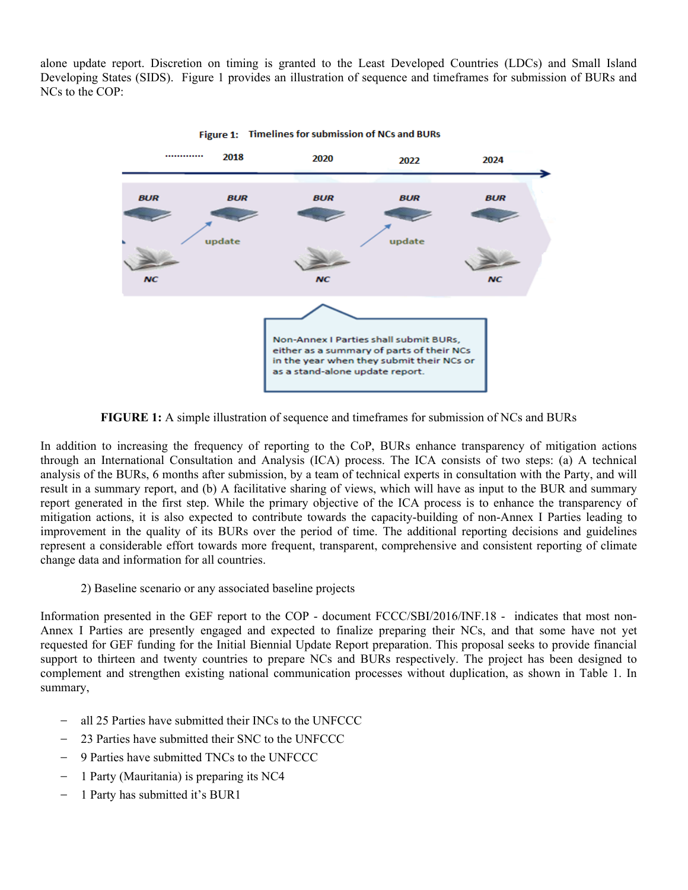alone update report. Discretion on timing is granted to the Least Developed Countries (LDCs) and Small Island Developing States (SIDS). Figure 1 provides an illustration of sequence and timeframes for submission of BURs and NCs to the COP:

**Figure 1: Timelines for submission of NCs and BURs**

............ 2018 2020 2022 2024

BUR BUR BUR BUR BUR

update update

NC NC NC

Non-Annex I Parties shall submit BURs, either as a summary of parts of their NCs in the year when they submit their NCs or as a stand-alone update report.

**FIGURE 1:** A simple illustration of sequence and timeframes for submission of NCs and BURs

In addition to increasing the frequency of reporting to the CoP, BURs enhance transparency of mitigation actions through an International Consultation and Analysis (ICA) process. The ICA consists of two steps: (a) A technical analysis of the BURs, 6 months after submission, by a team of technical experts in consultation with the Party, and will result in a summary report, and (b) A facilitative sharing of views, which will have as input to the BUR and summary report generated in the first step. While the primary objective of the ICA process is to enhance the transparency of mitigation actions, it is also expected to contribute towards the capacity-building of non-Annex I Parties leading to improvement in the quality of its BURs over the period of time. The additional reporting decisions and guidelines represent a considerable effort towards more frequent, transparent, comprehensive and consistent reporting of climate change data and information for all countries.

2) Baseline scenario or any associated baseline projects

Information presented in the GEF report to the COP - document FCCC/SBI/2016/INF.18 - indicates that most non-Annex I Parties are presently engaged and expected to finalize preparing their NCs, and that some have not yet requested for GEF funding for the Initial Biennial Update Report preparation. This proposal seeks to provide financial support to thirteen and twenty countries to prepare NCs and BURs respectively. The project has been designed to complement and strengthen existing national communication processes without duplication, as shown in Table 1. In summary,

- all 25 Parties have submitted their INCs to the UNFCCC
- 23 Parties have submitted their SNC to the UNFCCC
- 9 Parties have submitted TNCs to the UNFCCC
- 1 Party (Mauritania) is preparing its NC4
- 1 Party has submitted it's BUR1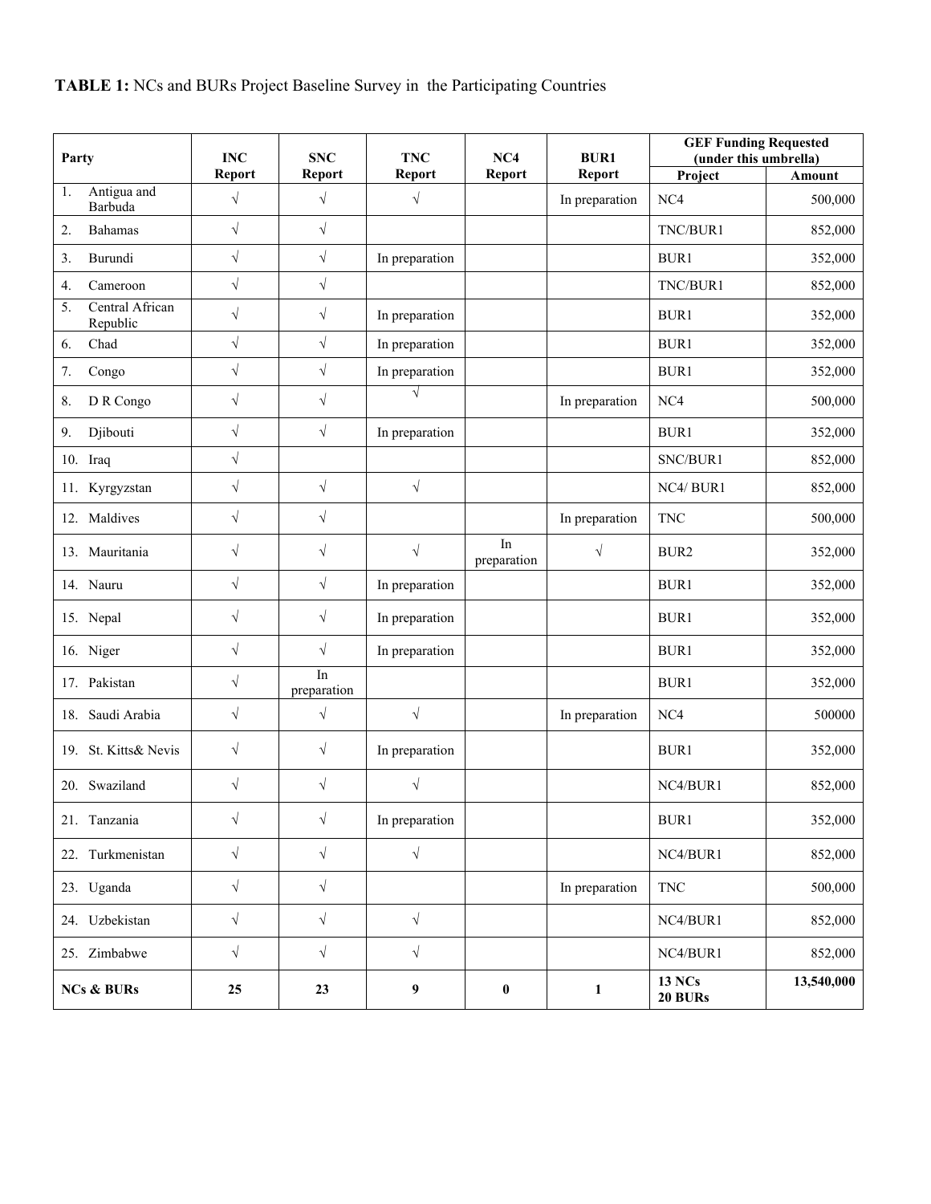**TABLE 1:** NCs and BURs Project Baseline Survey in the Participating Countries

| Party | INC Report | SNC Report | TNC Report | NC4 Report | BUR1 Report | GEF Funding Requested (under this umbrella) | |
|---|---|---|---|---|---|---|---|
| | | | | | | Project | Amount |
| 1. Antigua and Barbuda | √ | √ | √ | | In preparation | NC4 | 500,000 |
| 2. Bahamas | √ | √ | | | | TNC/BUR1 | 852,000 |
| 3. Burundi | √ | √ | In preparation | | | BUR1 | 352,000 |
| 4. Cameroon | √ | √ | | | | TNC/BUR1 | 852,000 |
| 5. Central African Republic | √ | √ | In preparation | | | BUR1 | 352,000 |
| 6. Chad | √ | √ | In preparation | | | BUR1 | 352,000 |
| 7. Congo | √ | √ | In preparation | | | BUR1 | 352,000 |
| 8. D R Congo | √ | √ | √ | | In preparation | NC4 | 500,000 |
| 9. Djibouti | √ | √ | In preparation | | | BUR1 | 352,000 |
| 10. Iraq | √ | | | | | SNC/BUR1 | 852,000 |
| 11. Kyrgyzstan | √ | √ | √ | | | NC4/ BUR1 | 852,000 |
| 12. Maldives | √ | √ | | | In preparation | TNC | 500,000 |
| 13. Mauritania | √ | √ | √ | In preparation | √ | BUR2 | 352,000 |
| 14. Nauru | √ | √ | In preparation | | | BUR1 | 352,000 |
| 15. Nepal | √ | √ | In preparation | | | BUR1 | 352,000 |
| 16. Niger | √ | √ | In preparation | | | BUR1 | 352,000 |
| 17. Pakistan | √ | In preparation | | | | BUR1 | 352,000 |
| 18. Saudi Arabia | √ | √ | √ | | In preparation | NC4 | 500000 |
| 19. St. Kitts& Nevis | √ | √ | In preparation | | | BUR1 | 352,000 |
| 20. Swaziland | √ | √ | √ | | | NC4/BUR1 | 852,000 |
| 21. Tanzania | √ | √ | In preparation | | | BUR1 | 352,000 |
| 22. Turkmenistan | √ | √ | √ | | | NC4/BUR1 | 852,000 |
| 23. Uganda | √ | √ | | | In preparation | TNC | 500,000 |
| 24. Uzbekistan | √ | √ | √ | | | NC4/BUR1 | 852,000 |
| 25. Zimbabwe | √ | √ | √ | | | NC4/BUR1 | 852,000 |
| **NCs & BURs** | **25** | **23** | **9** | **0** | **1** | **13 NCs 20 BURs** | **13,540,000** |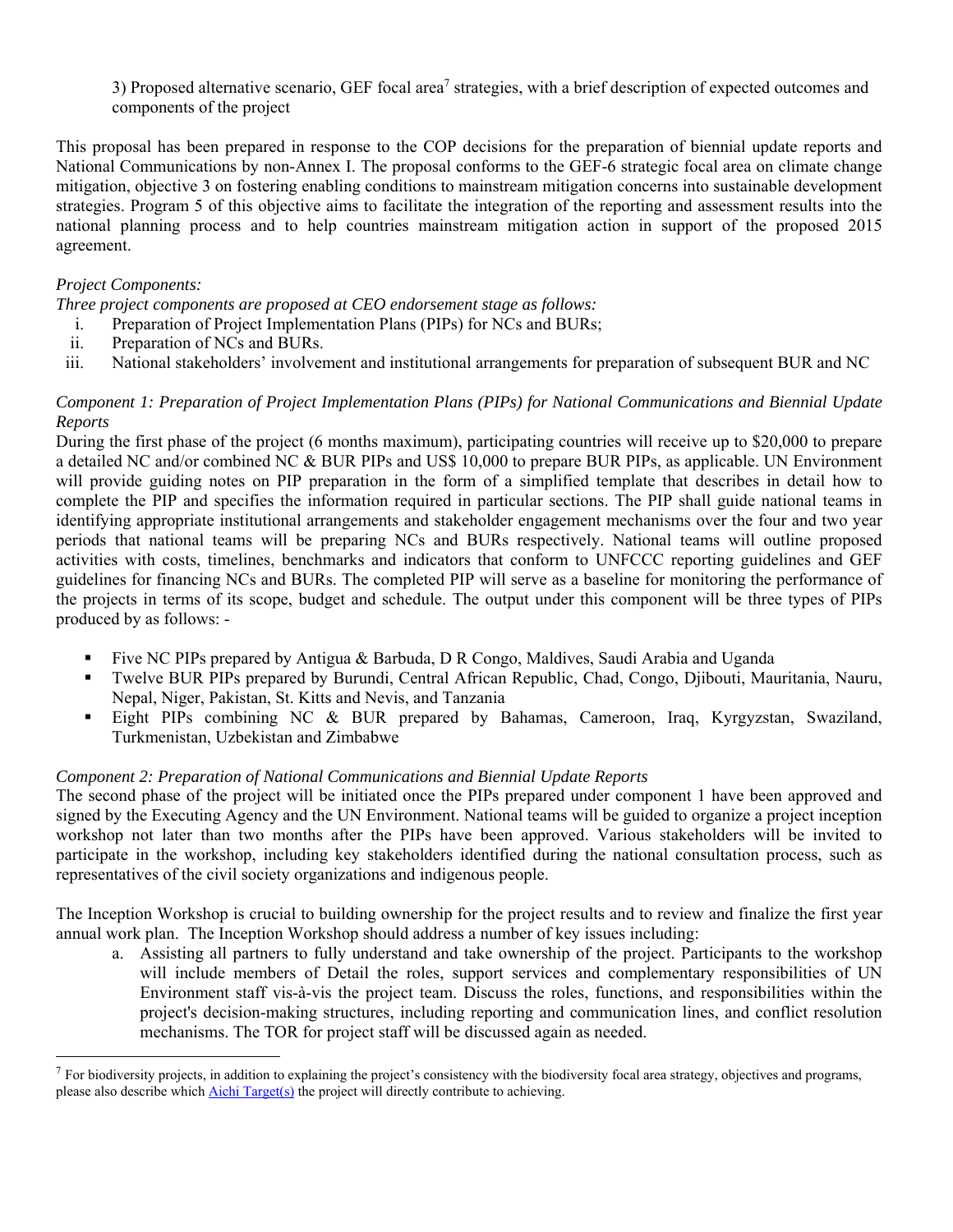3) Proposed alternative scenario, GEF focal area[7] strategies, with a brief description of expected outcomes and components of the project

This proposal has been prepared in response to the COP decisions for the preparation of biennial update reports and National Communications by non-Annex I. The proposal conforms to the GEF-6 strategic focal area on climate change mitigation, objective 3 on fostering enabling conditions to mainstream mitigation concerns into sustainable development strategies. Program 5 of this objective aims to facilitate the integration of the reporting and assessment results into the national planning process and to help countries mainstream mitigation action in support of the proposed 2015 agreement.

*Project Components:*

*Three project components are proposed at CEO endorsement stage as follows:*

i. Preparation of Project Implementation Plans (PIPs) for NCs and BURs;
ii. Preparation of NCs and BURs.
iii. National stakeholders' involvement and institutional arrangements for preparation of subsequent BUR and NC

*Component 1: Preparation of Project Implementation Plans (PIPs) for National Communications and Biennial Update Reports*

During the first phase of the project (6 months maximum), participating countries will receive up to $20,000 to prepare a detailed NC and/or combined NC & BUR PIPs and US$ 10,000 to prepare BUR PIPs, as applicable. UN Environment will provide guiding notes on PIP preparation in the form of a simplified template that describes in detail how to complete the PIP and specifies the information required in particular sections. The PIP shall guide national teams in identifying appropriate institutional arrangements and stakeholder engagement mechanisms over the four and two year periods that national teams will be preparing NCs and BURs respectively. National teams will outline proposed activities with costs, timelines, benchmarks and indicators that conform to UNFCCC reporting guidelines and GEF guidelines for financing NCs and BURs. The completed PIP will serve as a baseline for monitoring the performance of the projects in terms of its scope, budget and schedule. The output under this component will be three types of PIPs produced by as follows: -

- Five NC PIPs prepared by Antigua & Barbuda, D R Congo, Maldives, Saudi Arabia and Uganda
- Twelve BUR PIPs prepared by Burundi, Central African Republic, Chad, Congo, Djibouti, Mauritania, Nauru, Nepal, Niger, Pakistan, St. Kitts and Nevis, and Tanzania
- Eight PIPs combining NC & BUR prepared by Bahamas, Cameroon, Iraq, Kyrgyzstan, Swaziland, Turkmenistan, Uzbekistan and Zimbabwe

*Component 2: Preparation of National Communications and Biennial Update Reports*

The second phase of the project will be initiated once the PIPs prepared under component 1 have been approved and signed by the Executing Agency and the UN Environment. National teams will be guided to organize a project inception workshop not later than two months after the PIPs have been approved. Various stakeholders will be invited to participate in the workshop, including key stakeholders identified during the national consultation process, such as representatives of the civil society organizations and indigenous people.

The Inception Workshop is crucial to building ownership for the project results and to review and finalize the first year annual work plan. The Inception Workshop should address a number of key issues including:

a. Assisting all partners to fully understand and take ownership of the project. Participants to the workshop will include members of Detail the roles, support services and complementary responsibilities of UN Environment staff vis-à-vis the project team. Discuss the roles, functions, and responsibilities within the project's decision-making structures, including reporting and communication lines, and conflict resolution mechanisms. The TOR for project staff will be discussed again as needed.

[7] For biodiversity projects, in addition to explaining the project's consistency with the biodiversity focal area strategy, objectives and programs, please also describe which Aichi Target(s) the project will directly contribute to achieving.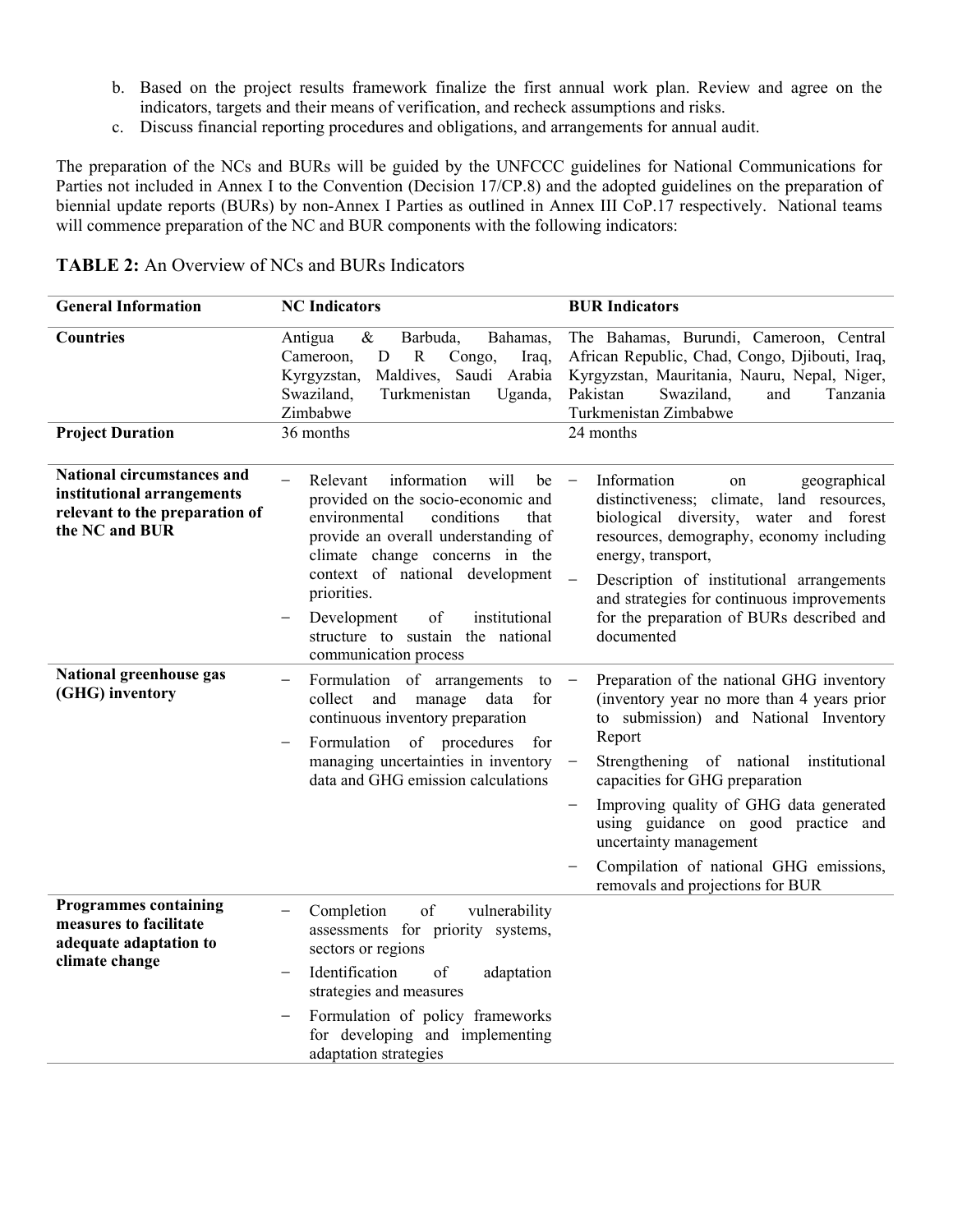b. Based on the project results framework finalize the first annual work plan. Review and agree on the indicators, targets and their means of verification, and recheck assumptions and risks.
c. Discuss financial reporting procedures and obligations, and arrangements for annual audit.

The preparation of the NCs and BURs will be guided by the UNFCCC guidelines for National Communications for Parties not included in Annex I to the Convention (Decision 17/CP.8) and the adopted guidelines on the preparation of biennial update reports (BURs) by non-Annex I Parties as outlined in Annex III CoP.17 respectively. National teams will commence preparation of the NC and BUR components with the following indicators:

**TABLE 2:** An Overview of NCs and BURs Indicators

| General Information | NC Indicators | BUR Indicators |
|---|---|---|
| **Countries** | Antigua & Barbuda, Bahamas, Cameroon, D R Congo, Iraq, Kyrgyzstan, Maldives, Saudi Arabia Swaziland, Turkmenistan Uganda, Zimbabwe | The Bahamas, Burundi, Cameroon, Central African Republic, Chad, Congo, Djibouti, Iraq, Kyrgyzstan, Mauritania, Nauru, Nepal, Niger, Pakistan Swaziland, and Tanzania Turkmenistan Zimbabwe |
| **Project Duration** | 36 months | 24 months |
| **National circumstances and institutional arrangements relevant to the preparation of the NC and BUR** | – Relevant information will be provided on the socio-economic and environmental conditions that provide an overall understanding of climate change concerns in the context of national development priorities.<br>– Development of institutional structure to sustain the national communication process | – Information on geographical distinctiveness; climate, land resources, biological diversity, water and forest resources, demography, economy including energy, transport,<br>– Description of institutional arrangements and strategies for continuous improvements for the preparation of BURs described and documented |
| **National greenhouse gas (GHG) inventory** | – Formulation of arrangements to collect and manage data for continuous inventory preparation<br>– Formulation of procedures for managing uncertainties in inventory data and GHG emission calculations | – Preparation of the national GHG inventory (inventory year no more than 4 years prior to submission) and National Inventory Report<br>– Strengthening of national institutional capacities for GHG preparation<br>– Improving quality of GHG data generated using guidance on good practice and uncertainty management<br>– Compilation of national GHG emissions, removals and projections for BUR |
| **Programmes containing measures to facilitate adequate adaptation to climate change** | – Completion of vulnerability assessments for priority systems, sectors or regions<br>– Identification of adaptation strategies and measures<br>– Formulation of policy frameworks for developing and implementing adaptation strategies | |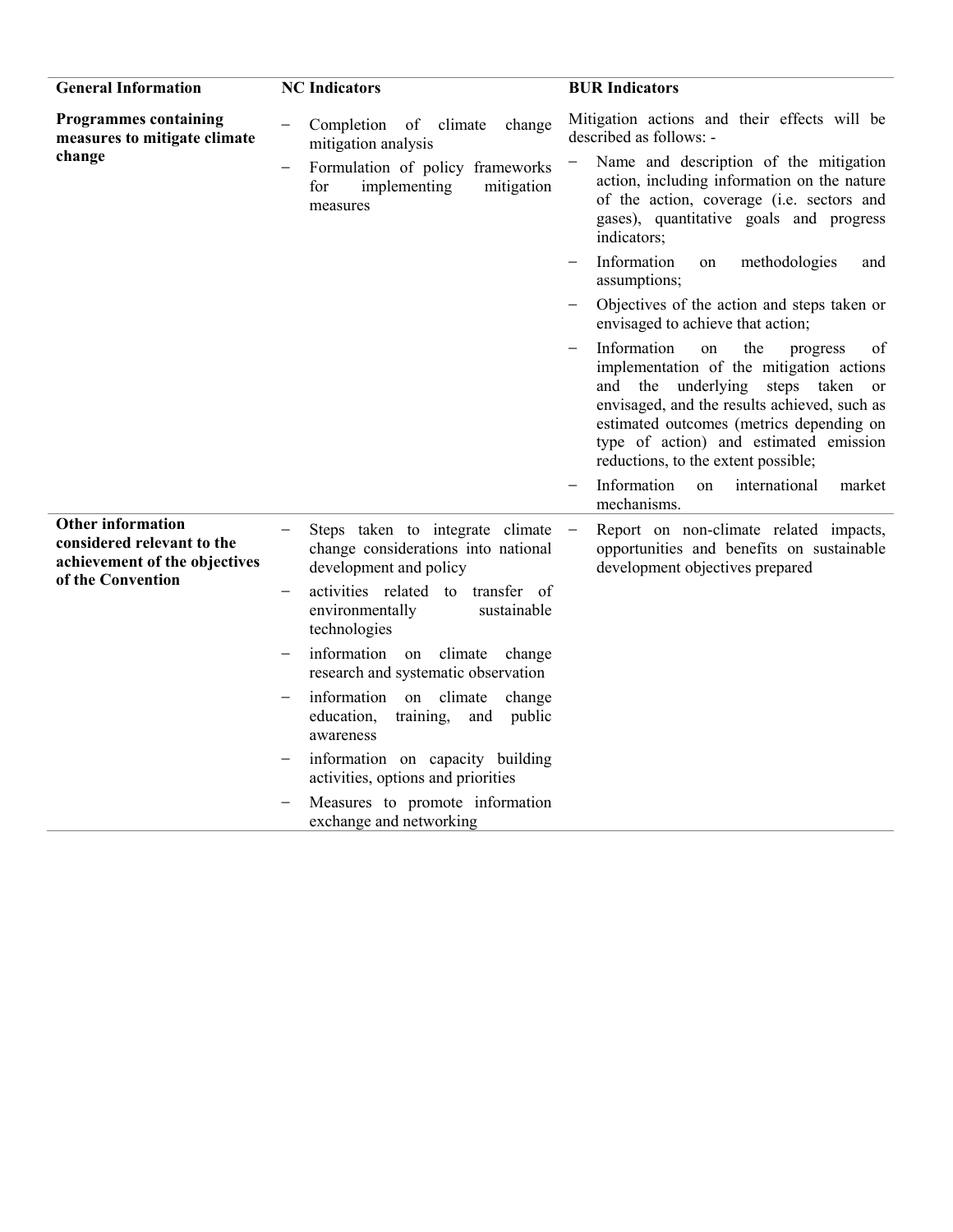| General Information | NC Indicators | BUR Indicators |
| --- | --- | --- |
| **Programmes containing measures to mitigate climate change** | − Completion of climate change mitigation analysis<br>− Formulation of policy frameworks for implementing mitigation measures | Mitigation actions and their effects will be described as follows: -<br>− Name and description of the mitigation action, including information on the nature of the action, coverage (i.e. sectors and gases), quantitative goals and progress indicators;<br>− Information on methodologies and assumptions;<br>− Objectives of the action and steps taken or envisaged to achieve that action;<br>− Information on the progress of implementation of the mitigation actions and the underlying steps taken or envisaged, and the results achieved, such as estimated outcomes (metrics depending on type of action) and estimated emission reductions, to the extent possible;<br>− Information on international market mechanisms. |
| **Other information considered relevant to the achievement of the objectives of the Convention** | − Steps taken to integrate climate change considerations into national development and policy<br>− activities related to transfer of environmentally sustainable technologies<br>− information on climate change research and systematic observation<br>− information on climate change education, training, and public awareness<br>− information on capacity building activities, options and priorities<br>− Measures to promote information exchange and networking | − Report on non-climate related impacts, opportunities and benefits on sustainable development objectives prepared |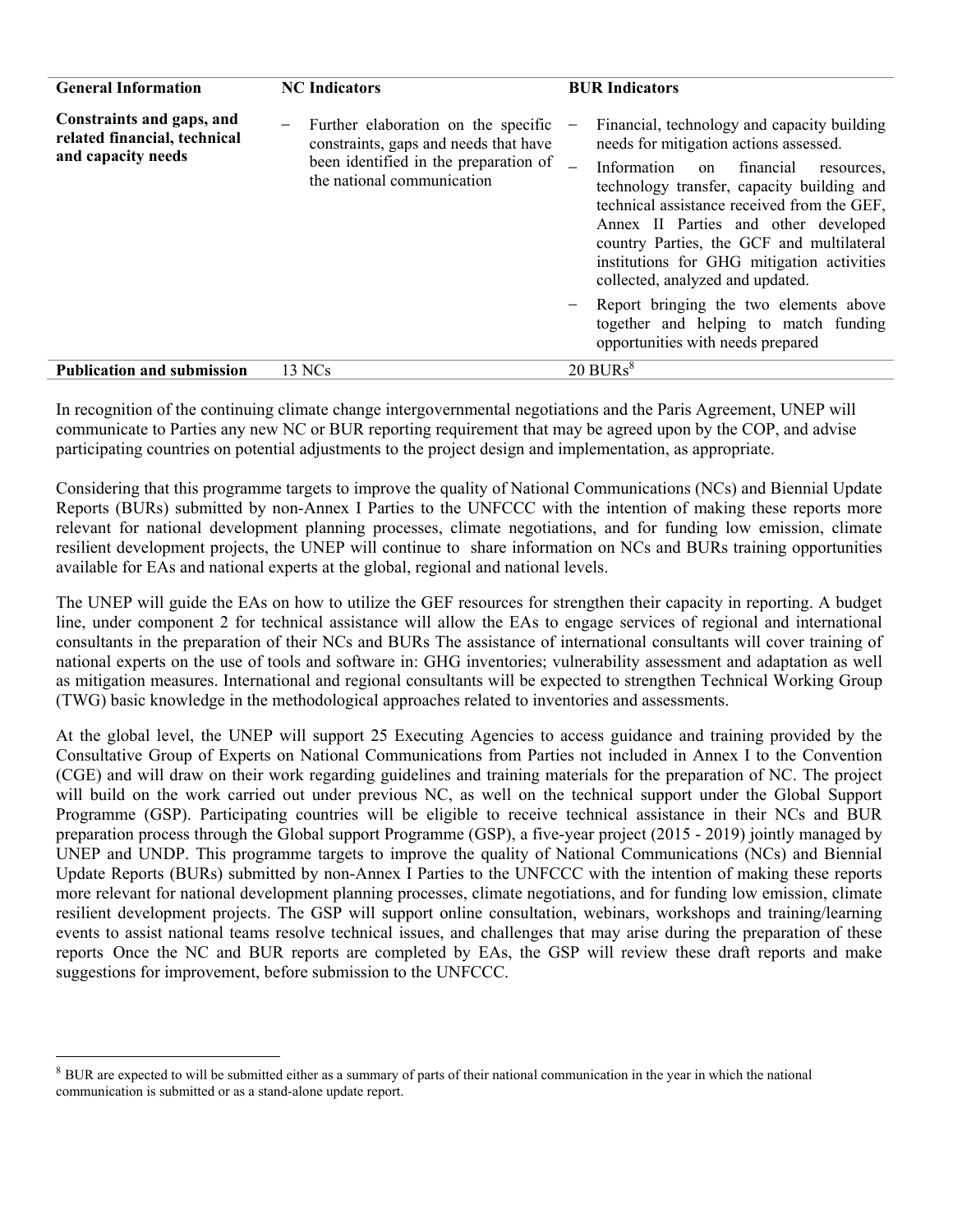| General Information | NC Indicators | BUR Indicators |
|---|---|---|
| **Constraints and gaps, and related financial, technical and capacity needs** | – Further elaboration on the specific constraints, gaps and needs that have been identified in the preparation of the national communication | – Financial, technology and capacity building needs for mitigation actions assessed.<br>– Information on financial resources, technology transfer, capacity building and technical assistance received from the GEF, Annex II Parties and other developed country Parties, the GCF and multilateral institutions for GHG mitigation activities collected, analyzed and updated.<br>– Report bringing the two elements above together and helping to match funding opportunities with needs prepared |
| **Publication and submission** | 13 NCs | 20 BURs[8] |

In recognition of the continuing climate change intergovernmental negotiations and the Paris Agreement, UNEP will communicate to Parties any new NC or BUR reporting requirement that may be agreed upon by the COP, and advise participating countries on potential adjustments to the project design and implementation, as appropriate.

Considering that this programme targets to improve the quality of National Communications (NCs) and Biennial Update Reports (BURs) submitted by non-Annex I Parties to the UNFCCC with the intention of making these reports more relevant for national development planning processes, climate negotiations, and for funding low emission, climate resilient development projects, the UNEP will continue to share information on NCs and BURs training opportunities available for EAs and national experts at the global, regional and national levels.

The UNEP will guide the EAs on how to utilize the GEF resources for strengthen their capacity in reporting. A budget line, under component 2 for technical assistance will allow the EAs to engage services of regional and international consultants in the preparation of their NCs and BURs The assistance of international consultants will cover training of national experts on the use of tools and software in: GHG inventories; vulnerability assessment and adaptation as well as mitigation measures. International and regional consultants will be expected to strengthen Technical Working Group (TWG) basic knowledge in the methodological approaches related to inventories and assessments.

At the global level, the UNEP will support 25 Executing Agencies to access guidance and training provided by the Consultative Group of Experts on National Communications from Parties not included in Annex I to the Convention (CGE) and will draw on their work regarding guidelines and training materials for the preparation of NC. The project will build on the work carried out under previous NC, as well on the technical support under the Global Support Programme (GSP). Participating countries will be eligible to receive technical assistance in their NCs and BUR preparation process through the Global support Programme (GSP), a five-year project (2015 - 2019) jointly managed by UNEP and UNDP. This programme targets to improve the quality of National Communications (NCs) and Biennial Update Reports (BURs) submitted by non-Annex I Parties to the UNFCCC with the intention of making these reports more relevant for national development planning processes, climate negotiations, and for funding low emission, climate resilient development projects. The GSP will support online consultation, webinars, workshops and training/learning events to assist national teams resolve technical issues, and challenges that may arise during the preparation of these reports Once the NC and BUR reports are completed by EAs, the GSP will review these draft reports and make suggestions for improvement, before submission to the UNFCCC.

---

[8] BUR are expected to will be submitted either as a summary of parts of their national communication in the year in which the national communication is submitted or as a stand-alone update report.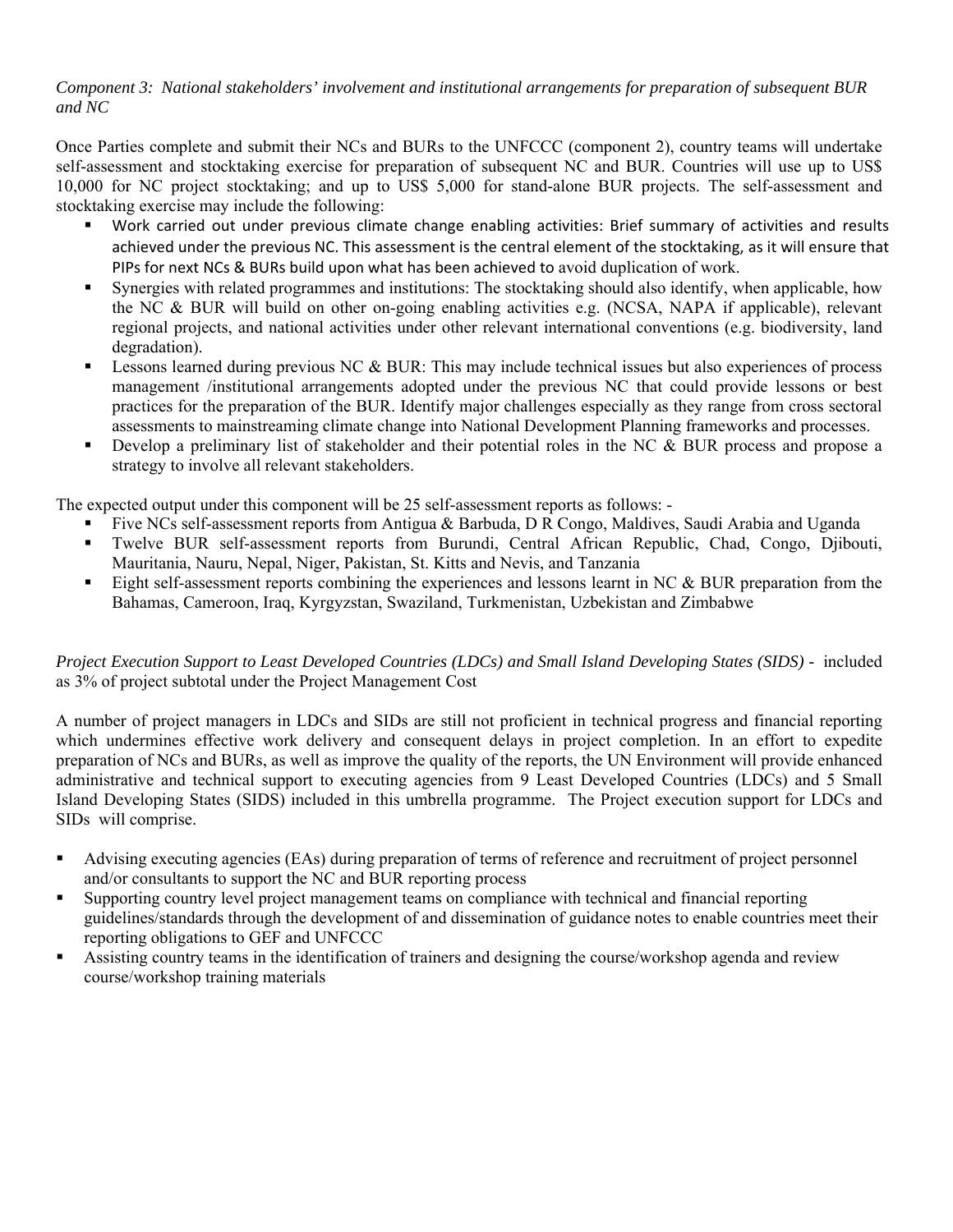*Component 3: National stakeholders' involvement and institutional arrangements for preparation of subsequent BUR and NC*

Once Parties complete and submit their NCs and BURs to the UNFCCC (component 2), country teams will undertake self-assessment and stocktaking exercise for preparation of subsequent NC and BUR. Countries will use up to US$ 10,000 for NC project stocktaking; and up to US$ 5,000 for stand-alone BUR projects. The self-assessment and stocktaking exercise may include the following:

- Work carried out under previous climate change enabling activities: Brief summary of activities and results achieved under the previous NC. This assessment is the central element of the stocktaking, as it will ensure that PIPs for next NCs & BURs build upon what has been achieved to avoid duplication of work.
- Synergies with related programmes and institutions: The stocktaking should also identify, when applicable, how the NC & BUR will build on other on-going enabling activities e.g. (NCSA, NAPA if applicable), relevant regional projects, and national activities under other relevant international conventions (e.g. biodiversity, land degradation).
- Lessons learned during previous NC & BUR: This may include technical issues but also experiences of process management /institutional arrangements adopted under the previous NC that could provide lessons or best practices for the preparation of the BUR. Identify major challenges especially as they range from cross sectoral assessments to mainstreaming climate change into National Development Planning frameworks and processes.
- Develop a preliminary list of stakeholder and their potential roles in the NC & BUR process and propose a strategy to involve all relevant stakeholders.

The expected output under this component will be 25 self-assessment reports as follows: -

- Five NCs self-assessment reports from Antigua & Barbuda, D R Congo, Maldives, Saudi Arabia and Uganda
- Twelve BUR self-assessment reports from Burundi, Central African Republic, Chad, Congo, Djibouti, Mauritania, Nauru, Nepal, Niger, Pakistan, St. Kitts and Nevis, and Tanzania
- Eight self-assessment reports combining the experiences and lessons learnt in NC & BUR preparation from the Bahamas, Cameroon, Iraq, Kyrgyzstan, Swaziland, Turkmenistan, Uzbekistan and Zimbabwe

*Project Execution Support to Least Developed Countries (LDCs) and Small Island Developing States (SIDS)* - included as 3% of project subtotal under the Project Management Cost

A number of project managers in LDCs and SIDs are still not proficient in technical progress and financial reporting which undermines effective work delivery and consequent delays in project completion. In an effort to expedite preparation of NCs and BURs, as well as improve the quality of the reports, the UN Environment will provide enhanced administrative and technical support to executing agencies from 9 Least Developed Countries (LDCs) and 5 Small Island Developing States (SIDS) included in this umbrella programme. The Project execution support for LDCs and SIDs will comprise.

- Advising executing agencies (EAs) during preparation of terms of reference and recruitment of project personnel and/or consultants to support the NC and BUR reporting process
- Supporting country level project management teams on compliance with technical and financial reporting guidelines/standards through the development of and dissemination of guidance notes to enable countries meet their reporting obligations to GEF and UNFCCC
- Assisting country teams in the identification of trainers and designing the course/workshop agenda and review course/workshop training materials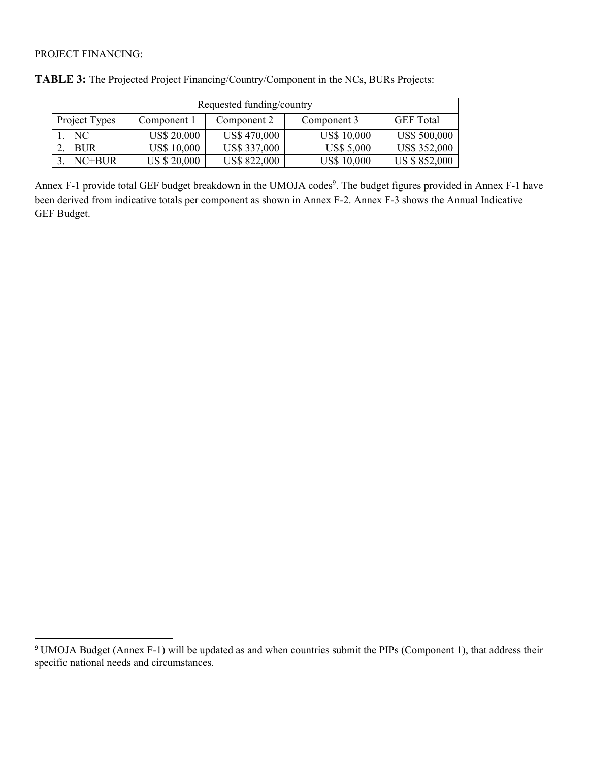PROJECT FINANCING:

**TABLE 3:** The Projected Project Financing/Country/Component in the NCs, BURs Projects:

| Requested funding/country | | | | |
|---|---|---|---|---|
| Project Types | Component 1 | Component 2 | Component 3 | GEF Total |
| 1. NC | US$ 20,000 | US$ 470,000 | US$ 10,000 | US$ 500,000 |
| 2. BUR | US$ 10,000 | US$ 337,000 | US$ 5,000 | US$ 352,000 |
| 3. NC+BUR | US $ 20,000 | US$ 822,000 | US$ 10,000 | US $ 852,000 |

Annex F-1 provide total GEF budget breakdown in the UMOJA codes[9]. The budget figures provided in Annex F-1 have been derived from indicative totals per component as shown in Annex F-2. Annex F-3 shows the Annual Indicative GEF Budget.

[9] UMOJA Budget (Annex F-1) will be updated as and when countries submit the PIPs (Component 1), that address their specific national needs and circumstances.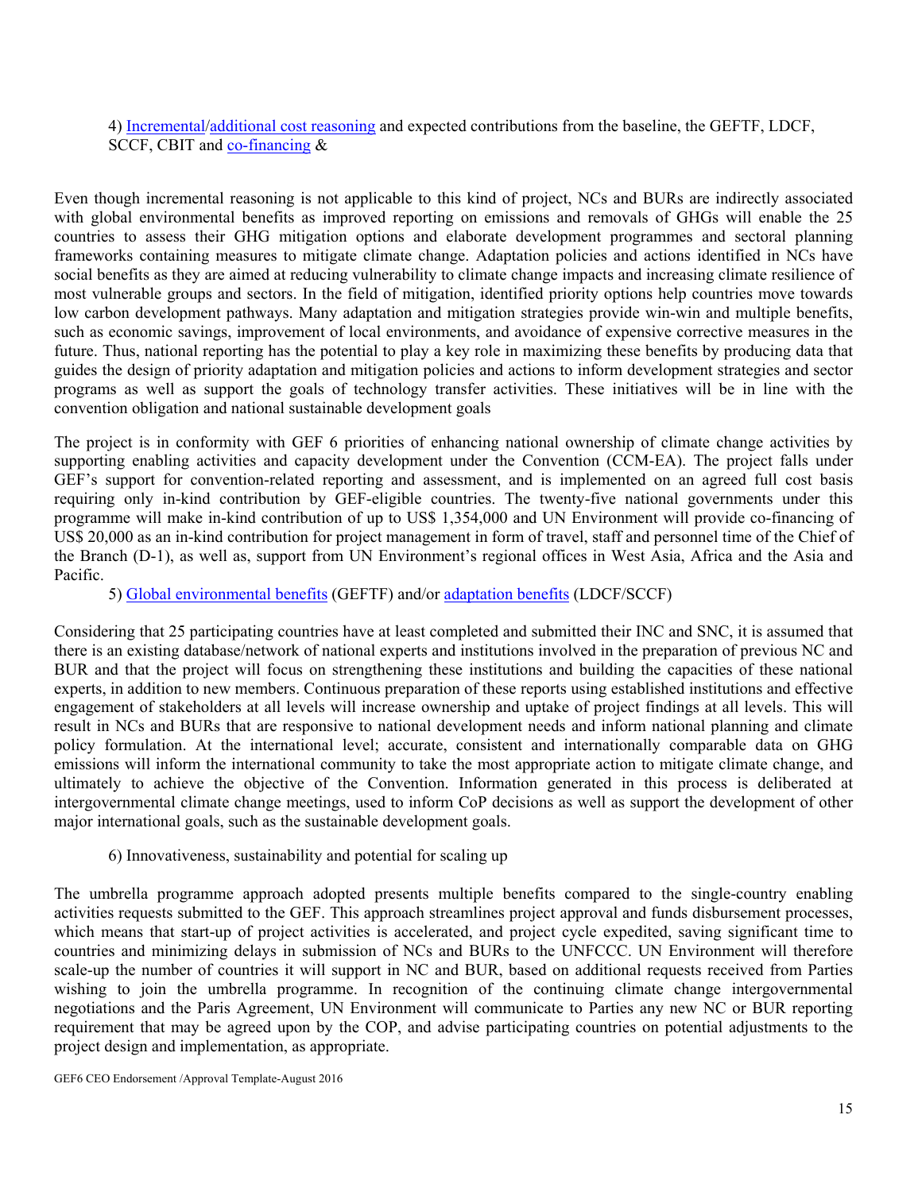4) Incremental/additional cost reasoning and expected contributions from the baseline, the GEFTF, LDCF, SCCF, CBIT and co-financing &

Even though incremental reasoning is not applicable to this kind of project, NCs and BURs are indirectly associated with global environmental benefits as improved reporting on emissions and removals of GHGs will enable the 25 countries to assess their GHG mitigation options and elaborate development programmes and sectoral planning frameworks containing measures to mitigate climate change. Adaptation policies and actions identified in NCs have social benefits as they are aimed at reducing vulnerability to climate change impacts and increasing climate resilience of most vulnerable groups and sectors. In the field of mitigation, identified priority options help countries move towards low carbon development pathways. Many adaptation and mitigation strategies provide win-win and multiple benefits, such as economic savings, improvement of local environments, and avoidance of expensive corrective measures in the future. Thus, national reporting has the potential to play a key role in maximizing these benefits by producing data that guides the design of priority adaptation and mitigation policies and actions to inform development strategies and sector programs as well as support the goals of technology transfer activities. These initiatives will be in line with the convention obligation and national sustainable development goals

The project is in conformity with GEF 6 priorities of enhancing national ownership of climate change activities by supporting enabling activities and capacity development under the Convention (CCM-EA). The project falls under GEF's support for convention-related reporting and assessment, and is implemented on an agreed full cost basis requiring only in-kind contribution by GEF-eligible countries. The twenty-five national governments under this programme will make in-kind contribution of up to US$ 1,354,000 and UN Environment will provide co-financing of US$ 20,000 as an in-kind contribution for project management in form of travel, staff and personnel time of the Chief of the Branch (D-1), as well as, support from UN Environment's regional offices in West Asia, Africa and the Asia and Pacific.

5) Global environmental benefits (GEFTF) and/or adaptation benefits (LDCF/SCCF)

Considering that 25 participating countries have at least completed and submitted their INC and SNC, it is assumed that there is an existing database/network of national experts and institutions involved in the preparation of previous NC and BUR and that the project will focus on strengthening these institutions and building the capacities of these national experts, in addition to new members. Continuous preparation of these reports using established institutions and effective engagement of stakeholders at all levels will increase ownership and uptake of project findings at all levels. This will result in NCs and BURs that are responsive to national development needs and inform national planning and climate policy formulation. At the international level; accurate, consistent and internationally comparable data on GHG emissions will inform the international community to take the most appropriate action to mitigate climate change, and ultimately to achieve the objective of the Convention. Information generated in this process is deliberated at intergovernmental climate change meetings, used to inform CoP decisions as well as support the development of other major international goals, such as the sustainable development goals.

6) Innovativeness, sustainability and potential for scaling up

The umbrella programme approach adopted presents multiple benefits compared to the single-country enabling activities requests submitted to the GEF. This approach streamlines project approval and funds disbursement processes, which means that start-up of project activities is accelerated, and project cycle expedited, saving significant time to countries and minimizing delays in submission of NCs and BURs to the UNFCCC. UN Environment will therefore scale-up the number of countries it will support in NC and BUR, based on additional requests received from Parties wishing to join the umbrella programme. In recognition of the continuing climate change intergovernmental negotiations and the Paris Agreement, UN Environment will communicate to Parties any new NC or BUR reporting requirement that may be agreed upon by the COP, and advise participating countries on potential adjustments to the project design and implementation, as appropriate.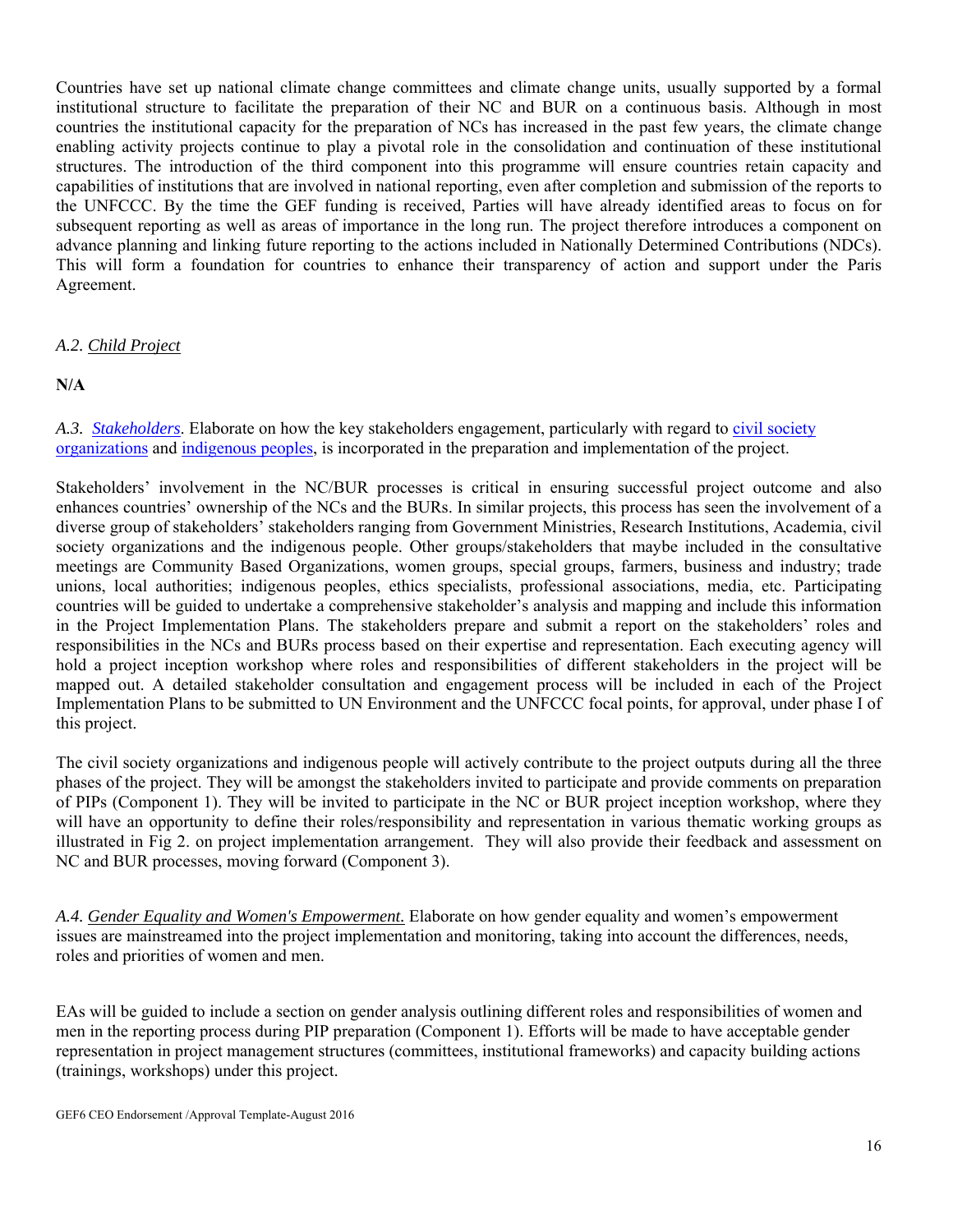Countries have set up national climate change committees and climate change units, usually supported by a formal institutional structure to facilitate the preparation of their NC and BUR on a continuous basis. Although in most countries the institutional capacity for the preparation of NCs has increased in the past few years, the climate change enabling activity projects continue to play a pivotal role in the consolidation and continuation of these institutional structures. The introduction of the third component into this programme will ensure countries retain capacity and capabilities of institutions that are involved in national reporting, even after completion and submission of the reports to the UNFCCC. By the time the GEF funding is received, Parties will have already identified areas to focus on for subsequent reporting as well as areas of importance in the long run. The project therefore introduces a component on advance planning and linking future reporting to the actions included in Nationally Determined Contributions (NDCs). This will form a foundation for countries to enhance their transparency of action and support under the Paris Agreement.

*A.2. Child Project*

**N/A**

*A.3. Stakeholders*. Elaborate on how the key stakeholders engagement, particularly with regard to civil society organizations and indigenous peoples, is incorporated in the preparation and implementation of the project.

Stakeholders' involvement in the NC/BUR processes is critical in ensuring successful project outcome and also enhances countries' ownership of the NCs and the BURs. In similar projects, this process has seen the involvement of a diverse group of stakeholders' stakeholders ranging from Government Ministries, Research Institutions, Academia, civil society organizations and the indigenous people. Other groups/stakeholders that maybe included in the consultative meetings are Community Based Organizations, women groups, special groups, farmers, business and industry; trade unions, local authorities; indigenous peoples, ethics specialists, professional associations, media, etc. Participating countries will be guided to undertake a comprehensive stakeholder's analysis and mapping and include this information in the Project Implementation Plans. The stakeholders prepare and submit a report on the stakeholders' roles and responsibilities in the NCs and BURs process based on their expertise and representation. Each executing agency will hold a project inception workshop where roles and responsibilities of different stakeholders in the project will be mapped out. A detailed stakeholder consultation and engagement process will be included in each of the Project Implementation Plans to be submitted to UN Environment and the UNFCCC focal points, for approval, under phase I of this project.

The civil society organizations and indigenous people will actively contribute to the project outputs during all the three phases of the project. They will be amongst the stakeholders invited to participate and provide comments on preparation of PIPs (Component 1). They will be invited to participate in the NC or BUR project inception workshop, where they will have an opportunity to define their roles/responsibility and representation in various thematic working groups as illustrated in Fig 2. on project implementation arrangement. They will also provide their feedback and assessment on NC and BUR processes, moving forward (Component 3).

*A.4. Gender Equality and Women's Empowerment.* Elaborate on how gender equality and women's empowerment issues are mainstreamed into the project implementation and monitoring, taking into account the differences, needs, roles and priorities of women and men.

EAs will be guided to include a section on gender analysis outlining different roles and responsibilities of women and men in the reporting process during PIP preparation (Component 1). Efforts will be made to have acceptable gender representation in project management structures (committees, institutional frameworks) and capacity building actions (trainings, workshops) under this project.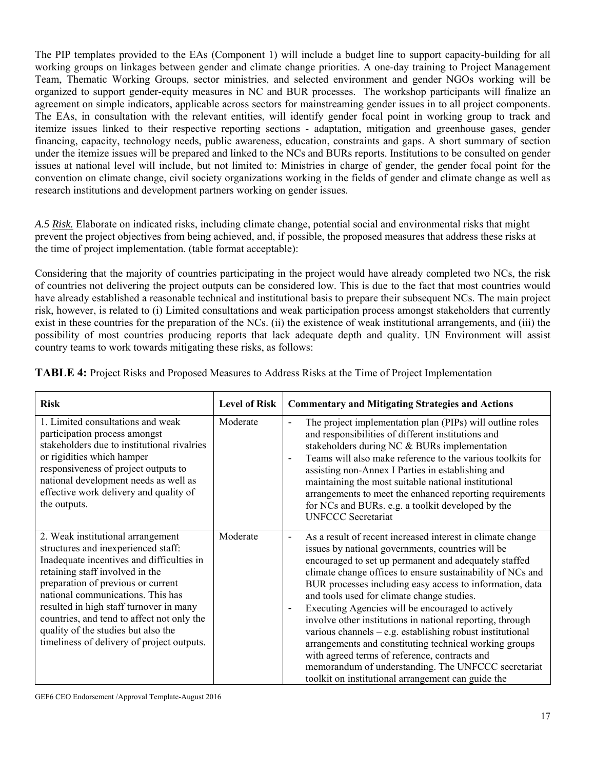The PIP templates provided to the EAs (Component 1) will include a budget line to support capacity-building for all working groups on linkages between gender and climate change priorities. A one-day training to Project Management Team, Thematic Working Groups, sector ministries, and selected environment and gender NGOs working will be organized to support gender-equity measures in NC and BUR processes. The workshop participants will finalize an agreement on simple indicators, applicable across sectors for mainstreaming gender issues in to all project components. The EAs, in consultation with the relevant entities, will identify gender focal point in working group to track and itemize issues linked to their respective reporting sections - adaptation, mitigation and greenhouse gases, gender financing, capacity, technology needs, public awareness, education, constraints and gaps. A short summary of section under the itemize issues will be prepared and linked to the NCs and BURs reports. Institutions to be consulted on gender issues at national level will include, but not limited to: Ministries in charge of gender, the gender focal point for the convention on climate change, civil society organizations working in the fields of gender and climate change as well as research institutions and development partners working on gender issues.

*A.5 Risk.* Elaborate on indicated risks, including climate change, potential social and environmental risks that might prevent the project objectives from being achieved, and, if possible, the proposed measures that address these risks at the time of project implementation. (table format acceptable):

Considering that the majority of countries participating in the project would have already completed two NCs, the risk of countries not delivering the project outputs can be considered low. This is due to the fact that most countries would have already established a reasonable technical and institutional basis to prepare their subsequent NCs. The main project risk, however, is related to (i) Limited consultations and weak participation process amongst stakeholders that currently exist in these countries for the preparation of the NCs. (ii) the existence of weak institutional arrangements, and (iii) the possibility of most countries producing reports that lack adequate depth and quality. UN Environment will assist country teams to work towards mitigating these risks, as follows:

**TABLE 4:** Project Risks and Proposed Measures to Address Risks at the Time of Project Implementation

| Risk | Level of Risk | Commentary and Mitigating Strategies and Actions |
|---|---|---|
| 1. Limited consultations and weak participation process amongst stakeholders due to institutional rivalries or rigidities which hamper responsiveness of project outputs to national development needs as well as effective work delivery and quality of the outputs. | Moderate | - The project implementation plan (PIPs) will outline roles and responsibilities of different institutions and stakeholders during NC & BURs implementation<br>- Teams will also make reference to the various toolkits for assisting non-Annex I Parties in establishing and maintaining the most suitable national institutional arrangements to meet the enhanced reporting requirements for NCs and BURs. e.g. a toolkit developed by the UNFCCC Secretariat |
| 2. Weak institutional arrangement structures and inexperienced staff: Inadequate incentives and difficulties in retaining staff involved in the preparation of previous or current national communications. This has resulted in high staff turnover in many countries, and tend to affect not only the quality of the studies but also the timeliness of delivery of project outputs. | Moderate | - As a result of recent increased interest in climate change issues by national governments, countries will be encouraged to set up permanent and adequately staffed climate change offices to ensure sustainability of NCs and BUR processes including easy access to information, data and tools used for climate change studies.<br>- Executing Agencies will be encouraged to actively involve other institutions in national reporting, through various channels – e.g. establishing robust institutional arrangements and constituting technical working groups with agreed terms of reference, contracts and memorandum of understanding. The UNFCCC secretariat toolkit on institutional arrangement can guide the |

GEF6 CEO Endorsement /Approval Template-August 2016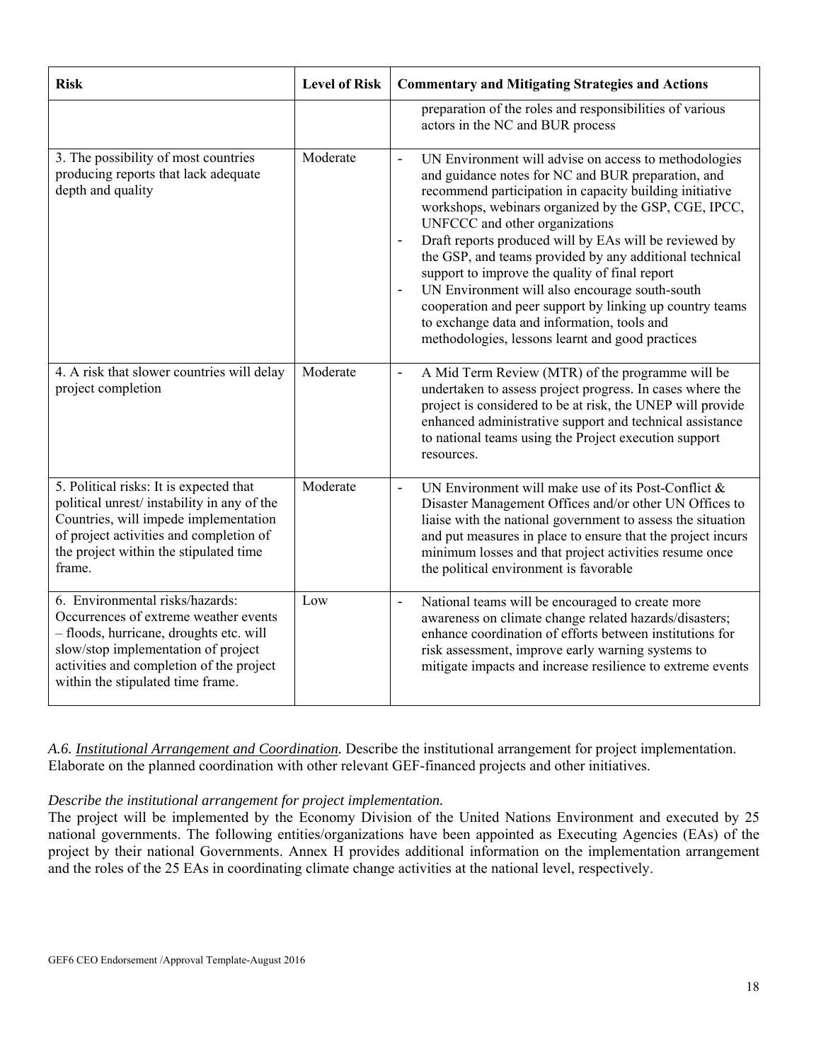| Risk | Level of Risk | Commentary and Mitigating Strategies and Actions |
| --- | --- | --- |
| | | preparation of the roles and responsibilities of various actors in the NC and BUR process |
| 3. The possibility of most countries producing reports that lack adequate depth and quality | Moderate | - UN Environment will advise on access to methodologies and guidance notes for NC and BUR preparation, and recommend participation in capacity building initiative workshops, webinars organized by the GSP, CGE, IPCC, UNFCCC and other organizations<br>- Draft reports produced will by EAs will be reviewed by the GSP, and teams provided by any additional technical support to improve the quality of final report<br>- UN Environment will also encourage south-south cooperation and peer support by linking up country teams to exchange data and information, tools and methodologies, lessons learnt and good practices |
| 4. A risk that slower countries will delay project completion | Moderate | - A Mid Term Review (MTR) of the programme will be undertaken to assess project progress. In cases where the project is considered to be at risk, the UNEP will provide enhanced administrative support and technical assistance to national teams using the Project execution support resources. |
| 5. Political risks: It is expected that political unrest/ instability in any of the Countries, will impede implementation of project activities and completion of the project within the stipulated time frame. | Moderate | - UN Environment will make use of its Post-Conflict & Disaster Management Offices and/or other UN Offices to liaise with the national government to assess the situation and put measures in place to ensure that the project incurs minimum losses and that project activities resume once the political environment is favorable |
| 6. Environmental risks/hazards: Occurrences of extreme weather events – floods, hurricane, droughts etc. will slow/stop implementation of project activities and completion of the project within the stipulated time frame. | Low | - National teams will be encouraged to create more awareness on climate change related hazards/disasters; enhance coordination of efforts between institutions for risk assessment, improve early warning systems to mitigate impacts and increase resilience to extreme events |

*A.6. <u>Institutional Arrangement and Coordination</u>.* Describe the institutional arrangement for project implementation. Elaborate on the planned coordination with other relevant GEF-financed projects and other initiatives.

*Describe the institutional arrangement for project implementation.*

The project will be implemented by the Economy Division of the United Nations Environment and executed by 25 national governments. The following entities/organizations have been appointed as Executing Agencies (EAs) of the project by their national Governments. Annex H provides additional information on the implementation arrangement and the roles of the 25 EAs in coordinating climate change activities at the national level, respectively.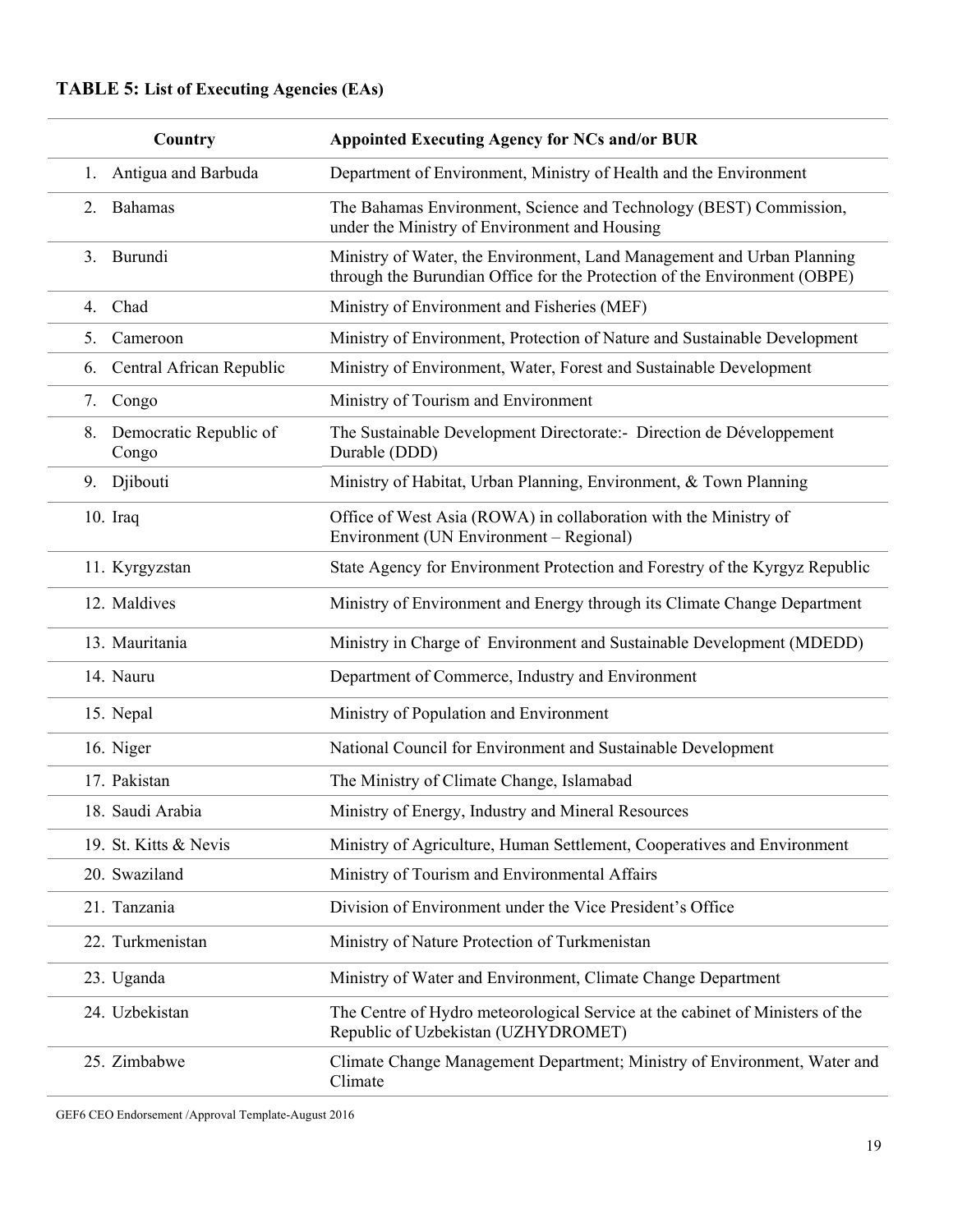**TABLE 5: List of Executing Agencies (EAs)**

| Country | Appointed Executing Agency for NCs and/or BUR |
|---|---|
| 1. Antigua and Barbuda | Department of Environment, Ministry of Health and the Environment |
| 2. Bahamas | The Bahamas Environment, Science and Technology (BEST) Commission, under the Ministry of Environment and Housing |
| 3. Burundi | Ministry of Water, the Environment, Land Management and Urban Planning through the Burundian Office for the Protection of the Environment (OBPE) |
| 4. Chad | Ministry of Environment and Fisheries (MEF) |
| 5. Cameroon | Ministry of Environment, Protection of Nature and Sustainable Development |
| 6. Central African Republic | Ministry of Environment, Water, Forest and Sustainable Development |
| 7. Congo | Ministry of Tourism and Environment |
| 8. Democratic Republic of Congo | The Sustainable Development Directorate:- Direction de Développement Durable (DDD) |
| 9. Djibouti | Ministry of Habitat, Urban Planning, Environment, & Town Planning |
| 10. Iraq | Office of West Asia (ROWA) in collaboration with the Ministry of Environment (UN Environment – Regional) |
| 11. Kyrgyzstan | State Agency for Environment Protection and Forestry of the Kyrgyz Republic |
| 12. Maldives | Ministry of Environment and Energy through its Climate Change Department |
| 13. Mauritania | Ministry in Charge of Environment and Sustainable Development (MDEDD) |
| 14. Nauru | Department of Commerce, Industry and Environment |
| 15. Nepal | Ministry of Population and Environment |
| 16. Niger | National Council for Environment and Sustainable Development |
| 17. Pakistan | The Ministry of Climate Change, Islamabad |
| 18. Saudi Arabia | Ministry of Energy, Industry and Mineral Resources |
| 19. St. Kitts & Nevis | Ministry of Agriculture, Human Settlement, Cooperatives and Environment |
| 20. Swaziland | Ministry of Tourism and Environmental Affairs |
| 21. Tanzania | Division of Environment under the Vice President's Office |
| 22. Turkmenistan | Ministry of Nature Protection of Turkmenistan |
| 23. Uganda | Ministry of Water and Environment, Climate Change Department |
| 24. Uzbekistan | The Centre of Hydro meteorological Service at the cabinet of Ministers of the Republic of Uzbekistan (UZHYDROMET) |
| 25. Zimbabwe | Climate Change Management Department; Ministry of Environment, Water and Climate |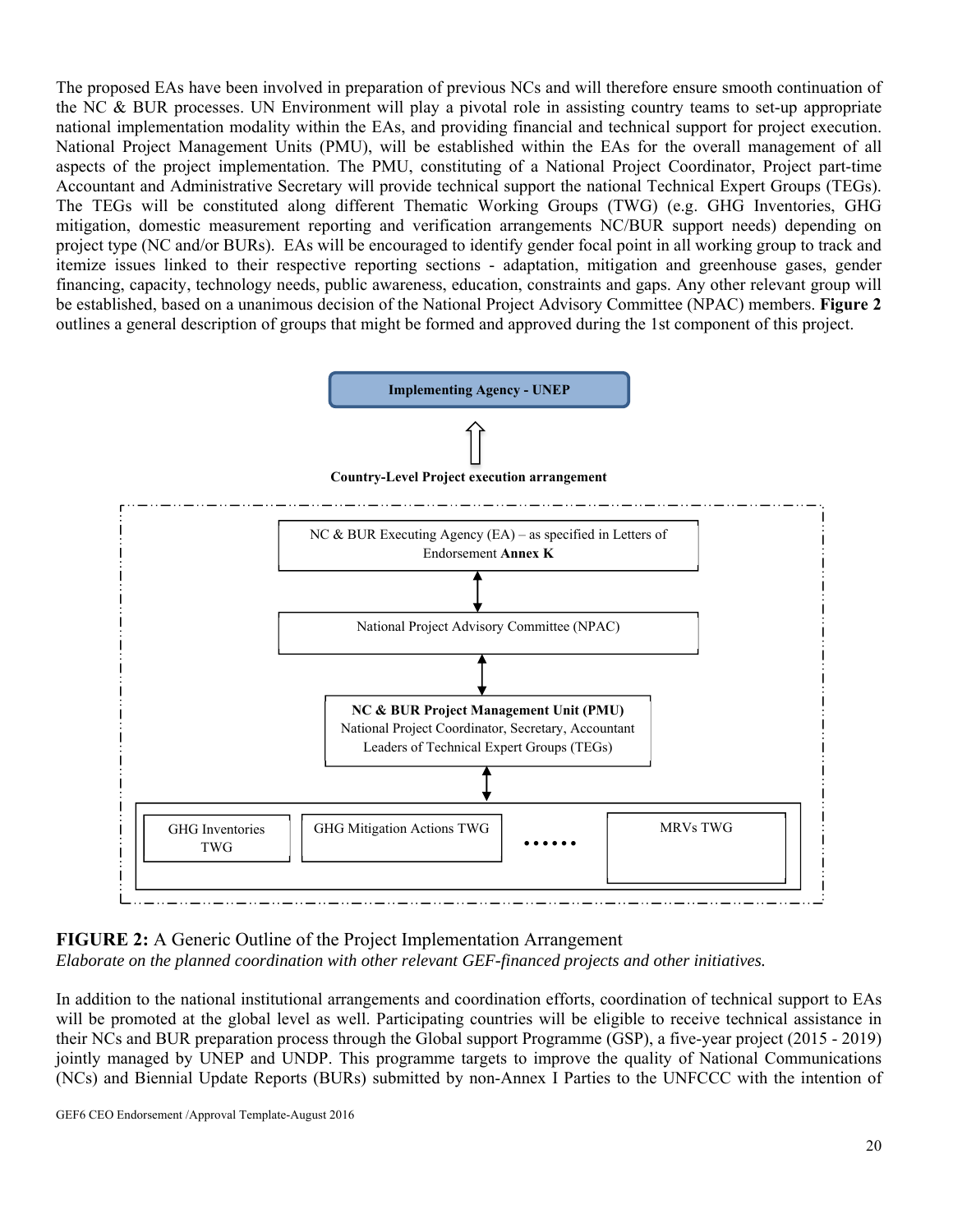The proposed EAs have been involved in preparation of previous NCs and will therefore ensure smooth continuation of the NC & BUR processes. UN Environment will play a pivotal role in assisting country teams to set-up appropriate national implementation modality within the EAs, and providing financial and technical support for project execution. National Project Management Units (PMU), will be established within the EAs for the overall management of all aspects of the project implementation. The PMU, constituting of a National Project Coordinator, Project part-time Accountant and Administrative Secretary will provide technical support the national Technical Expert Groups (TEGs). The TEGs will be constituted along different Thematic Working Groups (TWG) (e.g. GHG Inventories, GHG mitigation, domestic measurement reporting and verification arrangements NC/BUR support needs) depending on project type (NC and/or BURs). EAs will be encouraged to identify gender focal point in all working group to track and itemize issues linked to their respective reporting sections - adaptation, mitigation and greenhouse gases, gender financing, capacity, technology needs, public awareness, education, constraints and gaps. Any other relevant group will be established, based on a unanimous decision of the National Project Advisory Committee (NPAC) members. **Figure 2** outlines a general description of groups that might be formed and approved during the 1st component of this project.

**Implementing Agency - UNEP**

⇧

**Country-Level Project execution arrangement**

NC & BUR Executing Agency (EA) – as specified in Letters of Endorsement **Annex K**

↕

National Project Advisory Committee (NPAC)

↕

**NC & BUR Project Management Unit (PMU)**
National Project Coordinator, Secretary, Accountant
Leaders of Technical Expert Groups (TEGs)

↕

GHG Inventories TWG | GHG Mitigation Actions TWG | …… | MRVs TWG

**FIGURE 2:** A Generic Outline of the Project Implementation Arrangement

*Elaborate on the planned coordination with other relevant GEF-financed projects and other initiatives.*

In addition to the national institutional arrangements and coordination efforts, coordination of technical support to EAs will be promoted at the global level as well. Participating countries will be eligible to receive technical assistance in their NCs and BUR preparation process through the Global support Programme (GSP), a five-year project (2015 - 2019) jointly managed by UNEP and UNDP. This programme targets to improve the quality of National Communications (NCs) and Biennial Update Reports (BURs) submitted by non-Annex I Parties to the UNFCCC with the intention of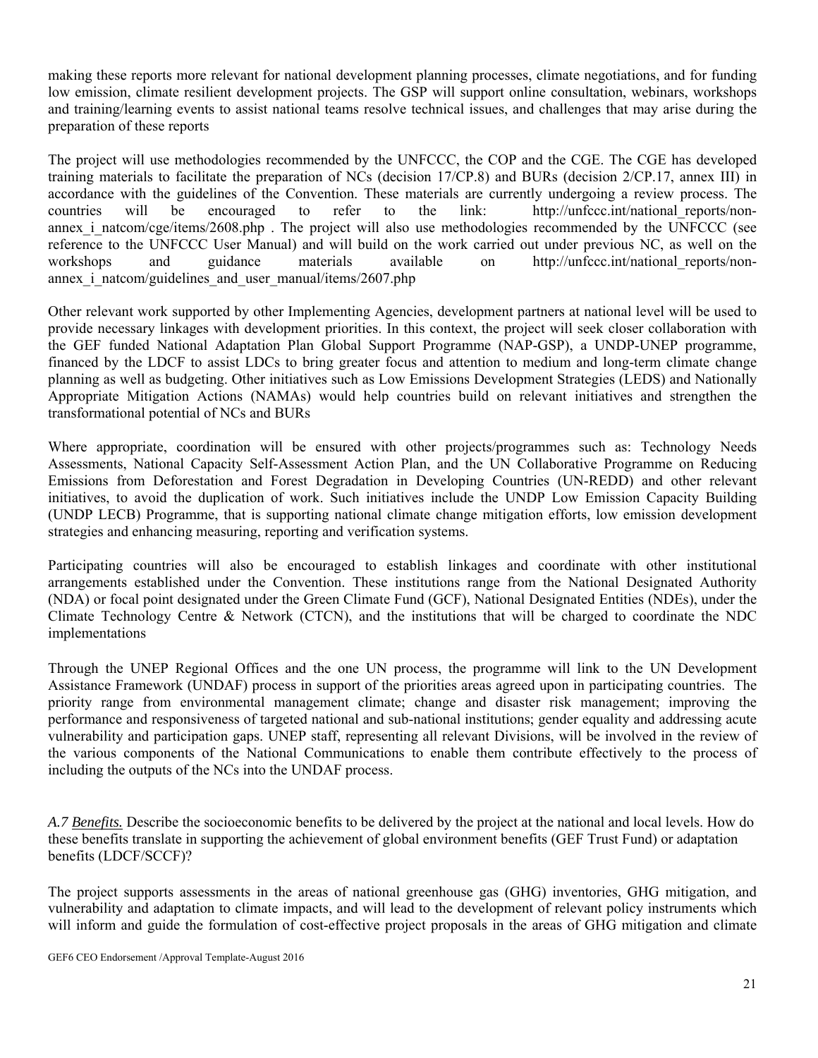making these reports more relevant for national development planning processes, climate negotiations, and for funding low emission, climate resilient development projects. The GSP will support online consultation, webinars, workshops and training/learning events to assist national teams resolve technical issues, and challenges that may arise during the preparation of these reports

The project will use methodologies recommended by the UNFCCC, the COP and the CGE. The CGE has developed training materials to facilitate the preparation of NCs (decision 17/CP.8) and BURs (decision 2/CP.17, annex III) in accordance with the guidelines of the Convention. These materials are currently undergoing a review process. The countries will be encouraged to refer to the link: http://unfccc.int/national_reports/non-annex_i_natcom/cge/items/2608.php . The project will also use methodologies recommended by the UNFCCC (see reference to the UNFCCC User Manual) and will build on the work carried out under previous NC, as well on the workshops and guidance materials available on http://unfccc.int/national_reports/non-annex_i_natcom/guidelines_and_user_manual/items/2607.php

Other relevant work supported by other Implementing Agencies, development partners at national level will be used to provide necessary linkages with development priorities. In this context, the project will seek closer collaboration with the GEF funded National Adaptation Plan Global Support Programme (NAP-GSP), a UNDP-UNEP programme, financed by the LDCF to assist LDCs to bring greater focus and attention to medium and long-term climate change planning as well as budgeting. Other initiatives such as Low Emissions Development Strategies (LEDS) and Nationally Appropriate Mitigation Actions (NAMAs) would help countries build on relevant initiatives and strengthen the transformational potential of NCs and BURs

Where appropriate, coordination will be ensured with other projects/programmes such as: Technology Needs Assessments, National Capacity Self-Assessment Action Plan, and the UN Collaborative Programme on Reducing Emissions from Deforestation and Forest Degradation in Developing Countries (UN-REDD) and other relevant initiatives, to avoid the duplication of work. Such initiatives include the UNDP Low Emission Capacity Building (UNDP LECB) Programme, that is supporting national climate change mitigation efforts, low emission development strategies and enhancing measuring, reporting and verification systems.

Participating countries will also be encouraged to establish linkages and coordinate with other institutional arrangements established under the Convention. These institutions range from the National Designated Authority (NDA) or focal point designated under the Green Climate Fund (GCF), National Designated Entities (NDEs), under the Climate Technology Centre & Network (CTCN), and the institutions that will be charged to coordinate the NDC implementations

Through the UNEP Regional Offices and the one UN process, the programme will link to the UN Development Assistance Framework (UNDAF) process in support of the priorities areas agreed upon in participating countries. The priority range from environmental management climate; change and disaster risk management; improving the performance and responsiveness of targeted national and sub-national institutions; gender equality and addressing acute vulnerability and participation gaps. UNEP staff, representing all relevant Divisions, will be involved in the review of the various components of the National Communications to enable them contribute effectively to the process of including the outputs of the NCs into the UNDAF process.

*A.7 Benefits.* Describe the socioeconomic benefits to be delivered by the project at the national and local levels. How do these benefits translate in supporting the achievement of global environment benefits (GEF Trust Fund) or adaptation benefits (LDCF/SCCF)?

The project supports assessments in the areas of national greenhouse gas (GHG) inventories, GHG mitigation, and vulnerability and adaptation to climate impacts, and will lead to the development of relevant policy instruments which will inform and guide the formulation of cost-effective project proposals in the areas of GHG mitigation and climate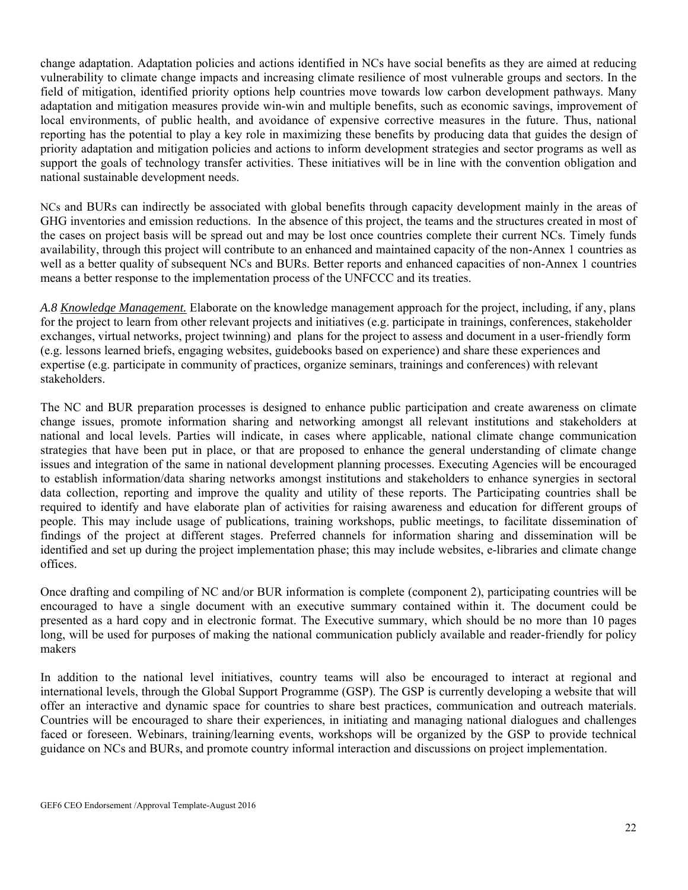change adaptation. Adaptation policies and actions identified in NCs have social benefits as they are aimed at reducing vulnerability to climate change impacts and increasing climate resilience of most vulnerable groups and sectors. In the field of mitigation, identified priority options help countries move towards low carbon development pathways. Many adaptation and mitigation measures provide win-win and multiple benefits, such as economic savings, improvement of local environments, of public health, and avoidance of expensive corrective measures in the future. Thus, national reporting has the potential to play a key role in maximizing these benefits by producing data that guides the design of priority adaptation and mitigation policies and actions to inform development strategies and sector programs as well as support the goals of technology transfer activities. These initiatives will be in line with the convention obligation and national sustainable development needs.

NCs and BURs can indirectly be associated with global benefits through capacity development mainly in the areas of GHG inventories and emission reductions. In the absence of this project, the teams and the structures created in most of the cases on project basis will be spread out and may be lost once countries complete their current NCs. Timely funds availability, through this project will contribute to an enhanced and maintained capacity of the non-Annex 1 countries as well as a better quality of subsequent NCs and BURs. Better reports and enhanced capacities of non-Annex 1 countries means a better response to the implementation process of the UNFCCC and its treaties.

*A.8* *Knowledge Management.* Elaborate on the knowledge management approach for the project, including, if any, plans for the project to learn from other relevant projects and initiatives (e.g. participate in trainings, conferences, stakeholder exchanges, virtual networks, project twinning) and plans for the project to assess and document in a user-friendly form (e.g. lessons learned briefs, engaging websites, guidebooks based on experience) and share these experiences and expertise (e.g. participate in community of practices, organize seminars, trainings and conferences) with relevant stakeholders.

The NC and BUR preparation processes is designed to enhance public participation and create awareness on climate change issues, promote information sharing and networking amongst all relevant institutions and stakeholders at national and local levels. Parties will indicate, in cases where applicable, national climate change communication strategies that have been put in place, or that are proposed to enhance the general understanding of climate change issues and integration of the same in national development planning processes. Executing Agencies will be encouraged to establish information/data sharing networks amongst institutions and stakeholders to enhance synergies in sectoral data collection, reporting and improve the quality and utility of these reports. The Participating countries shall be required to identify and have elaborate plan of activities for raising awareness and education for different groups of people. This may include usage of publications, training workshops, public meetings, to facilitate dissemination of findings of the project at different stages. Preferred channels for information sharing and dissemination will be identified and set up during the project implementation phase; this may include websites, e-libraries and climate change offices.

Once drafting and compiling of NC and/or BUR information is complete (component 2), participating countries will be encouraged to have a single document with an executive summary contained within it. The document could be presented as a hard copy and in electronic format. The Executive summary, which should be no more than 10 pages long, will be used for purposes of making the national communication publicly available and reader-friendly for policy makers

In addition to the national level initiatives, country teams will also be encouraged to interact at regional and international levels, through the Global Support Programme (GSP). The GSP is currently developing a website that will offer an interactive and dynamic space for countries to share best practices, communication and outreach materials. Countries will be encouraged to share their experiences, in initiating and managing national dialogues and challenges faced or foreseen. Webinars, training/learning events, workshops will be organized by the GSP to provide technical guidance on NCs and BURs, and promote country informal interaction and discussions on project implementation.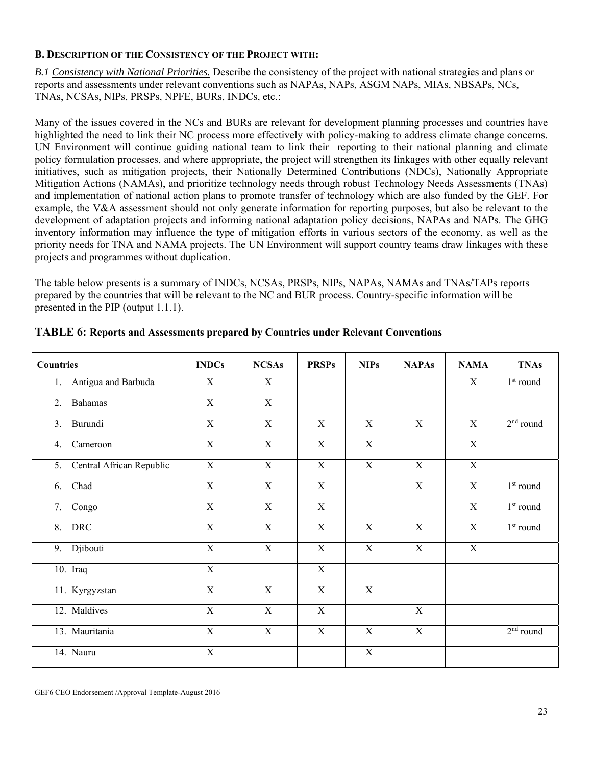**B. DESCRIPTION OF THE CONSISTENCY OF THE PROJECT WITH:**

*B.1 Consistency with National Priorities.* Describe the consistency of the project with national strategies and plans or reports and assessments under relevant conventions such as NAPAs, NAPs, ASGM NAPs, MIAs, NBSAPs, NCs, TNAs, NCSAs, NIPs, PRSPs, NPFE, BURs, INDCs, etc.:

Many of the issues covered in the NCs and BURs are relevant for development planning processes and countries have highlighted the need to link their NC process more effectively with policy-making to address climate change concerns. UN Environment will continue guiding national team to link their reporting to their national planning and climate policy formulation processes, and where appropriate, the project will strengthen its linkages with other equally relevant initiatives, such as mitigation projects, their Nationally Determined Contributions (NDCs), Nationally Appropriate Mitigation Actions (NAMAs), and prioritize technology needs through robust Technology Needs Assessments (TNAs) and implementation of national action plans to promote transfer of technology which are also funded by the GEF. For example, the V&A assessment should not only generate information for reporting purposes, but also be relevant to the development of adaptation projects and informing national adaptation policy decisions, NAPAs and NAPs. The GHG inventory information may influence the type of mitigation efforts in various sectors of the economy, as well as the priority needs for TNA and NAMA projects. The UN Environment will support country teams draw linkages with these projects and programmes without duplication.

The table below presents is a summary of INDCs, NCSAs, PRSPs, NIPs, NAPAs, NAMAs and TNAs/TAPs reports prepared by the countries that will be relevant to the NC and BUR process. Country-specific information will be presented in the PIP (output 1.1.1).

**TABLE 6: Reports and Assessments prepared by Countries under Relevant Conventions**

| Countries | INDCs | NCSAs | PRSPs | NIPs | NAPAs | NAMA | TNAs |
|---|---|---|---|---|---|---|---|
| 1. Antigua and Barbuda | X | X | | | | X | 1st round |
| 2. Bahamas | X | X | | | | | |
| 3. Burundi | X | X | X | X | X | X | 2nd round |
| 4. Cameroon | X | X | X | X | | X | |
| 5. Central African Republic | X | X | X | X | X | X | |
| 6. Chad | X | X | X | | X | X | 1st round |
| 7. Congo | X | X | X | | | X | 1st round |
| 8. DRC | X | X | X | X | X | X | 1st round |
| 9. Djibouti | X | X | X | X | X | X | |
| 10. Iraq | X | | X | | | | |
| 11. Kyrgyzstan | X | X | X | X | | | |
| 12. Maldives | X | X | X | | X | | |
| 13. Mauritania | X | X | X | X | X | | 2nd round |
| 14. Nauru | X | | | X | | | |

GEF6 CEO Endorsement /Approval Template-August 2016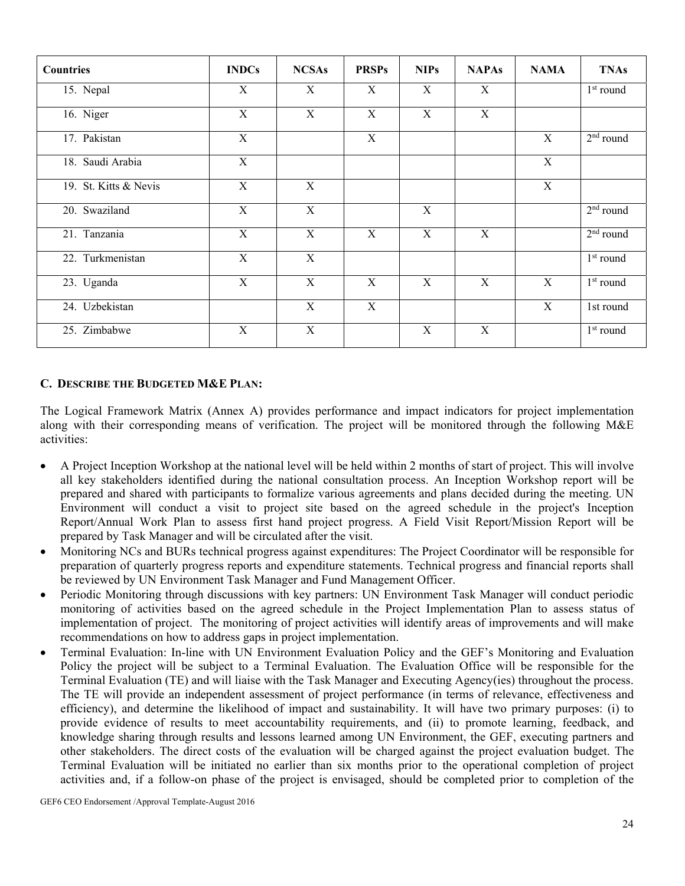| Countries | INDCs | NCSAs | PRSPs | NIPs | NAPAs | NAMA | TNAs |
|---|---|---|---|---|---|---|---|
| 15. Nepal | X | X | X | X | X | | 1st round |
| 16. Niger | X | X | X | X | X | | |
| 17. Pakistan | X | | X | | | X | 2nd round |
| 18. Saudi Arabia | X | | | | | X | |
| 19. St. Kitts & Nevis | X | X | | | | X | |
| 20. Swaziland | X | X | | X | | | 2nd round |
| 21. Tanzania | X | X | X | X | X | | 2nd round |
| 22. Turkmenistan | X | X | | | | | 1st round |
| 23. Uganda | X | X | X | X | X | X | 1st round |
| 24. Uzbekistan | | X | X | | | X | 1st round |
| 25. Zimbabwe | X | X | | X | X | | 1st round |

### C. Describe the Budgeted M&E Plan:

The Logical Framework Matrix (Annex A) provides performance and impact indicators for project implementation along with their corresponding means of verification. The project will be monitored through the following M&E activities:

- A Project Inception Workshop at the national level will be held within 2 months of start of project. This will involve all key stakeholders identified during the national consultation process. An Inception Workshop report will be prepared and shared with participants to formalize various agreements and plans decided during the meeting. UN Environment will conduct a visit to project site based on the agreed schedule in the project's Inception Report/Annual Work Plan to assess first hand project progress. A Field Visit Report/Mission Report will be prepared by Task Manager and will be circulated after the visit.
- Monitoring NCs and BURs technical progress against expenditures: The Project Coordinator will be responsible for preparation of quarterly progress reports and expenditure statements. Technical progress and financial reports shall be reviewed by UN Environment Task Manager and Fund Management Officer.
- Periodic Monitoring through discussions with key partners: UN Environment Task Manager will conduct periodic monitoring of activities based on the agreed schedule in the Project Implementation Plan to assess status of implementation of project. The monitoring of project activities will identify areas of improvements and will make recommendations on how to address gaps in project implementation.
- Terminal Evaluation: In-line with UN Environment Evaluation Policy and the GEF's Monitoring and Evaluation Policy the project will be subject to a Terminal Evaluation. The Evaluation Office will be responsible for the Terminal Evaluation (TE) and will liaise with the Task Manager and Executing Agency(ies) throughout the process. The TE will provide an independent assessment of project performance (in terms of relevance, effectiveness and efficiency), and determine the likelihood of impact and sustainability. It will have two primary purposes: (i) to provide evidence of results to meet accountability requirements, and (ii) to promote learning, feedback, and knowledge sharing through results and lessons learned among UN Environment, the GEF, executing partners and other stakeholders. The direct costs of the evaluation will be charged against the project evaluation budget. The Terminal Evaluation will be initiated no earlier than six months prior to the operational completion of project activities and, if a follow-on phase of the project is envisaged, should be completed prior to completion of the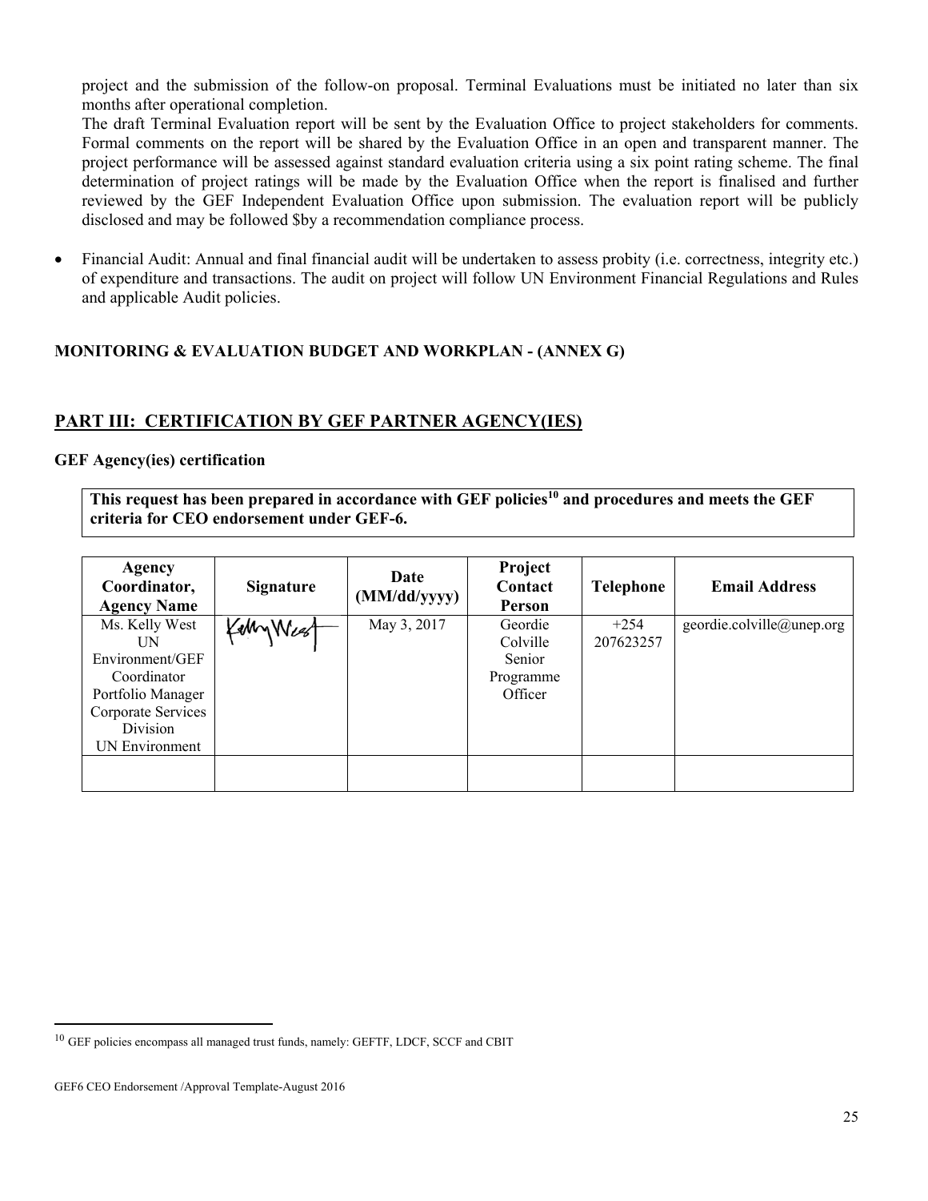project and the submission of the follow-on proposal. Terminal Evaluations must be initiated no later than six months after operational completion.

The draft Terminal Evaluation report will be sent by the Evaluation Office to project stakeholders for comments. Formal comments on the report will be shared by the Evaluation Office in an open and transparent manner. The project performance will be assessed against standard evaluation criteria using a six point rating scheme. The final determination of project ratings will be made by the Evaluation Office when the report is finalised and further reviewed by the GEF Independent Evaluation Office upon submission. The evaluation report will be publicly disclosed and may be followed $by a recommendation compliance process.

- Financial Audit: Annual and final financial audit will be undertaken to assess probity (i.e. correctness, integrity etc.) of expenditure and transactions. The audit on project will follow UN Environment Financial Regulations and Rules and applicable Audit policies.

**MONITORING & EVALUATION BUDGET AND WORKPLAN - (ANNEX G)**

## PART III: CERTIFICATION BY GEF PARTNER AGENCY(IES)

**GEF Agency(ies) certification**

**This request has been prepared in accordance with GEF policies[10] and procedures and meets the GEF criteria for CEO endorsement under GEF-6.**

| Agency Coordinator, Agency Name | Signature | Date (MM/dd/yyyy) | Project Contact Person | Telephone | Email Address |
|---|---|---|---|---|---|
| Ms. Kelly West UN Environment/GEF Coordinator Portfolio Manager Corporate Services Division UN Environment | Kelly West | May 3, 2017 | Geordie Colville Senior Programme Officer | +254 207623257 | geordie.colville@unep.org |
| | | | | | |

[10] GEF policies encompass all managed trust funds, namely: GEFTF, LDCF, SCCF and CBIT

GEF6 CEO Endorsement /Approval Template-August 2016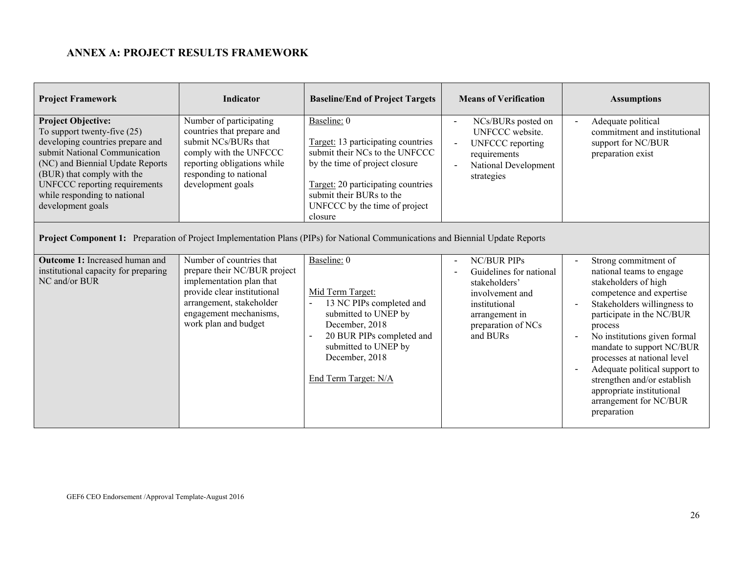## ANNEX A: PROJECT RESULTS FRAMEWORK

| Project Framework | Indicator | Baseline/End of Project Targets | Means of Verification | Assumptions |
|---|---|---|---|---|
| **Project Objective:** To support twenty-five (25) developing countries prepare and submit National Communication (NC) and Biennial Update Reports (BUR) that comply with the UNFCCC reporting requirements while responding to national development goals | Number of participating countries that prepare and submit NCs/BURs that comply with the UNFCCC reporting obligations while responding to national development goals | Baseline: 0<br><br>Target: 13 participating countries submit their NCs to the UNFCCC by the time of project closure<br><br>Target: 20 participating countries submit their BURs to the UNFCCC by the time of project closure | - NCs/BURs posted on UNFCCC website.<br>- UNFCCC reporting requirements<br>- National Development strategies | - Adequate political commitment and institutional support for NC/BUR preparation exist |
| **Project Component 1:** Preparation of Project Implementation Plans (PIPs) for National Communications and Biennial Update Reports | | | | |
| **Outcome 1:** Increased human and institutional capacity for preparing NC and/or BUR | Number of countries that prepare their NC/BUR project implementation plan that provide clear institutional arrangement, stakeholder engagement mechanisms, work plan and budget | Baseline: 0<br><br>Mid Term Target:<br>- 13 NC PIPs completed and submitted to UNEP by December, 2018<br>- 20 BUR PIPs completed and submitted to UNEP by December, 2018<br><br>End Term Target: N/A | - NC/BUR PIPs<br>- Guidelines for national stakeholders' involvement and institutional arrangement in preparation of NCs and BURs | - Strong commitment of national teams to engage stakeholders of high competence and expertise<br>- Stakeholders willingness to participate in the NC/BUR process<br>- No institutions given formal mandate to support NC/BUR processes at national level<br>- Adequate political support to strengthen and/or establish appropriate institutional arrangement for NC/BUR preparation |

GEF6 CEO Endorsement /Approval Template-August 2016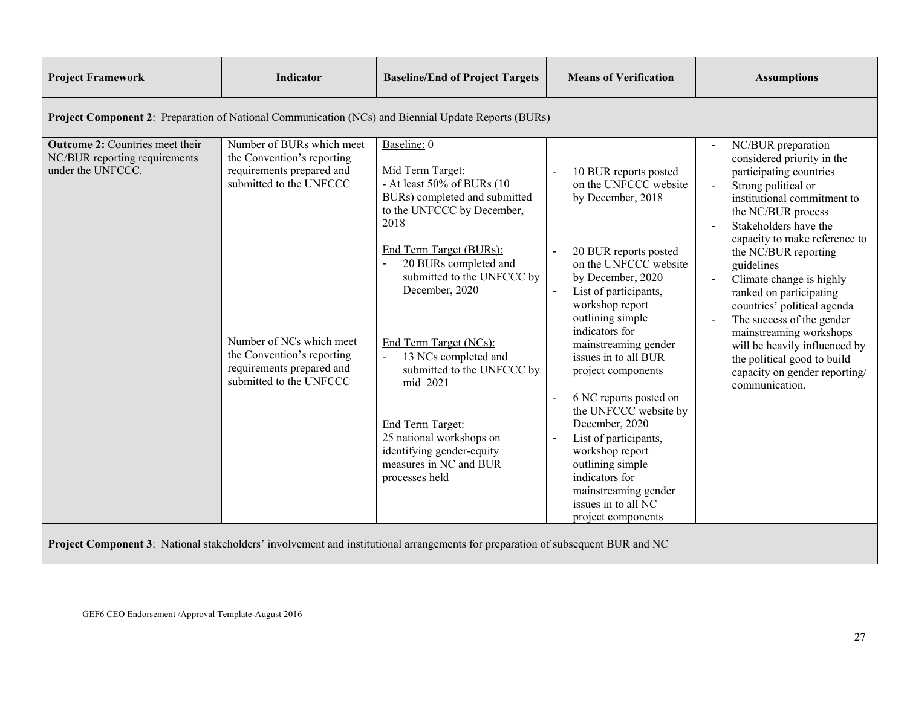| Project Framework | Indicator | Baseline/End of Project Targets | Means of Verification | Assumptions |
|---|---|---|---|---|
| **Project Component 2**: Preparation of National Communication (NCs) and Biennial Update Reports (BURs) | | | | |
| **Outcome 2:** Countries meet their NC/BUR reporting requirements under the UNFCCC. | Number of BURs which meet the Convention's reporting requirements prepared and submitted to the UNFCCC<br><br>Number of NCs which meet the Convention's reporting requirements prepared and submitted to the UNFCCC | Baseline: 0<br><br>Mid Term Target:<br>- At least 50% of BURs (10 BURs) completed and submitted to the UNFCCC by December, 2018<br><br>End Term Target (BURs):<br>- 20 BURs completed and submitted to the UNFCCC by December, 2020<br><br>End Term Target (NCs):<br>- 13 NCs completed and submitted to the UNFCCC by mid 2021<br><br>End Term Target:<br>25 national workshops on identifying gender-equity measures in NC and BUR processes held | - 10 BUR reports posted on the UNFCCC website by December, 2018<br><br>- 20 BUR reports posted on the UNFCCC website by December, 2020<br>- List of participants, workshop report outlining simple indicators for mainstreaming gender issues in to all BUR project components<br><br>- 6 NC reports posted on the UNFCCC website by December, 2020<br>- List of participants, workshop report outlining simple indicators for mainstreaming gender issues in to all NC project components | - NC/BUR preparation considered priority in the participating countries<br>- Strong political or institutional commitment to the NC/BUR process<br>- Stakeholders have the capacity to make reference to the NC/BUR reporting guidelines<br>- Climate change is highly ranked on participating countries' political agenda<br>- The success of the gender mainstreaming workshops will be heavily influenced by the political good to build capacity on gender reporting/ communication. |
| **Project Component 3**: National stakeholders' involvement and institutional arrangements for preparation of subsequent BUR and NC | | | | |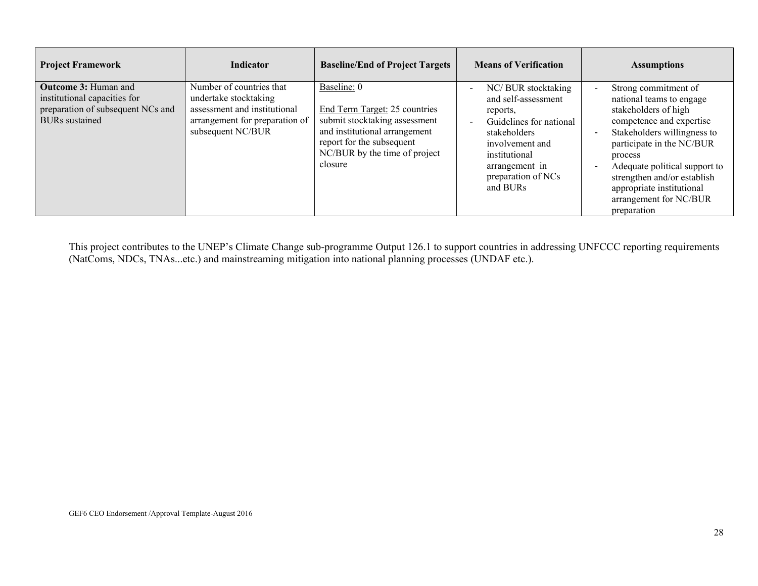| Project Framework | Indicator | Baseline/End of Project Targets | Means of Verification | Assumptions |
|---|---|---|---|---|
| **Outcome 3:** Human and institutional capacities for preparation of subsequent NCs and BURs sustained | Number of countries that undertake stocktaking assessment and institutional arrangement for preparation of subsequent NC/BUR | Baseline: 0<br><br>End Term Target: 25 countries submit stocktaking assessment and institutional arrangement report for the subsequent NC/BUR by the time of project closure | - NC/ BUR stocktaking and self-assessment reports,<br>- Guidelines for national stakeholders involvement and institutional arrangement in preparation of NCs and BURs | - Strong commitment of national teams to engage stakeholders of high competence and expertise<br>- Stakeholders willingness to participate in the NC/BUR process<br>- Adequate political support to strengthen and/or establish appropriate institutional arrangement for NC/BUR preparation |

This project contributes to the UNEP's Climate Change sub-programme Output 126.1 to support countries in addressing UNFCCC reporting requirements (NatComs, NDCs, TNAs...etc.) and mainstreaming mitigation into national planning processes (UNDAF etc.).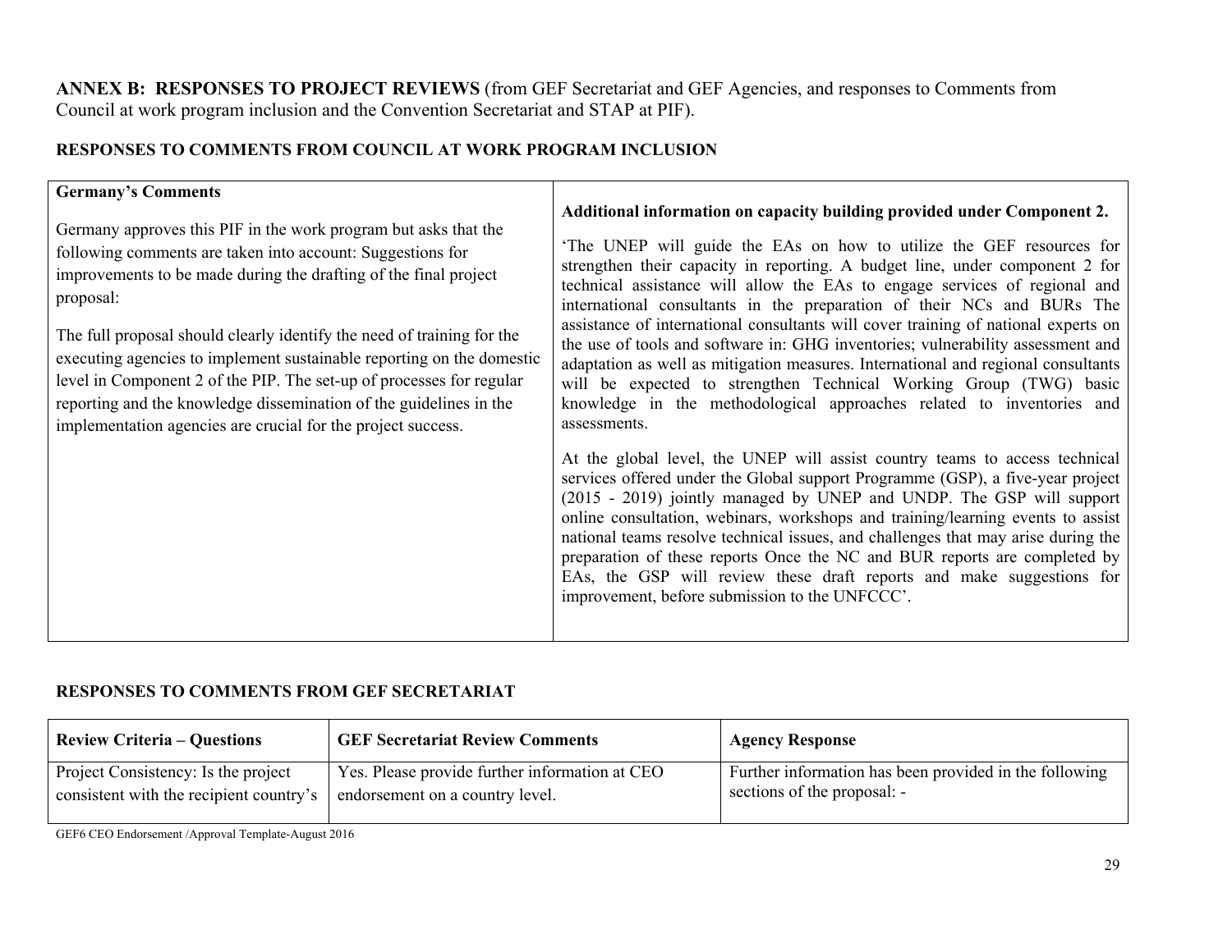**ANNEX B: RESPONSES TO PROJECT REVIEWS** (from GEF Secretariat and GEF Agencies, and responses to Comments from Council at work program inclusion and the Convention Secretariat and STAP at PIF).

**RESPONSES TO COMMENTS FROM COUNCIL AT WORK PROGRAM INCLUSION**

| **Germany's Comments** | |
|---|---|
| Germany approves this PIF in the work program but asks that the following comments are taken into account: Suggestions for improvements to be made during the drafting of the final project proposal:<br><br>The full proposal should clearly identify the need of training for the executing agencies to implement sustainable reporting on the domestic level in Component 2 of the PIP. The set-up of processes for regular reporting and the knowledge dissemination of the guidelines in the implementation agencies are crucial for the project success. | **Additional information on capacity building provided under Component 2.**<br><br>'The UNEP will guide the EAs on how to utilize the GEF resources for strengthen their capacity in reporting. A budget line, under component 2 for technical assistance will allow the EAs to engage services of regional and international consultants in the preparation of their NCs and BURs The assistance of international consultants will cover training of national experts on the use of tools and software in: GHG inventories; vulnerability assessment and adaptation as well as mitigation measures. International and regional consultants will be expected to strengthen Technical Working Group (TWG) basic knowledge in the methodological approaches related to inventories and assessments.<br><br>At the global level, the UNEP will assist country teams to access technical services offered under the Global support Programme (GSP), a five-year project (2015 - 2019) jointly managed by UNEP and UNDP. The GSP will support online consultation, webinars, workshops and training/learning events to assist national teams resolve technical issues, and challenges that may arise during the preparation of these reports Once the NC and BUR reports are completed by EAs, the GSP will review these draft reports and make suggestions for improvement, before submission to the UNFCCC'. |

**RESPONSES TO COMMENTS FROM GEF SECRETARIAT**

| **Review Criteria – Questions** | **GEF Secretariat Review Comments** | **Agency Response** |
|---|---|---|
| Project Consistency: Is the project consistent with the recipient country's | Yes. Please provide further information at CEO endorsement on a country level. | Further information has been provided in the following sections of the proposal: - |

GEF6 CEO Endorsement /Approval Template-August 2016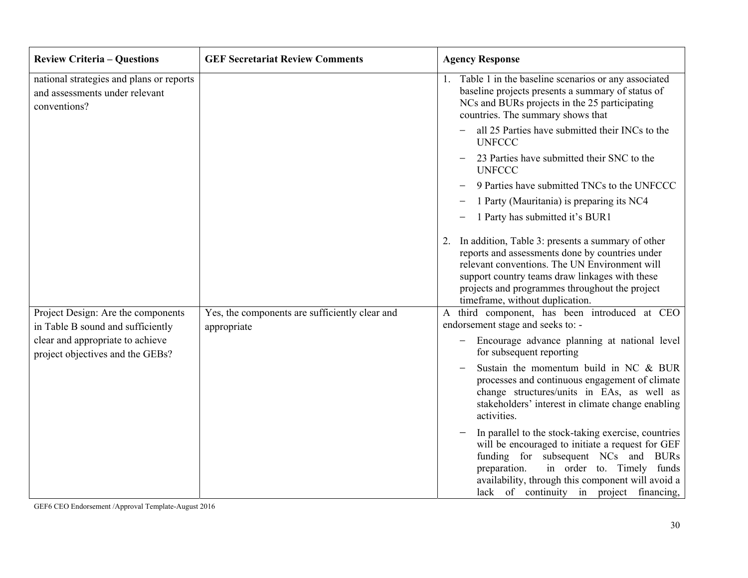| Review Criteria – Questions | GEF Secretariat Review Comments | Agency Response |
|---|---|---|
| national strategies and plans or reports and assessments under relevant conventions? | | 1. Table 1 in the baseline scenarios or any associated baseline projects presents a summary of status of NCs and BURs projects in the 25 participating countries. The summary shows that<br>− all 25 Parties have submitted their INCs to the UNFCCC<br>− 23 Parties have submitted their SNC to the UNFCCC<br>− 9 Parties have submitted TNCs to the UNFCCC<br>− 1 Party (Mauritania) is preparing its NC4<br>− 1 Party has submitted it's BUR1<br><br>2. In addition, Table 3: presents a summary of other reports and assessments done by countries under relevant conventions. The UN Environment will support country teams draw linkages with these projects and programmes throughout the project timeframe, without duplication. |
| Project Design: Are the components in Table B sound and sufficiently clear and appropriate to achieve project objectives and the GEBs? | Yes, the components are sufficiently clear and appropriate | A third component, has been introduced at CEO endorsement stage and seeks to: -<br>− Encourage advance planning at national level for subsequent reporting<br>− Sustain the momentum build in NC & BUR processes and continuous engagement of climate change structures/units in EAs, as well as stakeholders' interest in climate change enabling activities.<br>− In parallel to the stock-taking exercise, countries will be encouraged to initiate a request for GEF funding for subsequent NCs and BURs preparation. in order to. Timely funds availability, through this component will avoid a lack of continuity in project financing, |

GEF6 CEO Endorsement /Approval Template-August 2016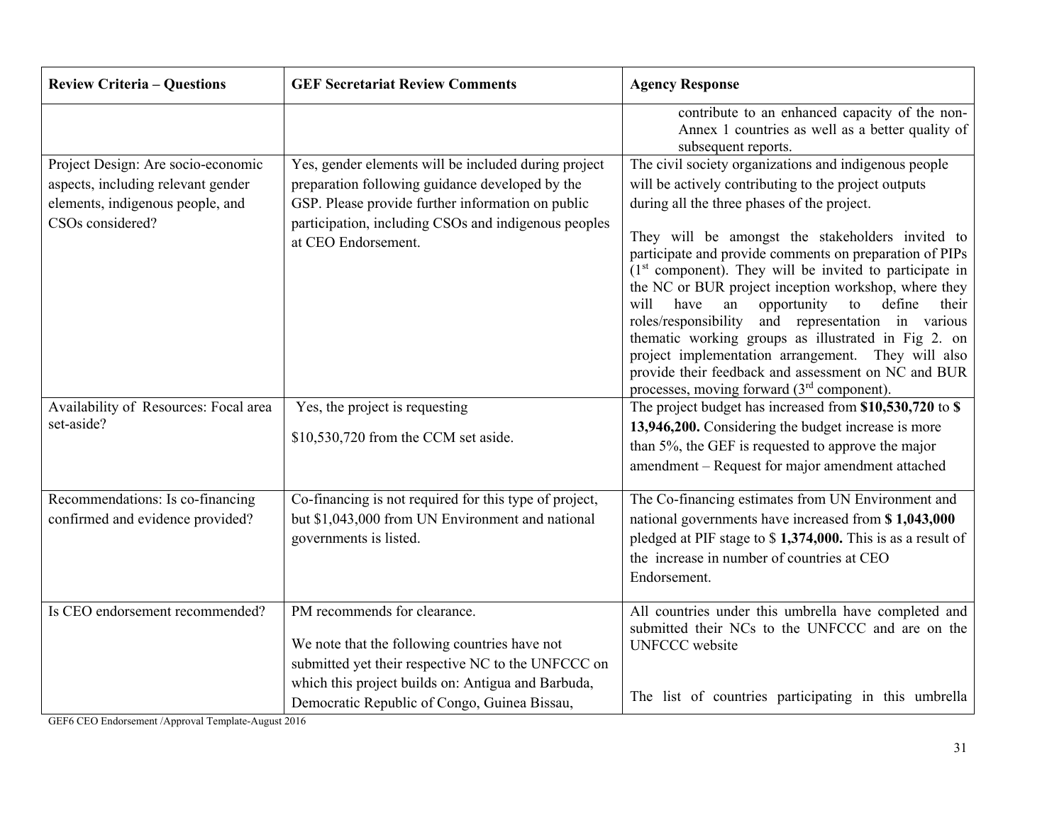| Review Criteria – Questions | GEF Secretariat Review Comments | Agency Response |
|---|---|---|
| | | contribute to an enhanced capacity of the non-Annex 1 countries as well as a better quality of subsequent reports. |
| Project Design: Are socio-economic aspects, including relevant gender elements, indigenous people, and CSOs considered? | Yes, gender elements will be included during project preparation following guidance developed by the GSP. Please provide further information on public participation, including CSOs and indigenous peoples at CEO Endorsement. | The civil society organizations and indigenous people will be actively contributing to the project outputs during all the three phases of the project.<br><br>They will be amongst the stakeholders invited to participate and provide comments on preparation of PIPs (1st component). They will be invited to participate in the NC or BUR project inception workshop, where they will have an opportunity to define their roles/responsibility and representation in various thematic working groups as illustrated in Fig 2. on project implementation arrangement. They will also provide their feedback and assessment on NC and BUR processes, moving forward (3rd component). |
| Availability of Resources: Focal area set-aside? | Yes, the project is requesting<br><br>$10,530,720 from the CCM set aside. | The project budget has increased from **$10,530,720** to **$ 13,946,200.** Considering the budget increase is more than 5%, the GEF is requested to approve the major amendment – Request for major amendment attached |
| Recommendations: Is co-financing confirmed and evidence provided? | Co-financing is not required for this type of project, but $1,043,000 from UN Environment and national governments is listed. | The Co-financing estimates from UN Environment and national governments have increased from **$ 1,043,000** pledged at PIF stage to $ **1,374,000.** This is as a result of the increase in number of countries at CEO Endorsement. |
| Is CEO endorsement recommended? | PM recommends for clearance.<br><br>We note that the following countries have not submitted yet their respective NC to the UNFCCC on which this project builds on: Antigua and Barbuda, Democratic Republic of Congo, Guinea Bissau, | All countries under this umbrella have completed and submitted their NCs to the UNFCCC and are on the UNFCCC website<br><br>The list of countries participating in this umbrella |

GEF6 CEO Endorsement /Approval Template-August 2016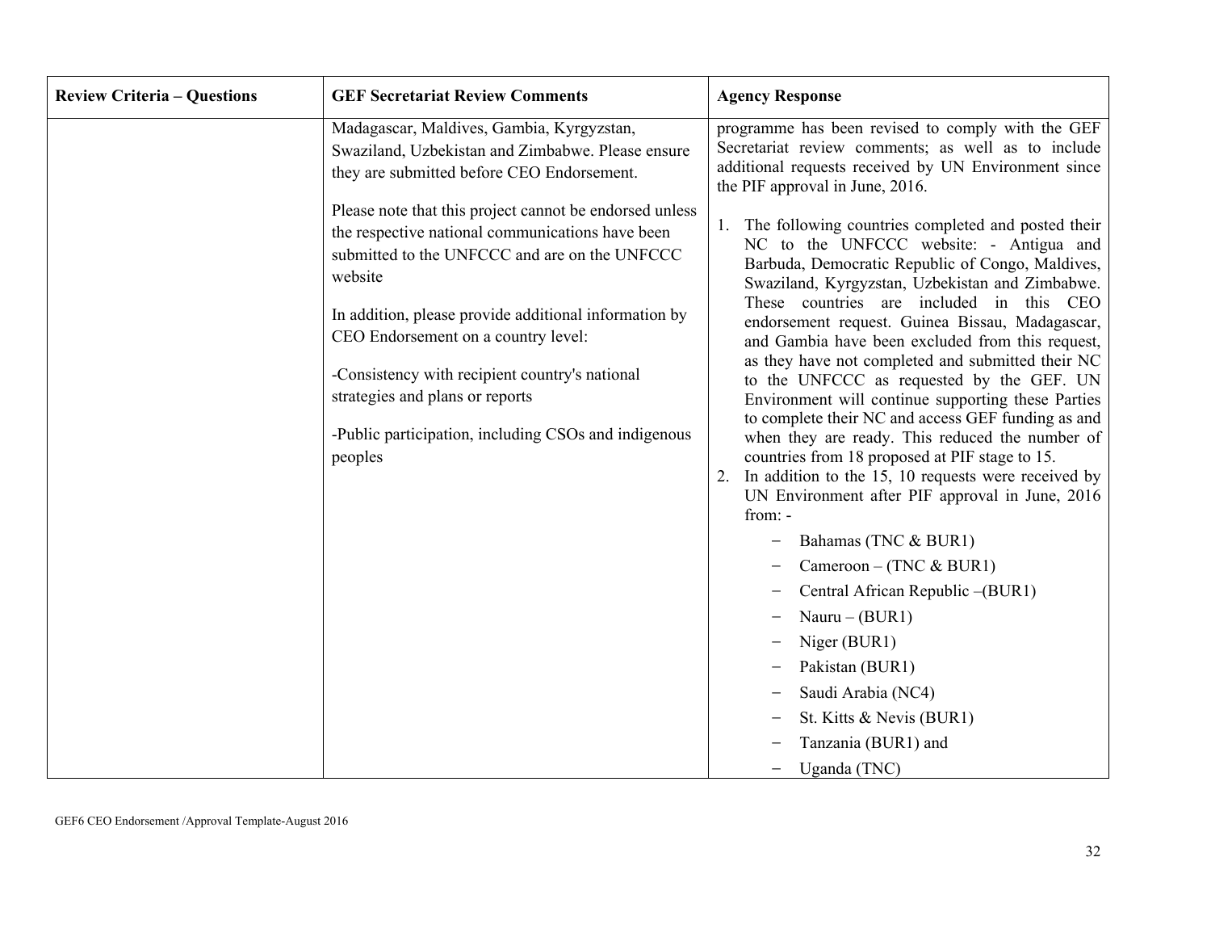| Review Criteria – Questions | GEF Secretariat Review Comments | Agency Response |
| --- | --- | --- |
| | Madagascar, Maldives, Gambia, Kyrgyzstan, Swaziland, Uzbekistan and Zimbabwe. Please ensure they are submitted before CEO Endorsement.<br><br>Please note that this project cannot be endorsed unless the respective national communications have been submitted to the UNFCCC and are on the UNFCCC website<br><br>In addition, please provide additional information by CEO Endorsement on a country level:<br><br>-Consistency with recipient country's national strategies and plans or reports<br><br>-Public participation, including CSOs and indigenous peoples | programme has been revised to comply with the GEF Secretariat review comments; as well as to include additional requests received by UN Environment since the PIF approval in June, 2016.<br><br>1. The following countries completed and posted their NC to the UNFCCC website: - Antigua and Barbuda, Democratic Republic of Congo, Maldives, Swaziland, Kyrgyzstan, Uzbekistan and Zimbabwe. These countries are included in this CEO endorsement request. Guinea Bissau, Madagascar, and Gambia have been excluded from this request, as they have not completed and submitted their NC to the UNFCCC as requested by the GEF. UN Environment will continue supporting these Parties to complete their NC and access GEF funding as and when they are ready. This reduced the number of countries from 18 proposed at PIF stage to 15.<br>2. In addition to the 15, 10 requests were received by UN Environment after PIF approval in June, 2016 from: -<br>− Bahamas (TNC & BUR1)<br>− Cameroon – (TNC & BUR1)<br>− Central African Republic –(BUR1)<br>− Nauru – (BUR1)<br>− Niger (BUR1)<br>− Pakistan (BUR1)<br>− Saudi Arabia (NC4)<br>− St. Kitts & Nevis (BUR1)<br>− Tanzania (BUR1) and<br>− Uganda (TNC) |

GEF6 CEO Endorsement /Approval Template-August 2016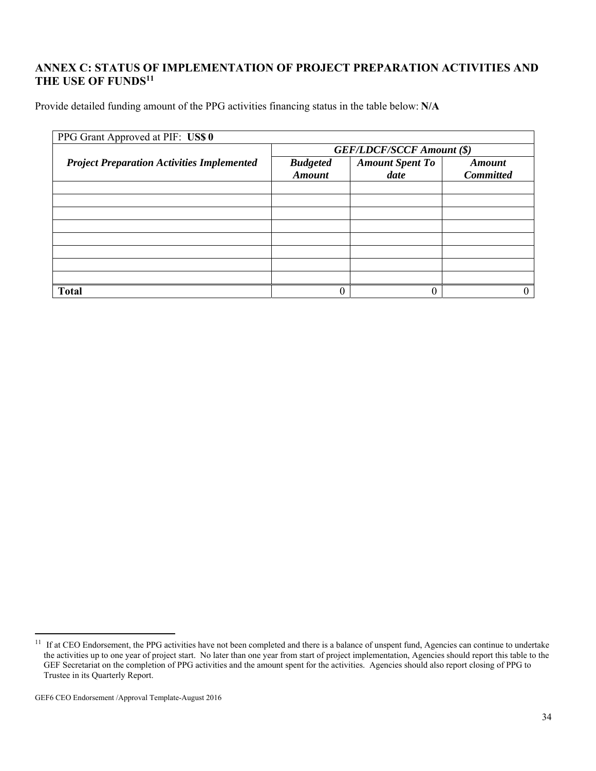## ANNEX C: STATUS OF IMPLEMENTATION OF PROJECT PREPARATION ACTIVITIES AND THE USE OF FUNDS[11]

Provide detailed funding amount of the PPG activities financing status in the table below: **N/A**

| PPG Grant Approved at PIF: **US$ 0** | | | |
|---|---|---|---|
| ***Project Preparation Activities Implemented*** | ***GEF/LDCF/SCCF Amount ($)*** | | |
| | ***Budgeted Amount*** | ***Amount Spent To date*** | ***Amount Committed*** |
| | | | |
| | | | |
| | | | |
| | | | |
| | | | |
| | | | |
| | | | |
| | | | |
| **Total** | 0 | 0 | 0 |

[11] If at CEO Endorsement, the PPG activities have not been completed and there is a balance of unspent fund, Agencies can continue to undertake the activities up to one year of project start. No later than one year from start of project implementation, Agencies should report this table to the GEF Secretariat on the completion of PPG activities and the amount spent for the activities. Agencies should also report closing of PPG to Trustee in its Quarterly Report.

GEF6 CEO Endorsement /Approval Template-August 2016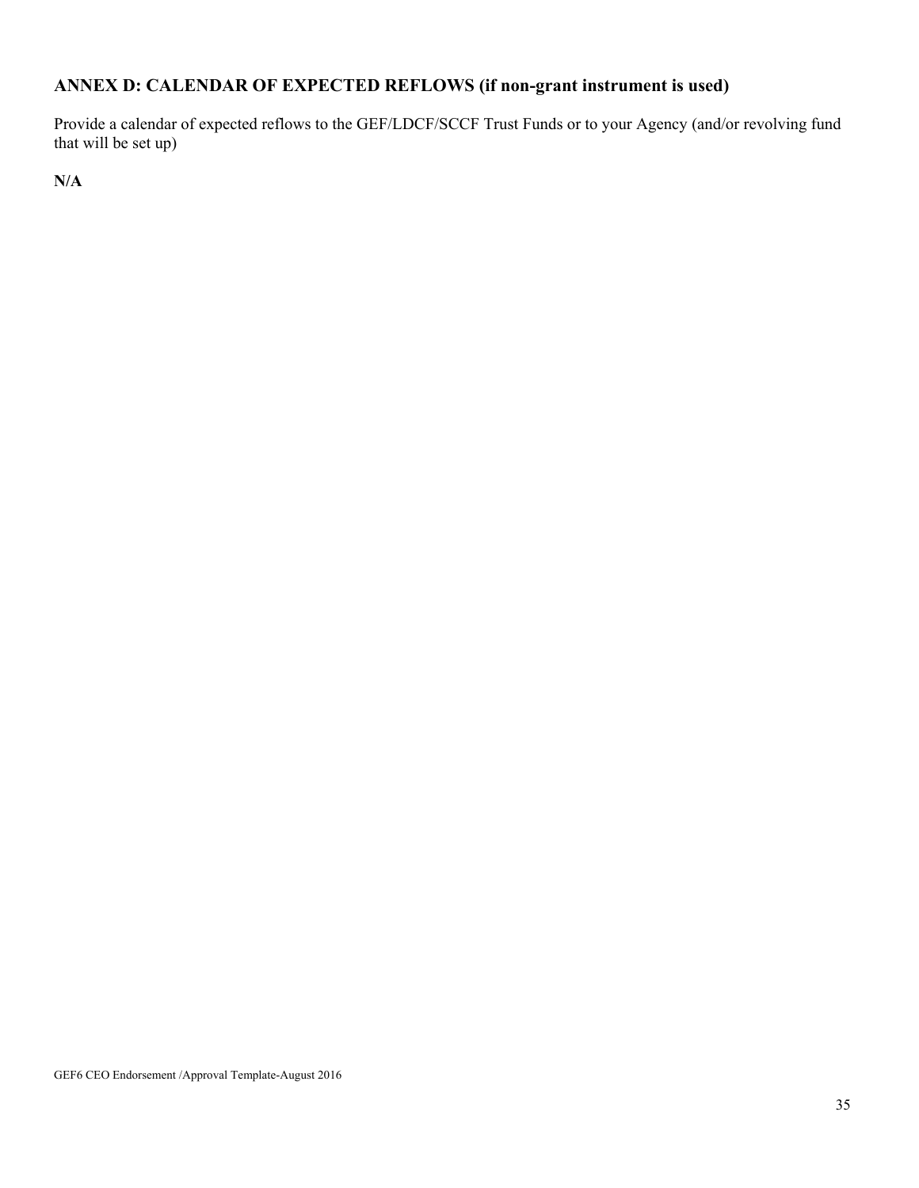## ANNEX D: CALENDAR OF EXPECTED REFLOWS (if non-grant instrument is used)

Provide a calendar of expected reflows to the GEF/LDCF/SCCF Trust Funds or to your Agency (and/or revolving fund that will be set up)

**N/A**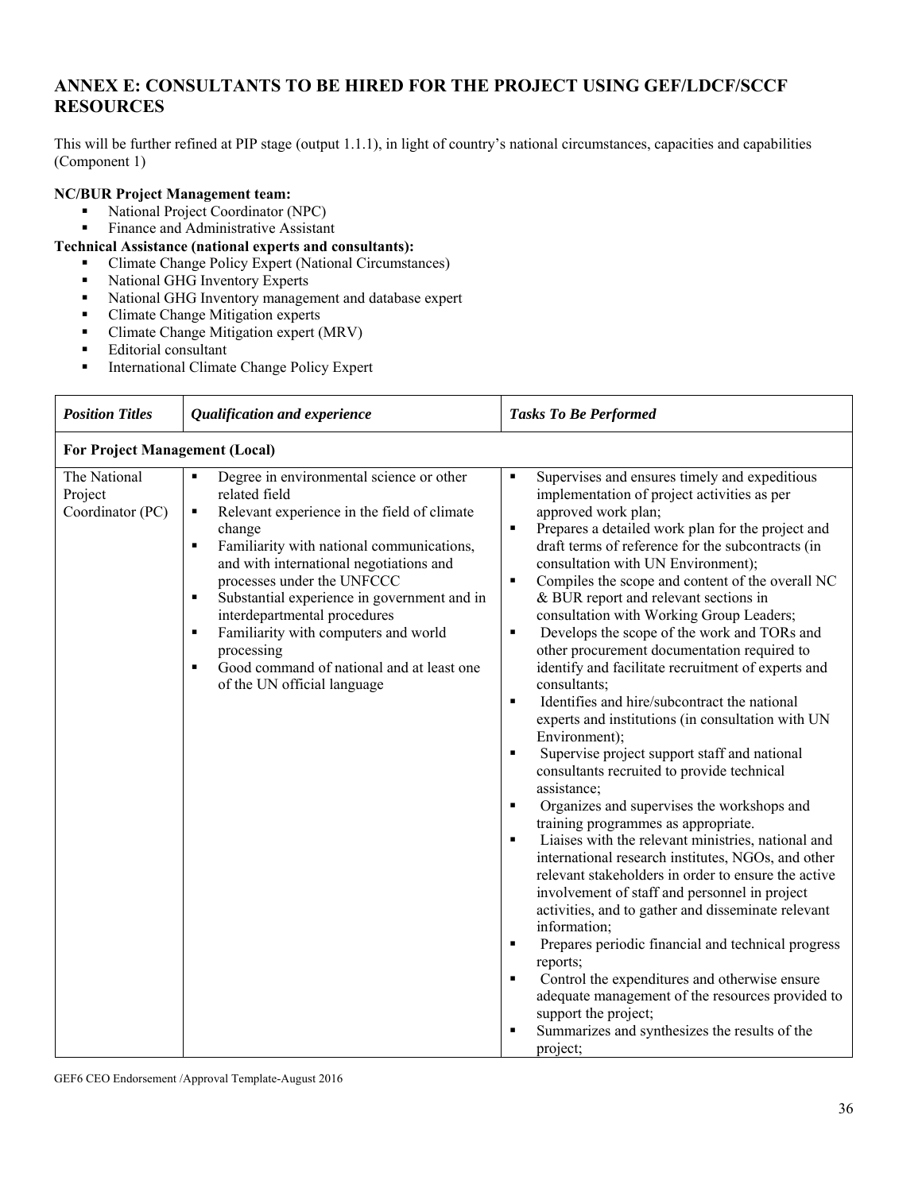## ANNEX E: CONSULTANTS TO BE HIRED FOR THE PROJECT USING GEF/LDCF/SCCF RESOURCES

This will be further refined at PIP stage (output 1.1.1), in light of country's national circumstances, capacities and capabilities (Component 1)

**NC/BUR Project Management team:**

- National Project Coordinator (NPC)
- Finance and Administrative Assistant

**Technical Assistance (national experts and consultants):**

- Climate Change Policy Expert (National Circumstances)
- National GHG Inventory Experts
- National GHG Inventory management and database expert
- Climate Change Mitigation experts
- Climate Change Mitigation expert (MRV)
- Editorial consultant
- International Climate Change Policy Expert

| *Position Titles* | *Qualification and experience* | *Tasks To Be Performed* |
|---|---|---|
| **For Project Management (Local)** | | |
| The National Project Coordinator (PC) | ▪ Degree in environmental science or other related field<br>▪ Relevant experience in the field of climate change<br>▪ Familiarity with national communications, and with international negotiations and processes under the UNFCCC<br>▪ Substantial experience in government and in interdepartmental procedures<br>▪ Familiarity with computers and world processing<br>▪ Good command of national and at least one of the UN official language | ▪ Supervises and ensures timely and expeditious implementation of project activities as per approved work plan;<br>▪ Prepares a detailed work plan for the project and draft terms of reference for the subcontracts (in consultation with UN Environment);<br>▪ Compiles the scope and content of the overall NC & BUR report and relevant sections in consultation with Working Group Leaders;<br>▪ Develops the scope of the work and TORs and other procurement documentation required to identify and facilitate recruitment of experts and consultants;<br>▪ Identifies and hire/subcontract the national experts and institutions (in consultation with UN Environment);<br>▪ Supervise project support staff and national consultants recruited to provide technical assistance;<br>▪ Organizes and supervises the workshops and training programmes as appropriate.<br>▪ Liaises with the relevant ministries, national and international research institutes, NGOs, and other relevant stakeholders in order to ensure the active involvement of staff and personnel in project activities, and to gather and disseminate relevant information;<br>▪ Prepares periodic financial and technical progress reports;<br>▪ Control the expenditures and otherwise ensure adequate management of the resources provided to support the project;<br>▪ Summarizes and synthesizes the results of the project; |

GEF6 CEO Endorsement /Approval Template-August 2016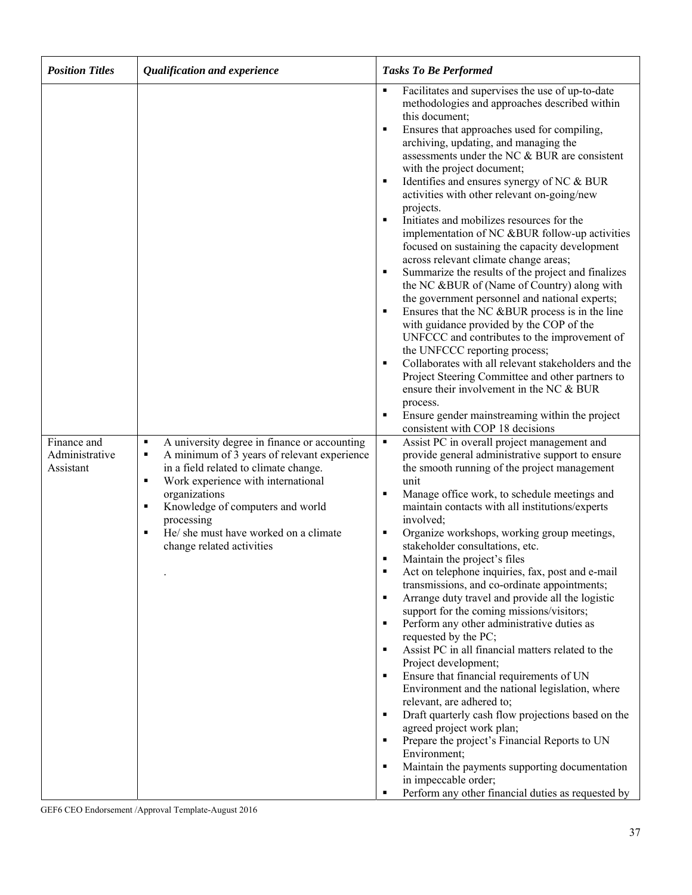| *Position Titles* | *Qualification and experience* | *Tasks To Be Performed* |
|---|---|---|
| | | ▪ Facilitates and supervises the use of up-to-date methodologies and approaches described within this document;<br>▪ Ensures that approaches used for compiling, archiving, updating, and managing the assessments under the NC & BUR are consistent with the project document;<br>▪ Identifies and ensures synergy of NC & BUR activities with other relevant on-going/new projects.<br>▪ Initiates and mobilizes resources for the implementation of NC &BUR follow-up activities focused on sustaining the capacity development across relevant climate change areas;<br>▪ Summarize the results of the project and finalizes the NC &BUR of (Name of Country) along with the government personnel and national experts;<br>▪ Ensures that the NC &BUR process is in the line with guidance provided by the COP of the UNFCCC and contributes to the improvement of the UNFCCC reporting process;<br>▪ Collaborates with all relevant stakeholders and the Project Steering Committee and other partners to ensure their involvement in the NC & BUR process.<br>▪ Ensure gender mainstreaming within the project consistent with COP 18 decisions |
| Finance and Administrative Assistant | ▪ A university degree in finance or accounting<br>▪ A minimum of 3 years of relevant experience in a field related to climate change.<br>▪ Work experience with international organizations<br>▪ Knowledge of computers and world processing<br>▪ He/ she must have worked on a climate change related activities<br>. | ▪ Assist PC in overall project management and provide general administrative support to ensure the smooth running of the project management unit<br>▪ Manage office work, to schedule meetings and maintain contacts with all institutions/experts involved;<br>▪ Organize workshops, working group meetings, stakeholder consultations, etc.<br>▪ Maintain the project's files<br>▪ Act on telephone inquiries, fax, post and e-mail transmissions, and co-ordinate appointments;<br>▪ Arrange duty travel and provide all the logistic support for the coming missions/visitors;<br>▪ Perform any other administrative duties as requested by the PC;<br>▪ Assist PC in all financial matters related to the Project development;<br>▪ Ensure that financial requirements of UN Environment and the national legislation, where relevant, are adhered to;<br>▪ Draft quarterly cash flow projections based on the agreed project work plan;<br>▪ Prepare the project's Financial Reports to UN Environment;<br>▪ Maintain the payments supporting documentation in impeccable order;<br>▪ Perform any other financial duties as requested by |

GEF6 CEO Endorsement /Approval Template-August 2016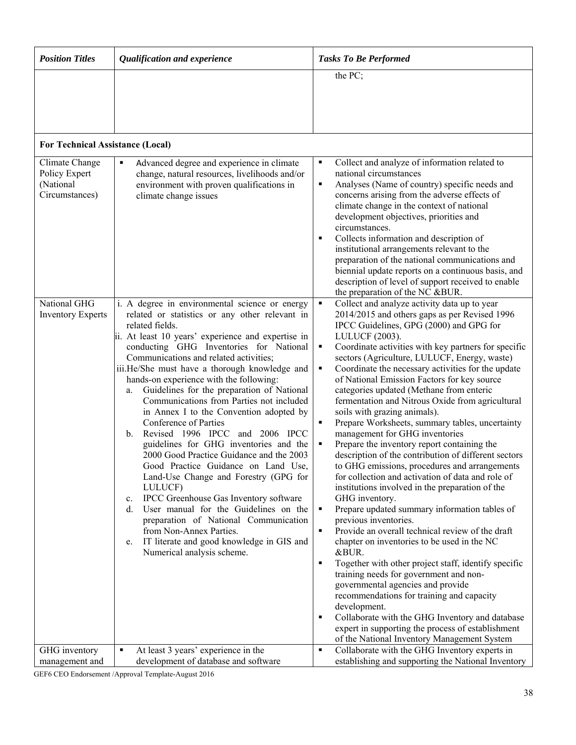| *Position Titles* | *Qualification and experience* | *Tasks To Be Performed* |
|---|---|---|
| | | the PC; |
| **For Technical Assistance (Local)** | | |
| Climate Change Policy Expert (National Circumstances) | ▪ Advanced degree and experience in climate change, natural resources, livelihoods and/or environment with proven qualifications in climate change issues | ▪ Collect and analyze of information related to national circumstances<br>▪ Analyses (Name of country) specific needs and concerns arising from the adverse effects of climate change in the context of national development objectives, priorities and circumstances.<br>▪ Collects information and description of institutional arrangements relevant to the preparation of the national communications and biennial update reports on a continuous basis, and description of level of support received to enable the preparation of the NC &BUR. |
| National GHG Inventory Experts | i. A degree in environmental science or energy related or statistics or any other relevant in related fields.<br>ii. At least 10 years' experience and expertise in conducting GHG Inventories for National Communications and related activities;<br>iii.He/She must have a thorough knowledge and hands-on experience with the following:<br>a. Guidelines for the preparation of National Communications from Parties not included in Annex I to the Convention adopted by Conference of Parties<br>b. Revised 1996 IPCC and 2006 IPCC guidelines for GHG inventories and the 2000 Good Practice Guidance and the 2003 Good Practice Guidance on Land Use, Land-Use Change and Forestry (GPG for LULUCF)<br>c. IPCC Greenhouse Gas Inventory software<br>d. User manual for the Guidelines on the preparation of National Communication from Non-Annex Parties.<br>e. IT literate and good knowledge in GIS and Numerical analysis scheme. | ▪ Collect and analyze activity data up to year 2014/2015 and others gaps as per Revised 1996 IPCC Guidelines, GPG (2000) and GPG for LULUCF (2003).<br>▪ Coordinate activities with key partners for specific sectors (Agriculture, LULUCF, Energy, waste)<br>▪ Coordinate the necessary activities for the update of National Emission Factors for key source categories updated (Methane from enteric fermentation and Nitrous Oxide from agricultural soils with grazing animals).<br>▪ Prepare Worksheets, summary tables, uncertainty management for GHG inventories<br>▪ Prepare the inventory report containing the description of the contribution of different sectors to GHG emissions, procedures and arrangements for collection and activation of data and role of institutions involved in the preparation of the GHG inventory.<br>▪ Prepare updated summary information tables of previous inventories.<br>▪ Provide an overall technical review of the draft chapter on inventories to be used in the NC &BUR.<br>▪ Together with other project staff, identify specific training needs for government and non-governmental agencies and provide recommendations for training and capacity development.<br>▪ Collaborate with the GHG Inventory and database expert in supporting the process of establishment of the National Inventory Management System |
| GHG inventory management and | ▪ At least 3 years' experience in the development of database and software | ▪ Collaborate with the GHG Inventory experts in establishing and supporting the National Inventory |

GEF6 CEO Endorsement /Approval Template-August 2016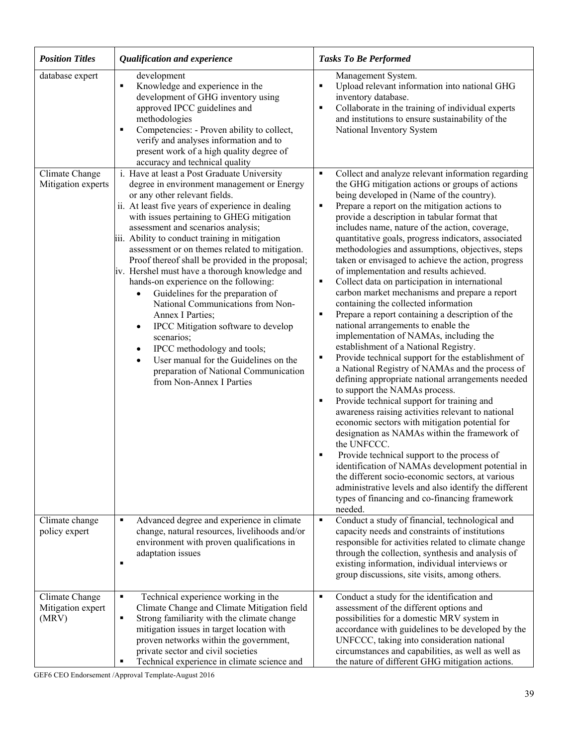| *Position Titles* | *Qualification and experience* | *Tasks To Be Performed* |
|---|---|---|
| database expert | development<br>▪ Knowledge and experience in the development of GHG inventory using approved IPCC guidelines and methodologies<br>▪ Competencies: - Proven ability to collect, verify and analyses information and to present work of a high quality degree of accuracy and technical quality | Management System.<br>▪ Upload relevant information into national GHG inventory database.<br>▪ Collaborate in the training of individual experts and institutions to ensure sustainability of the National Inventory System |
| Climate Change Mitigation experts | i. Have at least a Post Graduate University degree in environment management or Energy or any other relevant fields.<br>ii. At least five years of experience in dealing with issues pertaining to GHEG mitigation assessment and scenarios analysis;<br>iii. Ability to conduct training in mitigation assessment or on themes related to mitigation. Proof thereof shall be provided in the proposal;<br>iv. Hershel must have a thorough knowledge and hands-on experience on the following:<br>• Guidelines for the preparation of National Communications from Non-Annex I Parties;<br>• IPCC Mitigation software to develop scenarios;<br>• IPCC methodology and tools;<br>• User manual for the Guidelines on the preparation of National Communication from Non-Annex I Parties | ▪ Collect and analyze relevant information regarding the GHG mitigation actions or groups of actions being developed in (Name of the country).<br>▪ Prepare a report on the mitigation actions to provide a description in tabular format that includes name, nature of the action, coverage, quantitative goals, progress indicators, associated methodologies and assumptions, objectives, steps taken or envisaged to achieve the action, progress of implementation and results achieved.<br>▪ Collect data on participation in international carbon market mechanisms and prepare a report containing the collected information<br>▪ Prepare a report containing a description of the national arrangements to enable the implementation of NAMAs, including the establishment of a National Registry.<br>▪ Provide technical support for the establishment of a National Registry of NAMAs and the process of defining appropriate national arrangements needed to support the NAMAs process.<br>▪ Provide technical support for training and awareness raising activities relevant to national economic sectors with mitigation potential for designation as NAMAs within the framework of the UNFCCC.<br>▪ Provide technical support to the process of identification of NAMAs development potential in the different socio-economic sectors, at various administrative levels and also identify the different types of financing and co-financing framework needed. |
| Climate change policy expert | ▪ Advanced degree and experience in climate change, natural resources, livelihoods and/or environment with proven qualifications in adaptation issues<br>▪ | ▪ Conduct a study of financial, technological and capacity needs and constraints of institutions responsible for activities related to climate change through the collection, synthesis and analysis of existing information, individual interviews or group discussions, site visits, among others. |
| Climate Change Mitigation expert (MRV) | ▪ Technical experience working in the Climate Change and Climate Mitigation field<br>▪ Strong familiarity with the climate change mitigation issues in target location with proven networks within the government, private sector and civil societies<br>▪ Technical experience in climate science and | ▪ Conduct a study for the identification and assessment of the different options and possibilities for a domestic MRV system in accordance with guidelines to be developed by the UNFCCC, taking into consideration national circumstances and capabilities, as well as well as the nature of different GHG mitigation actions. |

GEF6 CEO Endorsement /Approval Template-August 2016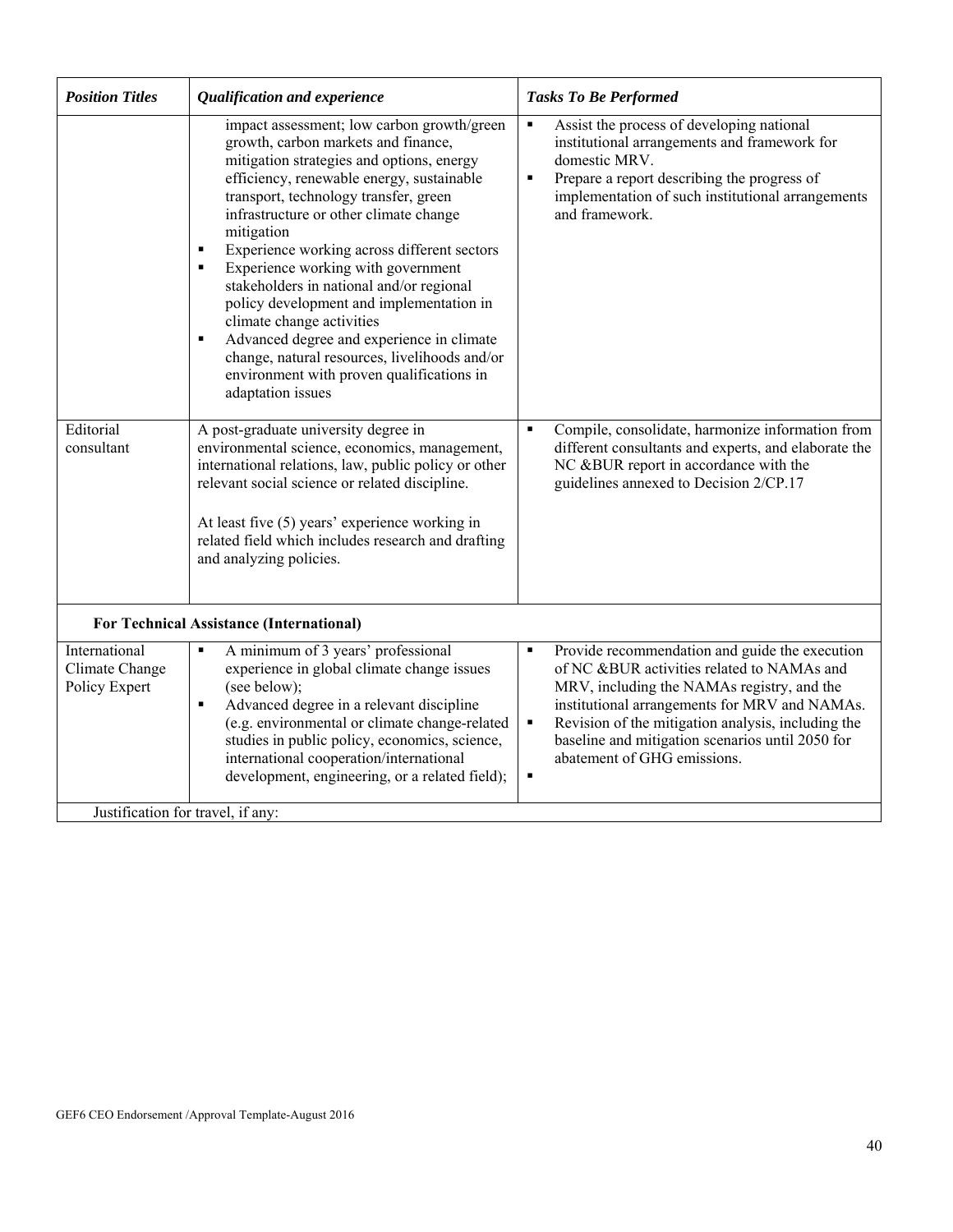| *Position Titles* | *Qualification and experience* | *Tasks To Be Performed* |
|---|---|---|
| | impact assessment; low carbon growth/green growth, carbon markets and finance, mitigation strategies and options, energy efficiency, renewable energy, sustainable transport, technology transfer, green infrastructure or other climate change mitigation<br>▪ Experience working across different sectors<br>▪ Experience working with government stakeholders in national and/or regional policy development and implementation in climate change activities<br>▪ Advanced degree and experience in climate change, natural resources, livelihoods and/or environment with proven qualifications in adaptation issues | ▪ Assist the process of developing national institutional arrangements and framework for domestic MRV.<br>▪ Prepare a report describing the progress of implementation of such institutional arrangements and framework. |
| Editorial consultant | A post-graduate university degree in environmental science, economics, management, international relations, law, public policy or other relevant social science or related discipline.<br><br>At least five (5) years' experience working in related field which includes research and drafting and analyzing policies. | ▪ Compile, consolidate, harmonize information from different consultants and experts, and elaborate the NC &BUR report in accordance with the guidelines annexed to Decision 2/CP.17 |
| **For Technical Assistance (International)** | | |
| International Climate Change Policy Expert | ▪ A minimum of 3 years' professional experience in global climate change issues (see below);<br>▪ Advanced degree in a relevant discipline (e.g. environmental or climate change-related studies in public policy, economics, science, international cooperation/international development, engineering, or a related field); | ▪ Provide recommendation and guide the execution of NC &BUR activities related to NAMAs and MRV, including the NAMAs registry, and the institutional arrangements for MRV and NAMAs.<br>▪ Revision of the mitigation analysis, including the baseline and mitigation scenarios until 2050 for abatement of GHG emissions.<br>▪ |
| Justification for travel, if any: | | |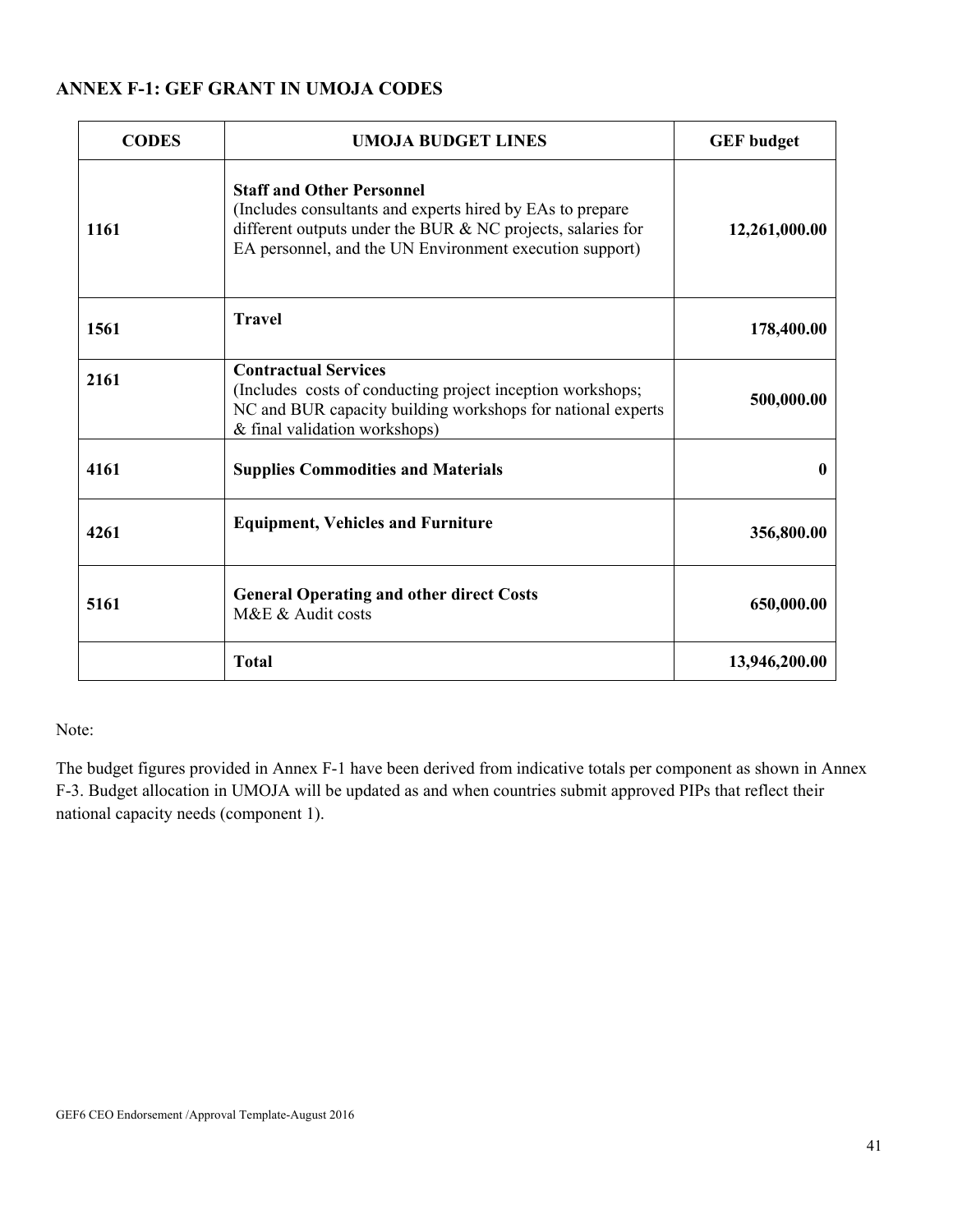## ANNEX F-1: GEF GRANT IN UMOJA CODES

| CODES | UMOJA BUDGET LINES | GEF budget |
|---|---|---|
| 1161 | **Staff and Other Personnel** (Includes consultants and experts hired by EAs to prepare different outputs under the BUR & NC projects, salaries for EA personnel, and the UN Environment execution support) | **12,261,000.00** |
| 1561 | **Travel** | **178,400.00** |
| 2161 | **Contractual Services** (Includes costs of conducting project inception workshops; NC and BUR capacity building workshops for national experts & final validation workshops) | **500,000.00** |
| 4161 | **Supplies Commodities and Materials** | **0** |
| 4261 | **Equipment, Vehicles and Furniture** | **356,800.00** |
| 5161 | **General Operating and other direct Costs** M&E & Audit costs | **650,000.00** |
| | **Total** | **13,946,200.00** |

Note:

The budget figures provided in Annex F-1 have been derived from indicative totals per component as shown in Annex F-3. Budget allocation in UMOJA will be updated as and when countries submit approved PIPs that reflect their national capacity needs (component 1).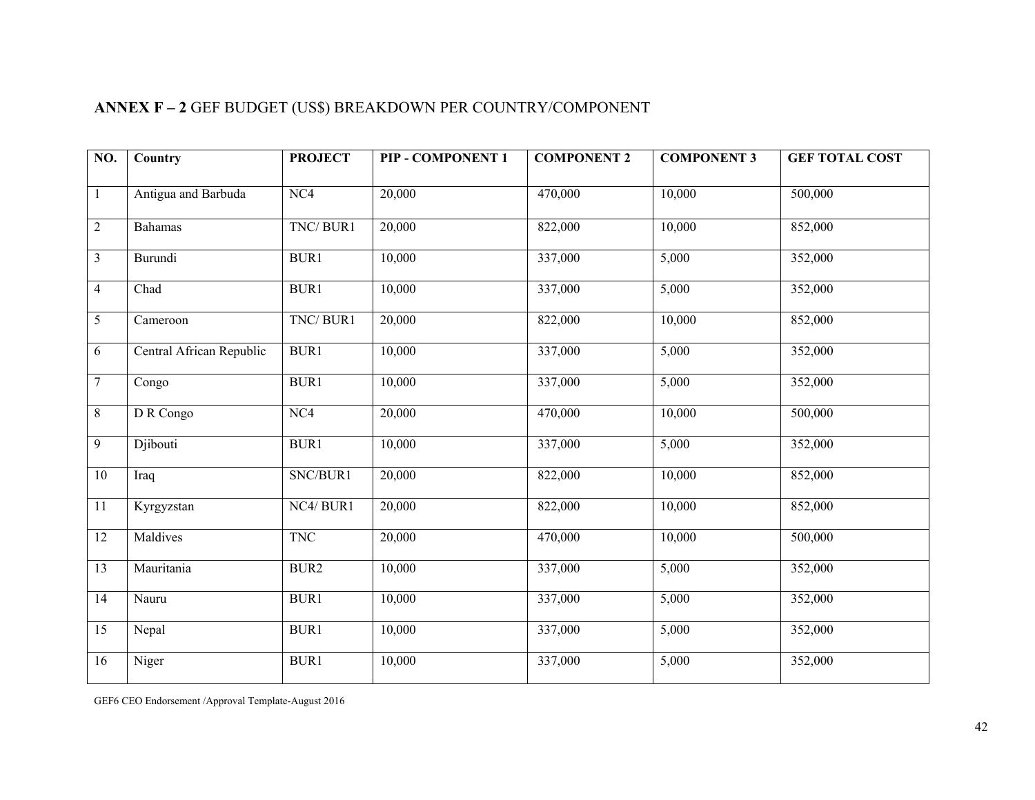**ANNEX F – 2** GEF BUDGET (US$) BREAKDOWN PER COUNTRY/COMPONENT

| NO. | Country | PROJECT | PIP - COMPONENT 1 | COMPONENT 2 | COMPONENT 3 | GEF TOTAL COST |
|---|---|---|---|---|---|---|
| 1 | Antigua and Barbuda | NC4 | 20,000 | 470,000 | 10,000 | 500,000 |
| 2 | Bahamas | TNC/ BUR1 | 20,000 | 822,000 | 10,000 | 852,000 |
| 3 | Burundi | BUR1 | 10,000 | 337,000 | 5,000 | 352,000 |
| 4 | Chad | BUR1 | 10,000 | 337,000 | 5,000 | 352,000 |
| 5 | Cameroon | TNC/ BUR1 | 20,000 | 822,000 | 10,000 | 852,000 |
| 6 | Central African Republic | BUR1 | 10,000 | 337,000 | 5,000 | 352,000 |
| 7 | Congo | BUR1 | 10,000 | 337,000 | 5,000 | 352,000 |
| 8 | D R Congo | NC4 | 20,000 | 470,000 | 10,000 | 500,000 |
| 9 | Djibouti | BUR1 | 10,000 | 337,000 | 5,000 | 352,000 |
| 10 | Iraq | SNC/BUR1 | 20,000 | 822,000 | 10,000 | 852,000 |
| 11 | Kyrgyzstan | NC4/ BUR1 | 20,000 | 822,000 | 10,000 | 852,000 |
| 12 | Maldives | TNC | 20,000 | 470,000 | 10,000 | 500,000 |
| 13 | Mauritania | BUR2 | 10,000 | 337,000 | 5,000 | 352,000 |
| 14 | Nauru | BUR1 | 10,000 | 337,000 | 5,000 | 352,000 |
| 15 | Nepal | BUR1 | 10,000 | 337,000 | 5,000 | 352,000 |
| 16 | Niger | BUR1 | 10,000 | 337,000 | 5,000 | 352,000 |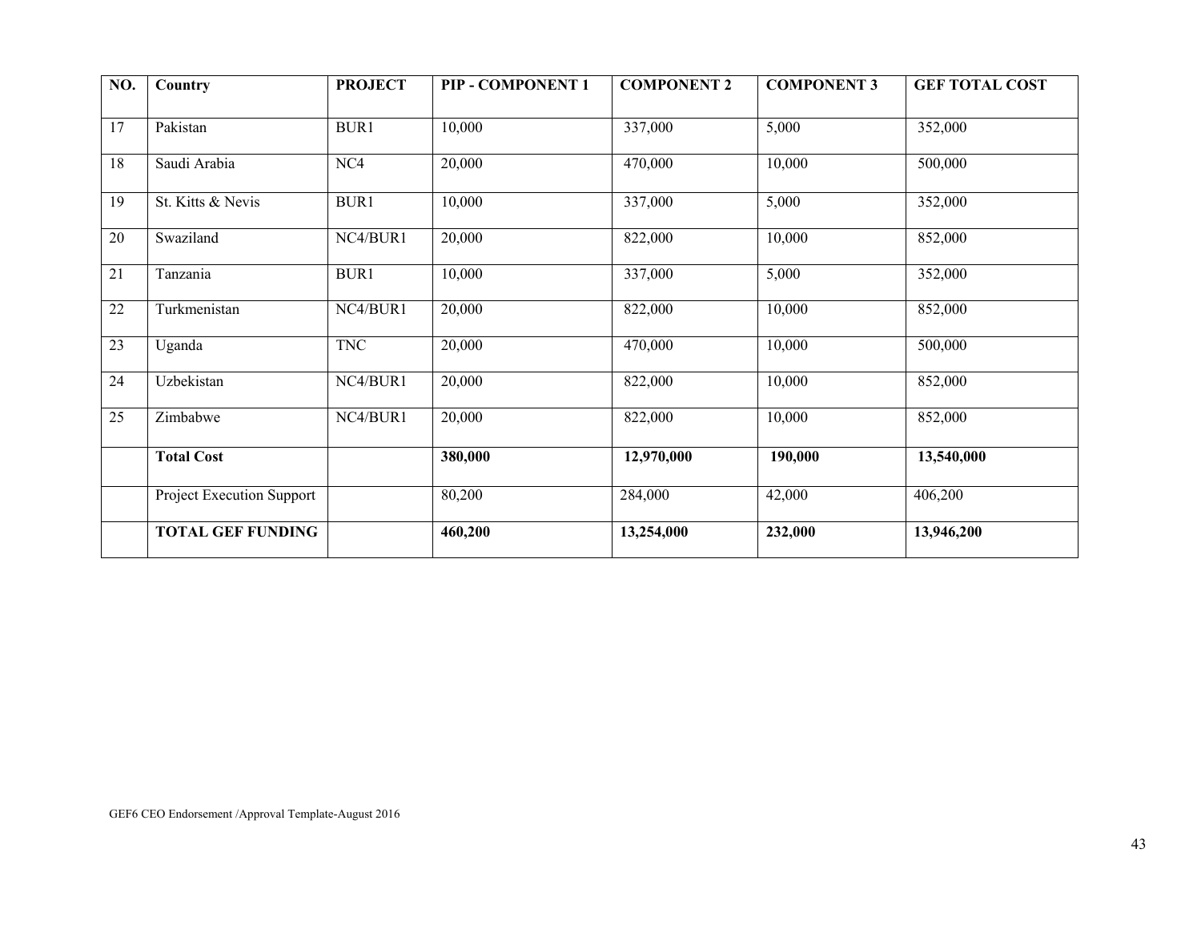| NO. | Country | PROJECT | PIP - COMPONENT 1 | COMPONENT 2 | COMPONENT 3 | GEF TOTAL COST |
|---|---|---|---|---|---|---|
| 17 | Pakistan | BUR1 | 10,000 | 337,000 | 5,000 | 352,000 |
| 18 | Saudi Arabia | NC4 | 20,000 | 470,000 | 10,000 | 500,000 |
| 19 | St. Kitts & Nevis | BUR1 | 10,000 | 337,000 | 5,000 | 352,000 |
| 20 | Swaziland | NC4/BUR1 | 20,000 | 822,000 | 10,000 | 852,000 |
| 21 | Tanzania | BUR1 | 10,000 | 337,000 | 5,000 | 352,000 |
| 22 | Turkmenistan | NC4/BUR1 | 20,000 | 822,000 | 10,000 | 852,000 |
| 23 | Uganda | TNC | 20,000 | 470,000 | 10,000 | 500,000 |
| 24 | Uzbekistan | NC4/BUR1 | 20,000 | 822,000 | 10,000 | 852,000 |
| 25 | Zimbabwe | NC4/BUR1 | 20,000 | 822,000 | 10,000 | 852,000 |
| | **Total Cost** | | **380,000** | **12,970,000** | **190,000** | **13,540,000** |
| | Project Execution Support | | 80,200 | 284,000 | 42,000 | 406,200 |
| | **TOTAL GEF FUNDING** | | **460,200** | **13,254,000** | **232,000** | **13,946,200** |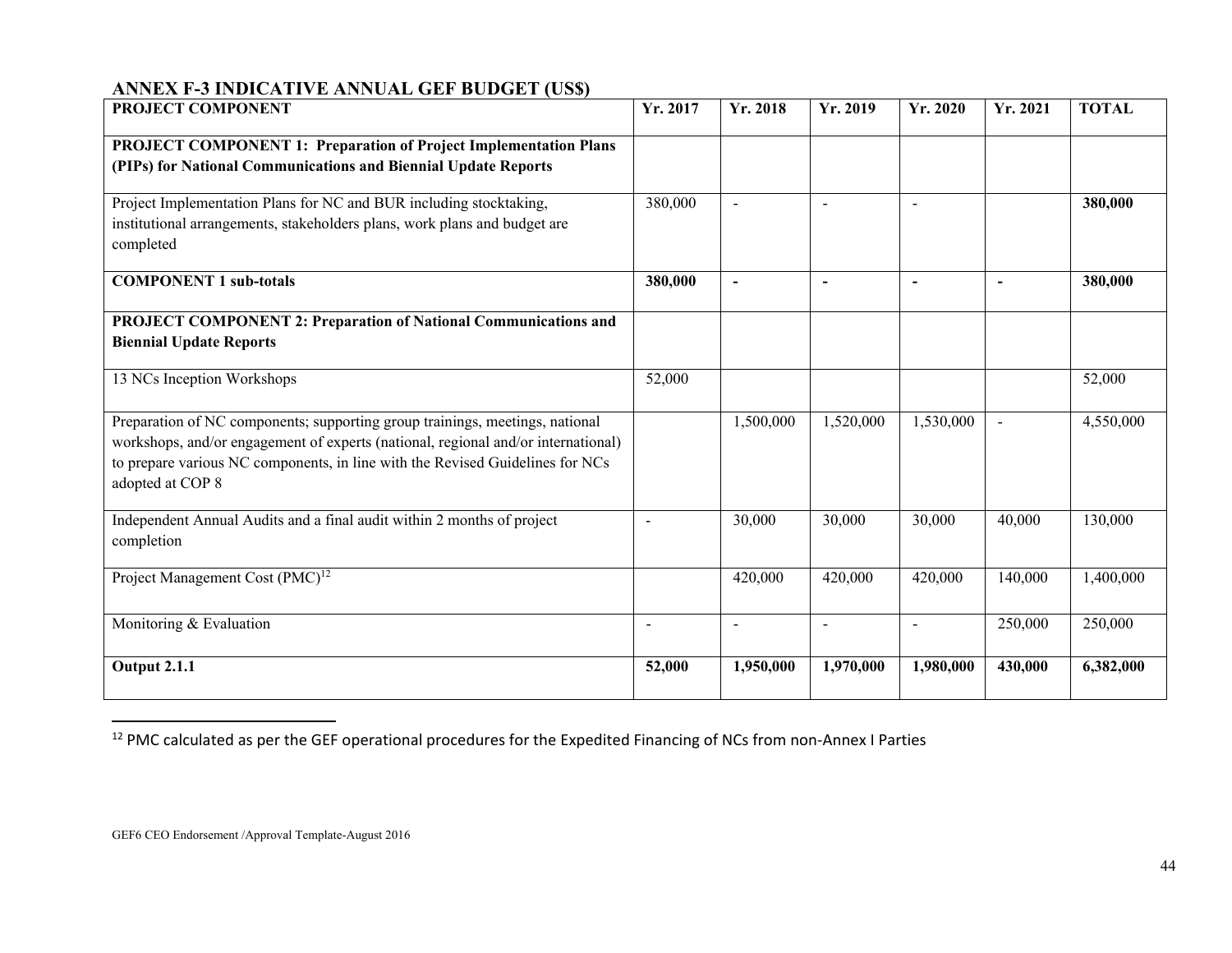## ANNEX F-3 INDICATIVE ANNUAL GEF BUDGET (US$)

| PROJECT COMPONENT | Yr. 2017 | Yr. 2018 | Yr. 2019 | Yr. 2020 | Yr. 2021 | TOTAL |
|---|---|---|---|---|---|---|
| **PROJECT COMPONENT 1: Preparation of Project Implementation Plans (PIPs) for National Communications and Biennial Update Reports** | | | | | | |
| Project Implementation Plans for NC and BUR including stocktaking, institutional arrangements, stakeholders plans, work plans and budget are completed | 380,000 | - | - | - | | **380,000** |
| **COMPONENT 1 sub-totals** | **380,000** | **-** | **-** | **-** | **-** | **380,000** |
| **PROJECT COMPONENT 2: Preparation of National Communications and Biennial Update Reports** | | | | | | |
| 13 NCs Inception Workshops | 52,000 | | | | | 52,000 |
| Preparation of NC components; supporting group trainings, meetings, national workshops, and/or engagement of experts (national, regional and/or international) to prepare various NC components, in line with the Revised Guidelines for NCs adopted at COP 8 | | 1,500,000 | 1,520,000 | 1,530,000 | - | 4,550,000 |
| Independent Annual Audits and a final audit within 2 months of project completion | - | 30,000 | 30,000 | 30,000 | 40,000 | 130,000 |
| Project Management Cost (PMC)[12] | | 420,000 | 420,000 | 420,000 | 140,000 | 1,400,000 |
| Monitoring & Evaluation | - | - | - | - | 250,000 | 250,000 |
| **Output 2.1.1** | **52,000** | **1,950,000** | **1,970,000** | **1,980,000** | **430,000** | **6,382,000** |

[12] PMC calculated as per the GEF operational procedures for the Expedited Financing of NCs from non-Annex I Parties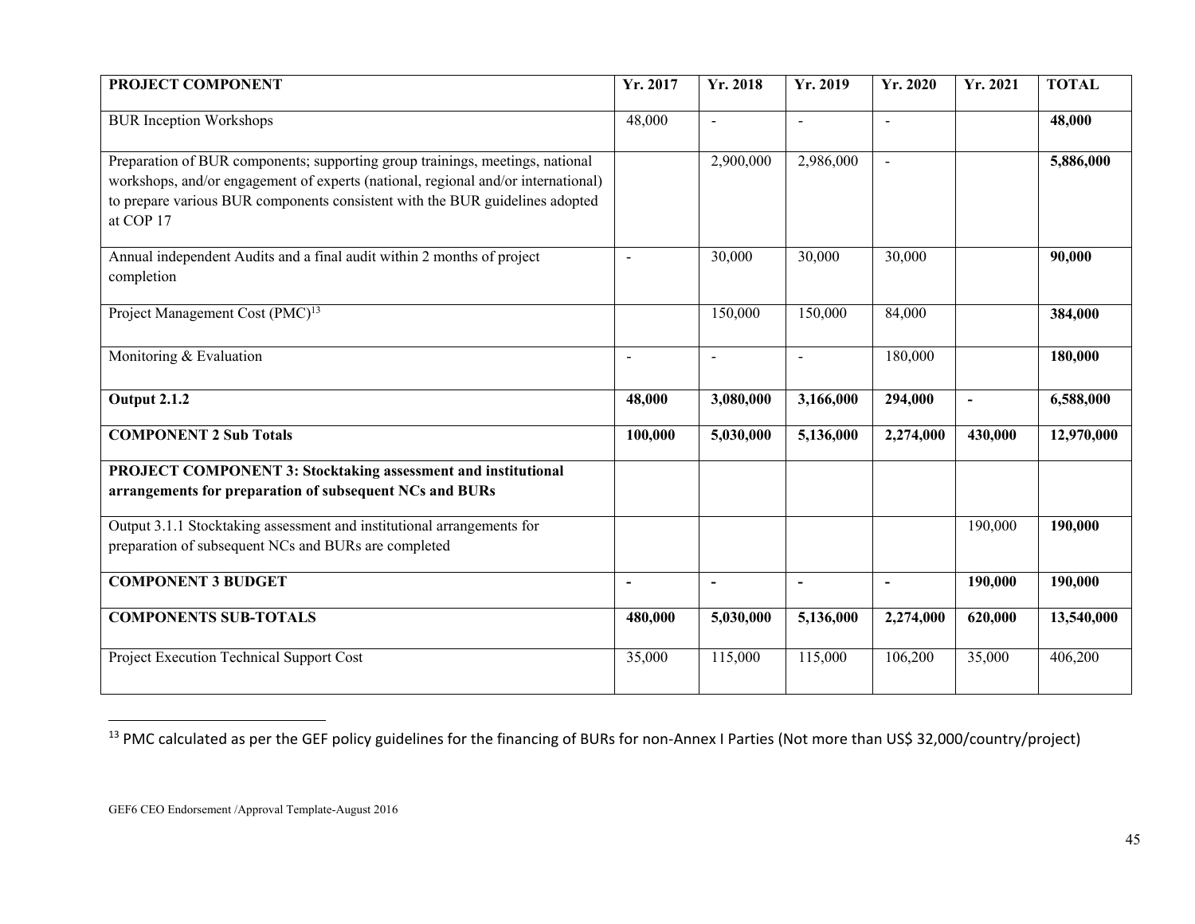| PROJECT COMPONENT | Yr. 2017 | Yr. 2018 | Yr. 2019 | Yr. 2020 | Yr. 2021 | TOTAL |
|---|---|---|---|---|---|---|
| BUR Inception Workshops | 48,000 | - | - | - | | **48,000** |
| Preparation of BUR components; supporting group trainings, meetings, national workshops, and/or engagement of experts (national, regional and/or international) to prepare various BUR components consistent with the BUR guidelines adopted at COP 17 | | 2,900,000 | 2,986,000 | - | | **5,886,000** |
| Annual independent Audits and a final audit within 2 months of project completion | - | 30,000 | 30,000 | 30,000 | | **90,000** |
| Project Management Cost (PMC)[13] | | 150,000 | 150,000 | 84,000 | | **384,000** |
| Monitoring & Evaluation | - | - | - | 180,000 | | **180,000** |
| **Output 2.1.2** | **48,000** | **3,080,000** | **3,166,000** | **294,000** | **-** | **6,588,000** |
| **COMPONENT 2 Sub Totals** | **100,000** | **5,030,000** | **5,136,000** | **2,274,000** | **430,000** | **12,970,000** |
| **PROJECT COMPONENT 3: Stocktaking assessment and institutional arrangements for preparation of subsequent NCs and BURs** | | | | | | |
| Output 3.1.1 Stocktaking assessment and institutional arrangements for preparation of subsequent NCs and BURs are completed | | | | | 190,000 | **190,000** |
| **COMPONENT 3 BUDGET** | **-** | **-** | **-** | **-** | **190,000** | **190,000** |
| **COMPONENTS SUB-TOTALS** | **480,000** | **5,030,000** | **5,136,000** | **2,274,000** | **620,000** | **13,540,000** |
| Project Execution Technical Support Cost | 35,000 | 115,000 | 115,000 | 106,200 | 35,000 | 406,200 |

[13] PMC calculated as per the GEF policy guidelines for the financing of BURs for non-Annex I Parties (Not more than US$ 32,000/country/project)

GEF6 CEO Endorsement /Approval Template-August 2016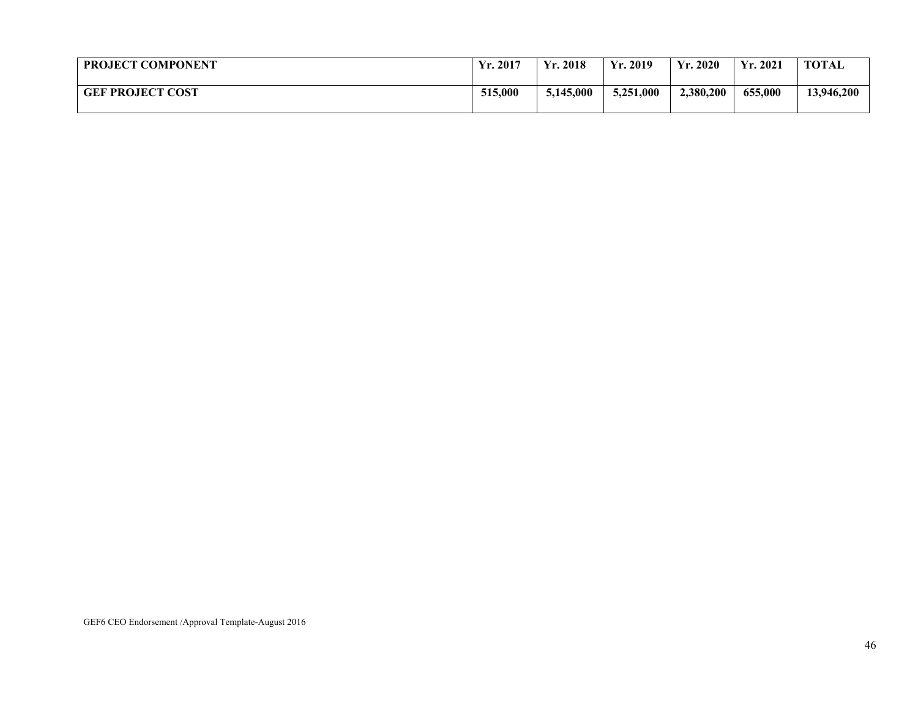| PROJECT COMPONENT | Yr. 2017 | Yr. 2018 | Yr. 2019 | Yr. 2020 | Yr. 2021 | TOTAL |
|---|---|---|---|---|---|---|
| **GEF PROJECT COST** | **515,000** | **5,145,000** | **5,251,000** | **2,380,200** | **655,000** | **13,946,200** |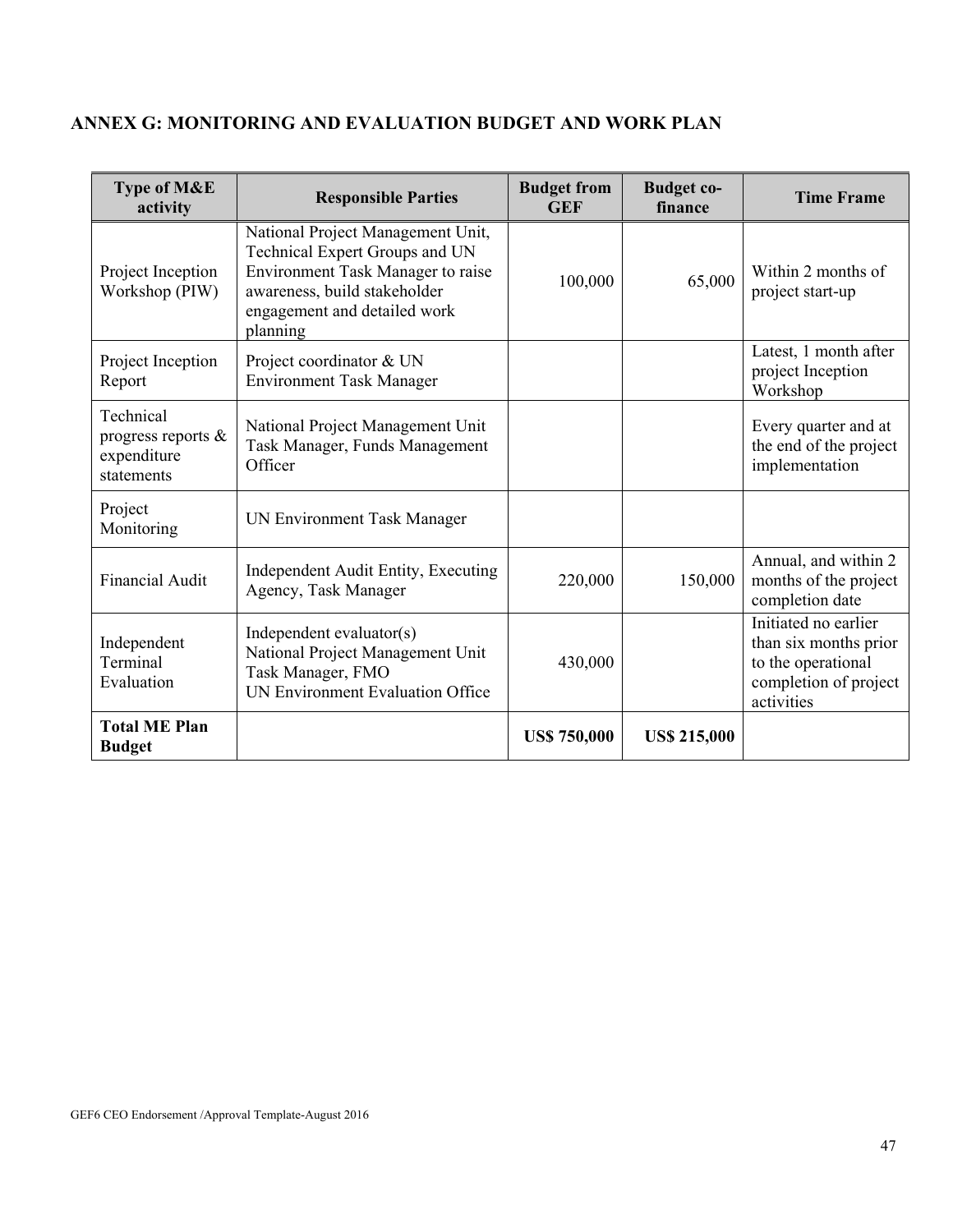## ANNEX G: MONITORING AND EVALUATION BUDGET AND WORK PLAN

| Type of M&E activity | Responsible Parties | Budget from GEF | Budget co-finance | Time Frame |
|---|---|---|---|---|
| Project Inception Workshop (PIW) | National Project Management Unit, Technical Expert Groups and UN Environment Task Manager to raise awareness, build stakeholder engagement and detailed work planning | 100,000 | 65,000 | Within 2 months of project start-up |
| Project Inception Report | Project coordinator & UN Environment Task Manager | | | Latest, 1 month after project Inception Workshop |
| Technical progress reports & expenditure statements | National Project Management Unit Task Manager, Funds Management Officer | | | Every quarter and at the end of the project implementation |
| Project Monitoring | UN Environment Task Manager | | | |
| Financial Audit | Independent Audit Entity, Executing Agency, Task Manager | 220,000 | 150,000 | Annual, and within 2 months of the project completion date |
| Independent Terminal Evaluation | Independent evaluator(s) National Project Management Unit Task Manager, FMO UN Environment Evaluation Office | 430,000 | | Initiated no earlier than six months prior to the operational completion of project activities |
| **Total ME Plan Budget** | | **US$ 750,000** | **US$ 215,000** | |

GEF6 CEO Endorsement /Approval Template-August 2016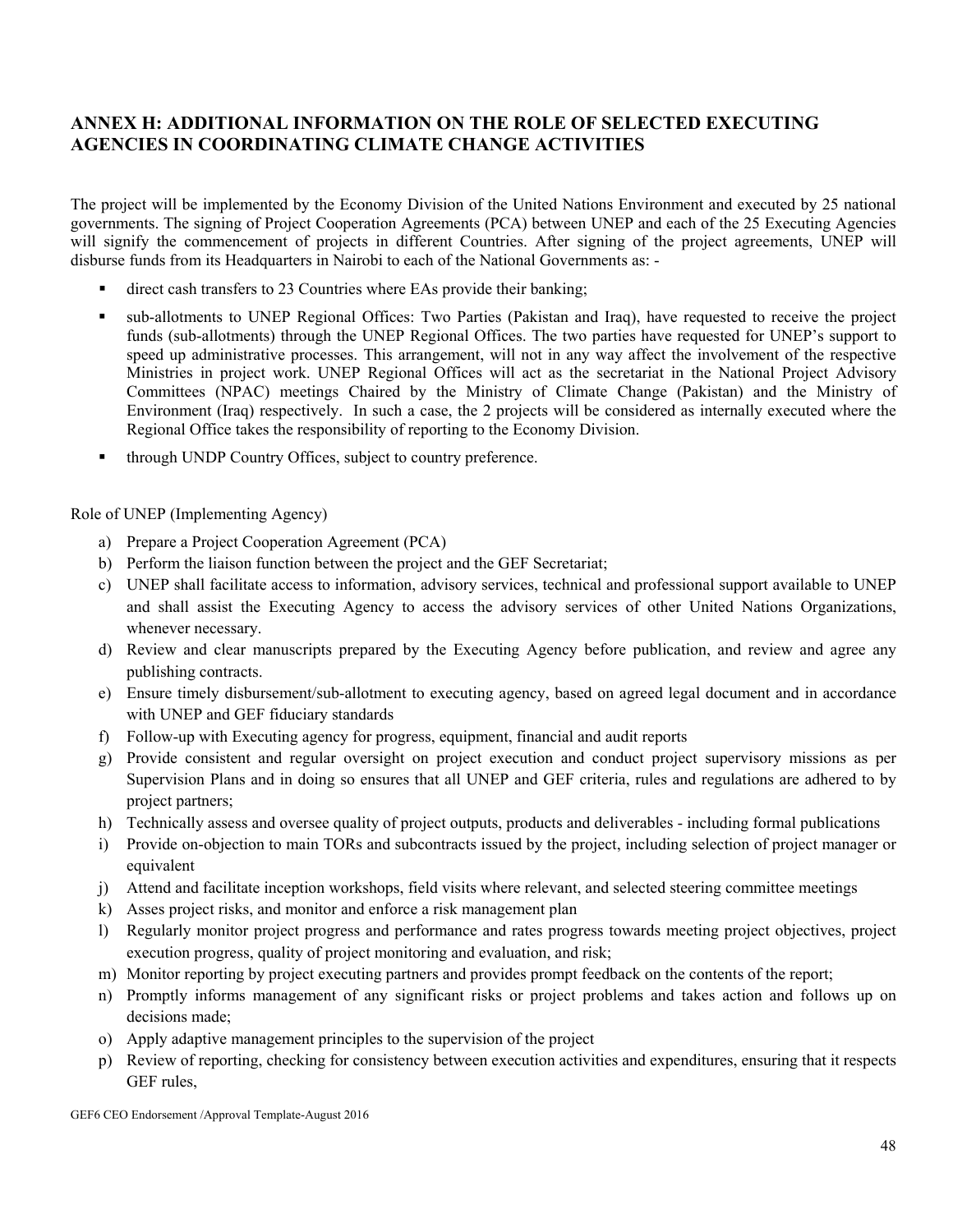## ANNEX H: ADDITIONAL INFORMATION ON THE ROLE OF SELECTED EXECUTING AGENCIES IN COORDINATING CLIMATE CHANGE ACTIVITIES

The project will be implemented by the Economy Division of the United Nations Environment and executed by 25 national governments. The signing of Project Cooperation Agreements (PCA) between UNEP and each of the 25 Executing Agencies will signify the commencement of projects in different Countries. After signing of the project agreements, UNEP will disburse funds from its Headquarters in Nairobi to each of the National Governments as: -

- direct cash transfers to 23 Countries where EAs provide their banking;
- sub-allotments to UNEP Regional Offices: Two Parties (Pakistan and Iraq), have requested to receive the project funds (sub-allotments) through the UNEP Regional Offices. The two parties have requested for UNEP's support to speed up administrative processes. This arrangement, will not in any way affect the involvement of the respective Ministries in project work. UNEP Regional Offices will act as the secretariat in the National Project Advisory Committees (NPAC) meetings Chaired by the Ministry of Climate Change (Pakistan) and the Ministry of Environment (Iraq) respectively. In such a case, the 2 projects will be considered as internally executed where the Regional Office takes the responsibility of reporting to the Economy Division.
- through UNDP Country Offices, subject to country preference.

Role of UNEP (Implementing Agency)

a) Prepare a Project Cooperation Agreement (PCA)
b) Perform the liaison function between the project and the GEF Secretariat;
c) UNEP shall facilitate access to information, advisory services, technical and professional support available to UNEP and shall assist the Executing Agency to access the advisory services of other United Nations Organizations, whenever necessary.
d) Review and clear manuscripts prepared by the Executing Agency before publication, and review and agree any publishing contracts.
e) Ensure timely disbursement/sub-allotment to executing agency, based on agreed legal document and in accordance with UNEP and GEF fiduciary standards
f) Follow-up with Executing agency for progress, equipment, financial and audit reports
g) Provide consistent and regular oversight on project execution and conduct project supervisory missions as per Supervision Plans and in doing so ensures that all UNEP and GEF criteria, rules and regulations are adhered to by project partners;
h) Technically assess and oversee quality of project outputs, products and deliverables - including formal publications
i) Provide on-objection to main TORs and subcontracts issued by the project, including selection of project manager or equivalent
j) Attend and facilitate inception workshops, field visits where relevant, and selected steering committee meetings
k) Asses project risks, and monitor and enforce a risk management plan
l) Regularly monitor project progress and performance and rates progress towards meeting project objectives, project execution progress, quality of project monitoring and evaluation, and risk;
m) Monitor reporting by project executing partners and provides prompt feedback on the contents of the report;
n) Promptly informs management of any significant risks or project problems and takes action and follows up on decisions made;
o) Apply adaptive management principles to the supervision of the project
p) Review of reporting, checking for consistency between execution activities and expenditures, ensuring that it respects GEF rules,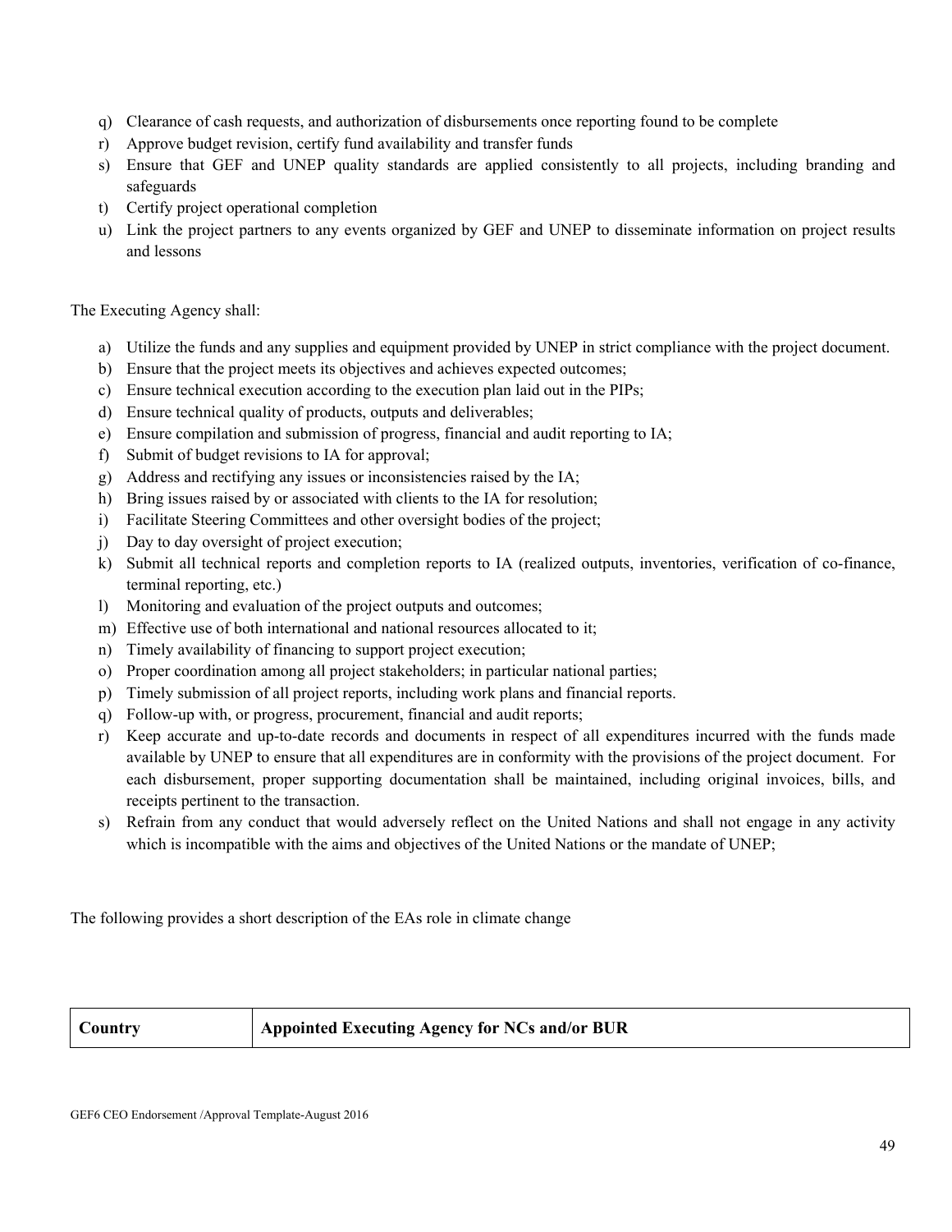q) Clearance of cash requests, and authorization of disbursements once reporting found to be complete
r) Approve budget revision, certify fund availability and transfer funds
s) Ensure that GEF and UNEP quality standards are applied consistently to all projects, including branding and safeguards
t) Certify project operational completion
u) Link the project partners to any events organized by GEF and UNEP to disseminate information on project results and lessons

The Executing Agency shall:

a) Utilize the funds and any supplies and equipment provided by UNEP in strict compliance with the project document.
b) Ensure that the project meets its objectives and achieves expected outcomes;
c) Ensure technical execution according to the execution plan laid out in the PIPs;
d) Ensure technical quality of products, outputs and deliverables;
e) Ensure compilation and submission of progress, financial and audit reporting to IA;
f) Submit of budget revisions to IA for approval;
g) Address and rectifying any issues or inconsistencies raised by the IA;
h) Bring issues raised by or associated with clients to the IA for resolution;
i) Facilitate Steering Committees and other oversight bodies of the project;
j) Day to day oversight of project execution;
k) Submit all technical reports and completion reports to IA (realized outputs, inventories, verification of co-finance, terminal reporting, etc.)
l) Monitoring and evaluation of the project outputs and outcomes;
m) Effective use of both international and national resources allocated to it;
n) Timely availability of financing to support project execution;
o) Proper coordination among all project stakeholders; in particular national parties;
p) Timely submission of all project reports, including work plans and financial reports.
q) Follow-up with, or progress, procurement, financial and audit reports;
r) Keep accurate and up-to-date records and documents in respect of all expenditures incurred with the funds made available by UNEP to ensure that all expenditures are in conformity with the provisions of the project document. For each disbursement, proper supporting documentation shall be maintained, including original invoices, bills, and receipts pertinent to the transaction.
s) Refrain from any conduct that would adversely reflect on the United Nations and shall not engage in any activity which is incompatible with the aims and objectives of the United Nations or the mandate of UNEP;

The following provides a short description of the EAs role in climate change

| **Country** | **Appointed Executing Agency for NCs and/or BUR** |
| --- | --- |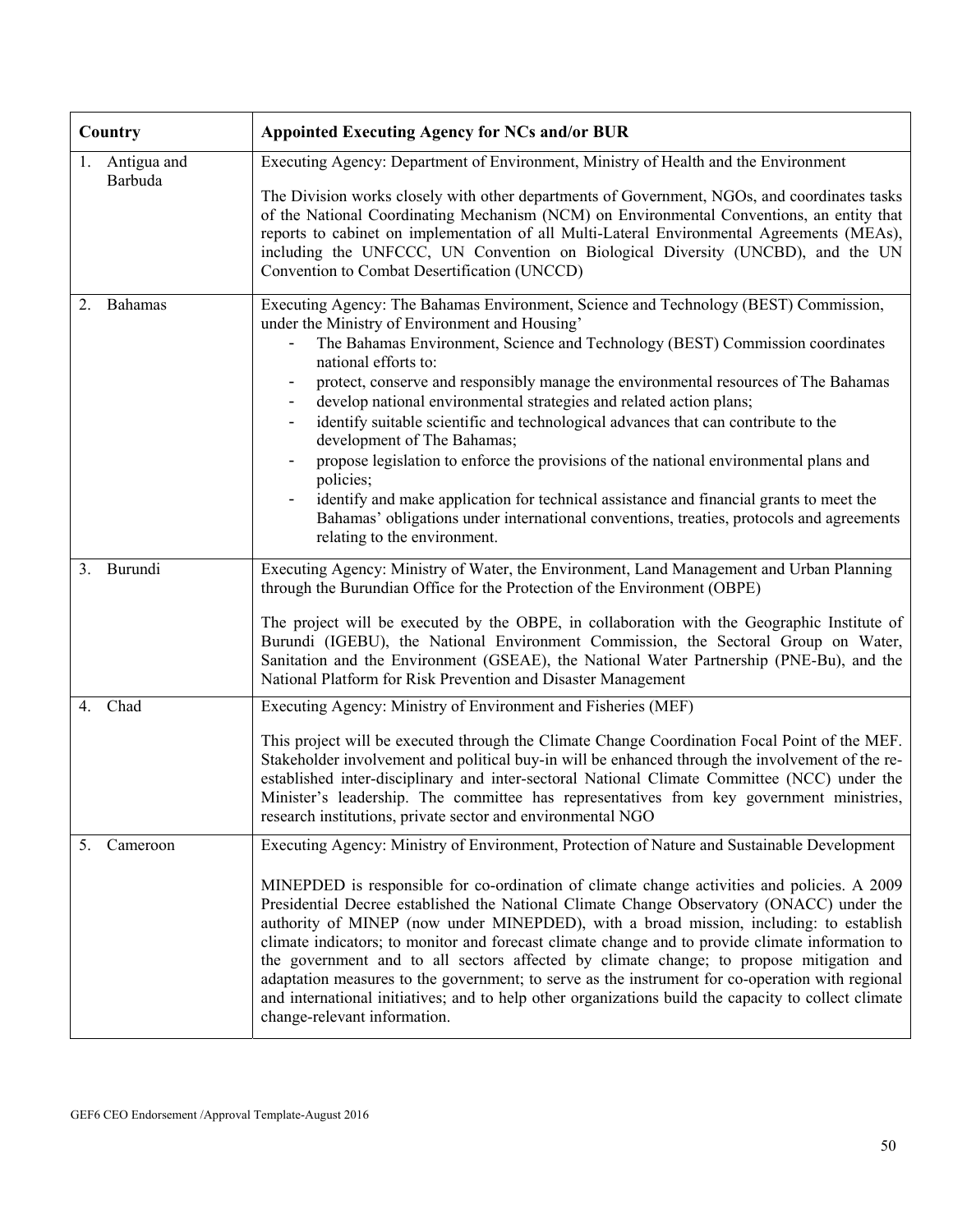| Country | Appointed Executing Agency for NCs and/or BUR |
|---|---|
| 1. Antigua and Barbuda | Executing Agency: Department of Environment, Ministry of Health and the Environment<br><br>The Division works closely with other departments of Government, NGOs, and coordinates tasks of the National Coordinating Mechanism (NCM) on Environmental Conventions, an entity that reports to cabinet on implementation of all Multi-Lateral Environmental Agreements (MEAs), including the UNFCCC, UN Convention on Biological Diversity (UNCBD), and the UN Convention to Combat Desertification (UNCCD) |
| 2. Bahamas | Executing Agency: The Bahamas Environment, Science and Technology (BEST) Commission, under the Ministry of Environment and Housing'<br>- The Bahamas Environment, Science and Technology (BEST) Commission coordinates national efforts to:<br>- protect, conserve and responsibly manage the environmental resources of The Bahamas<br>- develop national environmental strategies and related action plans;<br>- identify suitable scientific and technological advances that can contribute to the development of The Bahamas;<br>- propose legislation to enforce the provisions of the national environmental plans and policies;<br>- identify and make application for technical assistance and financial grants to meet the Bahamas' obligations under international conventions, treaties, protocols and agreements relating to the environment. |
| 3. Burundi | Executing Agency: Ministry of Water, the Environment, Land Management and Urban Planning through the Burundian Office for the Protection of the Environment (OBPE)<br><br>The project will be executed by the OBPE, in collaboration with the Geographic Institute of Burundi (IGEBU), the National Environment Commission, the Sectoral Group on Water, Sanitation and the Environment (GSEAE), the National Water Partnership (PNE-Bu), and the National Platform for Risk Prevention and Disaster Management |
| 4. Chad | Executing Agency: Ministry of Environment and Fisheries (MEF)<br><br>This project will be executed through the Climate Change Coordination Focal Point of the MEF. Stakeholder involvement and political buy-in will be enhanced through the involvement of the re-established inter-disciplinary and inter-sectoral National Climate Committee (NCC) under the Minister's leadership. The committee has representatives from key government ministries, research institutions, private sector and environmental NGO |
| 5. Cameroon | Executing Agency: Ministry of Environment, Protection of Nature and Sustainable Development<br><br>MINEPDED is responsible for co-ordination of climate change activities and policies. A 2009 Presidential Decree established the National Climate Change Observatory (ONACC) under the authority of MINEP (now under MINEPDED), with a broad mission, including: to establish climate indicators; to monitor and forecast climate change and to provide climate information to the government and to all sectors affected by climate change; to propose mitigation and adaptation measures to the government; to serve as the instrument for co-operation with regional and international initiatives; and to help other organizations build the capacity to collect climate change-relevant information. |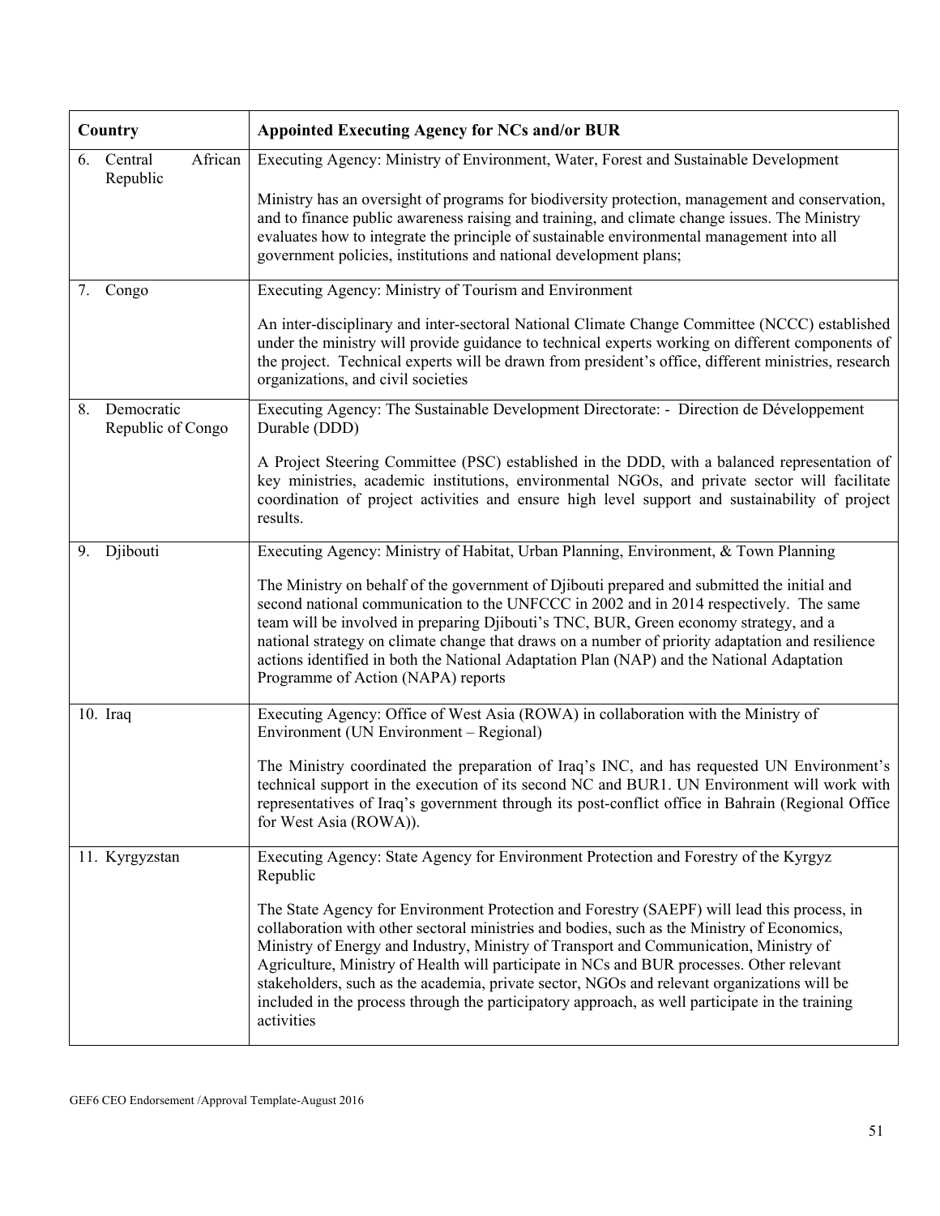| Country | Appointed Executing Agency for NCs and/or BUR |
|---|---|
| 6. Central African Republic | Executing Agency: Ministry of Environment, Water, Forest and Sustainable Development<br><br>Ministry has an oversight of programs for biodiversity protection, management and conservation, and to finance public awareness raising and training, and climate change issues. The Ministry evaluates how to integrate the principle of sustainable environmental management into all government policies, institutions and national development plans; |
| 7. Congo | Executing Agency: Ministry of Tourism and Environment<br><br>An inter-disciplinary and inter-sectoral National Climate Change Committee (NCCC) established under the ministry will provide guidance to technical experts working on different components of the project. Technical experts will be drawn from president's office, different ministries, research organizations, and civil societies |
| 8. Democratic Republic of Congo | Executing Agency: The Sustainable Development Directorate: - Direction de Développement Durable (DDD)<br><br>A Project Steering Committee (PSC) established in the DDD, with a balanced representation of key ministries, academic institutions, environmental NGOs, and private sector will facilitate coordination of project activities and ensure high level support and sustainability of project results. |
| 9. Djibouti | Executing Agency: Ministry of Habitat, Urban Planning, Environment, & Town Planning<br><br>The Ministry on behalf of the government of Djibouti prepared and submitted the initial and second national communication to the UNFCCC in 2002 and in 2014 respectively. The same team will be involved in preparing Djibouti's TNC, BUR, Green economy strategy, and a national strategy on climate change that draws on a number of priority adaptation and resilience actions identified in both the National Adaptation Plan (NAP) and the National Adaptation Programme of Action (NAPA) reports |
| 10. Iraq | Executing Agency: Office of West Asia (ROWA) in collaboration with the Ministry of Environment (UN Environment – Regional)<br><br>The Ministry coordinated the preparation of Iraq's INC, and has requested UN Environment's technical support in the execution of its second NC and BUR1. UN Environment will work with representatives of Iraq's government through its post-conflict office in Bahrain (Regional Office for West Asia (ROWA)). |
| 11. Kyrgyzstan | Executing Agency: State Agency for Environment Protection and Forestry of the Kyrgyz Republic<br><br>The State Agency for Environment Protection and Forestry (SAEPF) will lead this process, in collaboration with other sectoral ministries and bodies, such as the Ministry of Economics, Ministry of Energy and Industry, Ministry of Transport and Communication, Ministry of Agriculture, Ministry of Health will participate in NCs and BUR processes. Other relevant stakeholders, such as the academia, private sector, NGOs and relevant organizations will be included in the process through the participatory approach, as well participate in the training activities |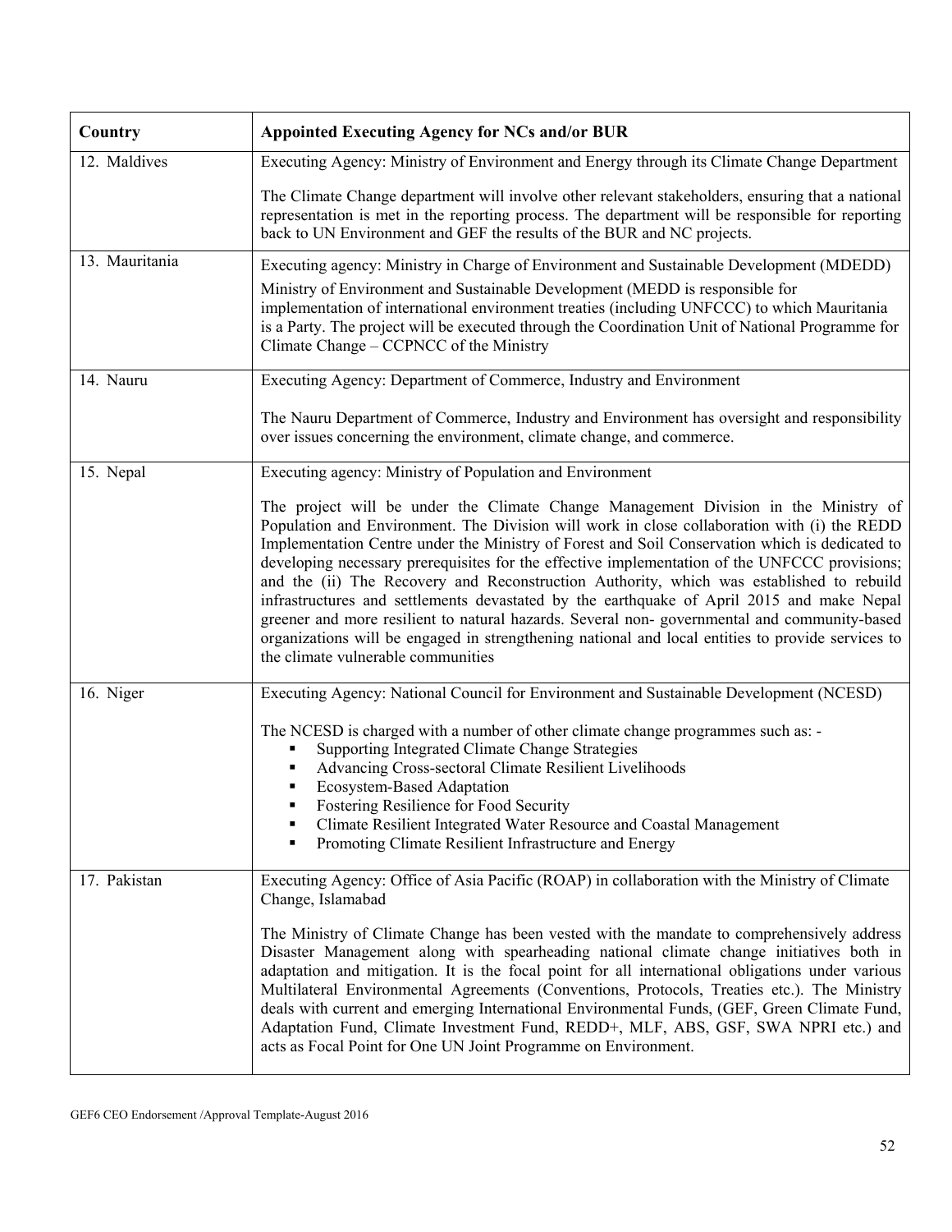| Country | Appointed Executing Agency for NCs and/or BUR |
|---|---|
| 12. Maldives | Executing Agency: Ministry of Environment and Energy through its Climate Change Department<br><br>The Climate Change department will involve other relevant stakeholders, ensuring that a national representation is met in the reporting process. The department will be responsible for reporting back to UN Environment and GEF the results of the BUR and NC projects. |
| 13. Mauritania | Executing agency: Ministry in Charge of Environment and Sustainable Development (MDEDD)<br>Ministry of Environment and Sustainable Development (MEDD is responsible for implementation of international environment treaties (including UNFCCC) to which Mauritania is a Party. The project will be executed through the Coordination Unit of National Programme for Climate Change – CCPNCC of the Ministry |
| 14. Nauru | Executing Agency: Department of Commerce, Industry and Environment<br><br>The Nauru Department of Commerce, Industry and Environment has oversight and responsibility over issues concerning the environment, climate change, and commerce. |
| 15. Nepal | Executing agency: Ministry of Population and Environment<br><br>The project will be under the Climate Change Management Division in the Ministry of Population and Environment. The Division will work in close collaboration with (i) the REDD Implementation Centre under the Ministry of Forest and Soil Conservation which is dedicated to developing necessary prerequisites for the effective implementation of the UNFCCC provisions; and the (ii) The Recovery and Reconstruction Authority, which was established to rebuild infrastructures and settlements devastated by the earthquake of April 2015 and make Nepal greener and more resilient to natural hazards. Several non- governmental and community-based organizations will be engaged in strengthening national and local entities to provide services to the climate vulnerable communities |
| 16. Niger | Executing Agency: National Council for Environment and Sustainable Development (NCESD)<br><br>The NCESD is charged with a number of other climate change programmes such as: -<br>▪ Supporting Integrated Climate Change Strategies<br>▪ Advancing Cross-sectoral Climate Resilient Livelihoods<br>▪ Ecosystem-Based Adaptation<br>▪ Fostering Resilience for Food Security<br>▪ Climate Resilient Integrated Water Resource and Coastal Management<br>▪ Promoting Climate Resilient Infrastructure and Energy |
| 17. Pakistan | Executing Agency: Office of Asia Pacific (ROAP) in collaboration with the Ministry of Climate Change, Islamabad<br><br>The Ministry of Climate Change has been vested with the mandate to comprehensively address Disaster Management along with spearheading national climate change initiatives both in adaptation and mitigation. It is the focal point for all international obligations under various Multilateral Environmental Agreements (Conventions, Protocols, Treaties etc.). The Ministry deals with current and emerging International Environmental Funds, (GEF, Green Climate Fund, Adaptation Fund, Climate Investment Fund, REDD+, MLF, ABS, GSF, SWA NPRI etc.) and acts as Focal Point for One UN Joint Programme on Environment. |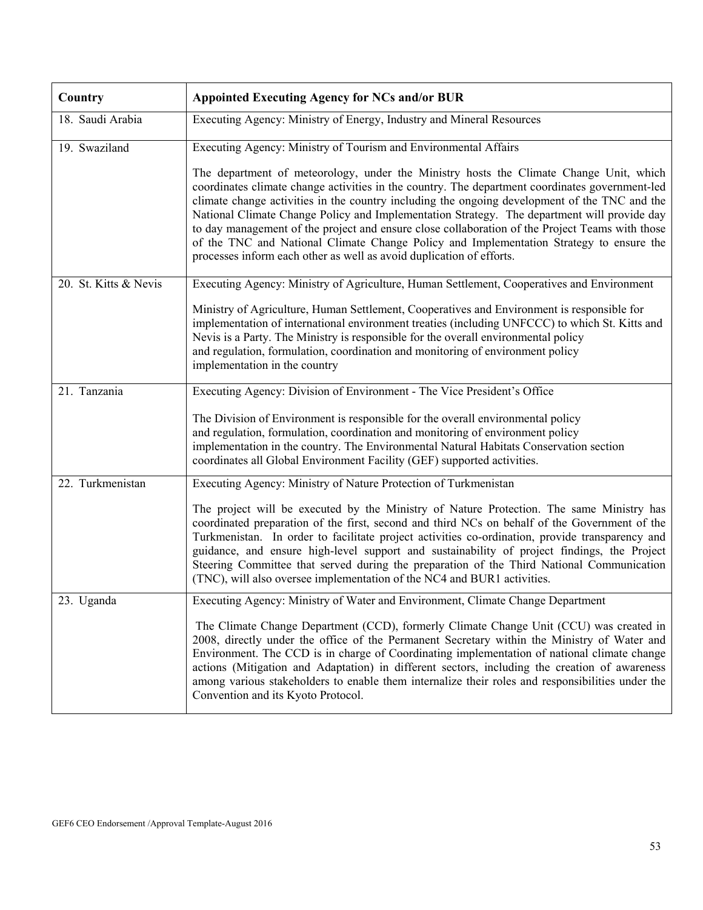| Country | Appointed Executing Agency for NCs and/or BUR |
| --- | --- |
| 18. Saudi Arabia | Executing Agency: Ministry of Energy, Industry and Mineral Resources |
| 19. Swaziland | Executing Agency: Ministry of Tourism and Environmental Affairs<br><br>The department of meteorology, under the Ministry hosts the Climate Change Unit, which coordinates climate change activities in the country. The department coordinates government-led climate change activities in the country including the ongoing development of the TNC and the National Climate Change Policy and Implementation Strategy. The department will provide day to day management of the project and ensure close collaboration of the Project Teams with those of the TNC and National Climate Change Policy and Implementation Strategy to ensure the processes inform each other as well as avoid duplication of efforts. |
| 20. St. Kitts & Nevis | Executing Agency: Ministry of Agriculture, Human Settlement, Cooperatives and Environment<br><br>Ministry of Agriculture, Human Settlement, Cooperatives and Environment is responsible for implementation of international environment treaties (including UNFCCC) to which St. Kitts and Nevis is a Party. The Ministry is responsible for the overall environmental policy and regulation, formulation, coordination and monitoring of environment policy implementation in the country |
| 21. Tanzania | Executing Agency: Division of Environment - The Vice President's Office<br><br>The Division of Environment is responsible for the overall environmental policy and regulation, formulation, coordination and monitoring of environment policy implementation in the country. The Environmental Natural Habitats Conservation section coordinates all Global Environment Facility (GEF) supported activities. |
| 22. Turkmenistan | Executing Agency: Ministry of Nature Protection of Turkmenistan<br><br>The project will be executed by the Ministry of Nature Protection. The same Ministry has coordinated preparation of the first, second and third NCs on behalf of the Government of the Turkmenistan. In order to facilitate project activities co-ordination, provide transparency and guidance, and ensure high-level support and sustainability of project findings, the Project Steering Committee that served during the preparation of the Third National Communication (TNC), will also oversee implementation of the NC4 and BUR1 activities. |
| 23. Uganda | Executing Agency: Ministry of Water and Environment, Climate Change Department<br><br>The Climate Change Department (CCD), formerly Climate Change Unit (CCU) was created in 2008, directly under the office of the Permanent Secretary within the Ministry of Water and Environment. The CCD is in charge of Coordinating implementation of national climate change actions (Mitigation and Adaptation) in different sectors, including the creation of awareness among various stakeholders to enable them internalize their roles and responsibilities under the Convention and its Kyoto Protocol. |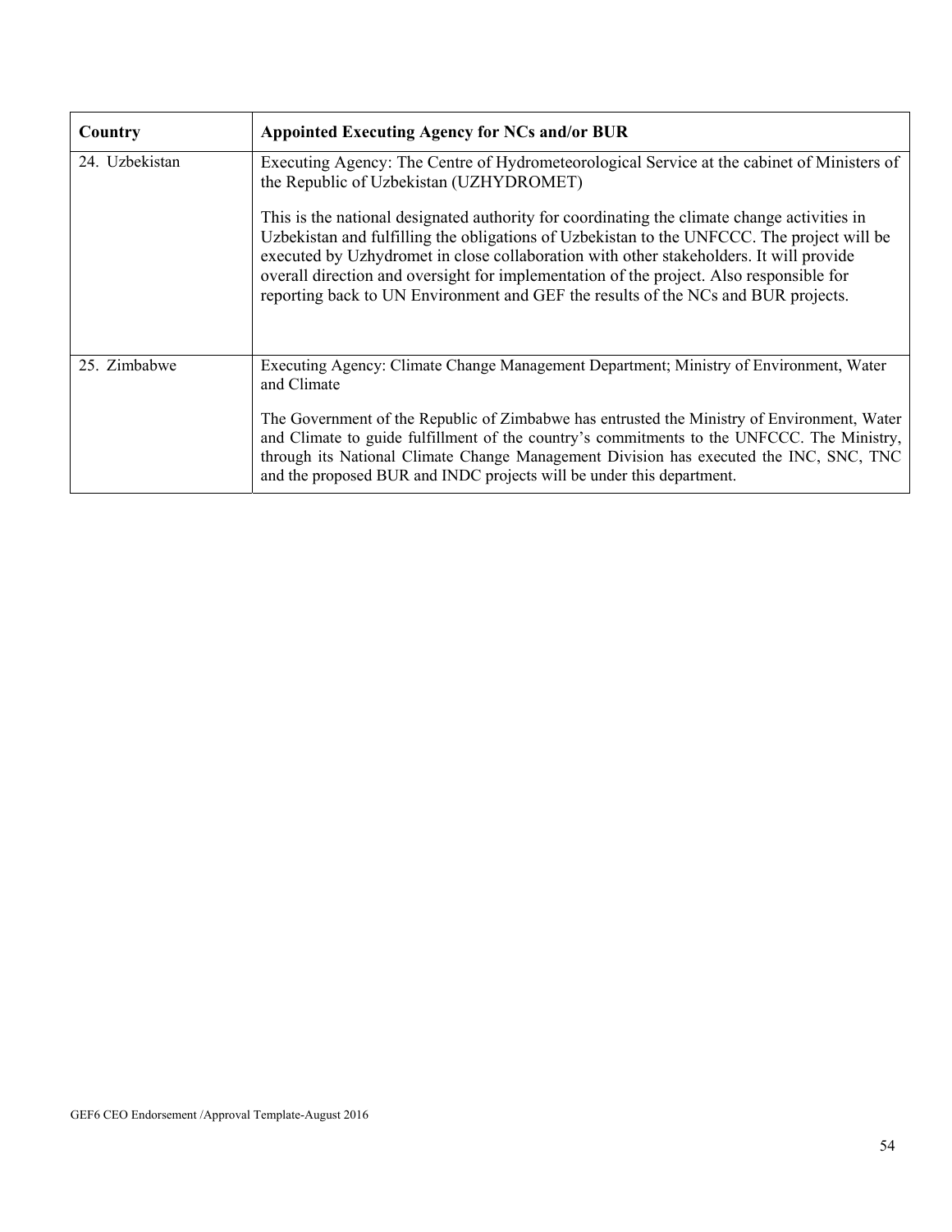| Country | Appointed Executing Agency for NCs and/or BUR |
|---|---|
| 24. Uzbekistan | Executing Agency: The Centre of Hydrometeorological Service at the cabinet of Ministers of the Republic of Uzbekistan (UZHYDROMET)<br><br>This is the national designated authority for coordinating the climate change activities in Uzbekistan and fulfilling the obligations of Uzbekistan to the UNFCCC. The project will be executed by Uzhydromet in close collaboration with other stakeholders. It will provide overall direction and oversight for implementation of the project. Also responsible for reporting back to UN Environment and GEF the results of the NCs and BUR projects. |
| 25. Zimbabwe | Executing Agency: Climate Change Management Department; Ministry of Environment, Water and Climate<br><br>The Government of the Republic of Zimbabwe has entrusted the Ministry of Environment, Water and Climate to guide fulfillment of the country's commitments to the UNFCCC. The Ministry, through its National Climate Change Management Division has executed the INC, SNC, TNC and the proposed BUR and INDC projects will be under this department. |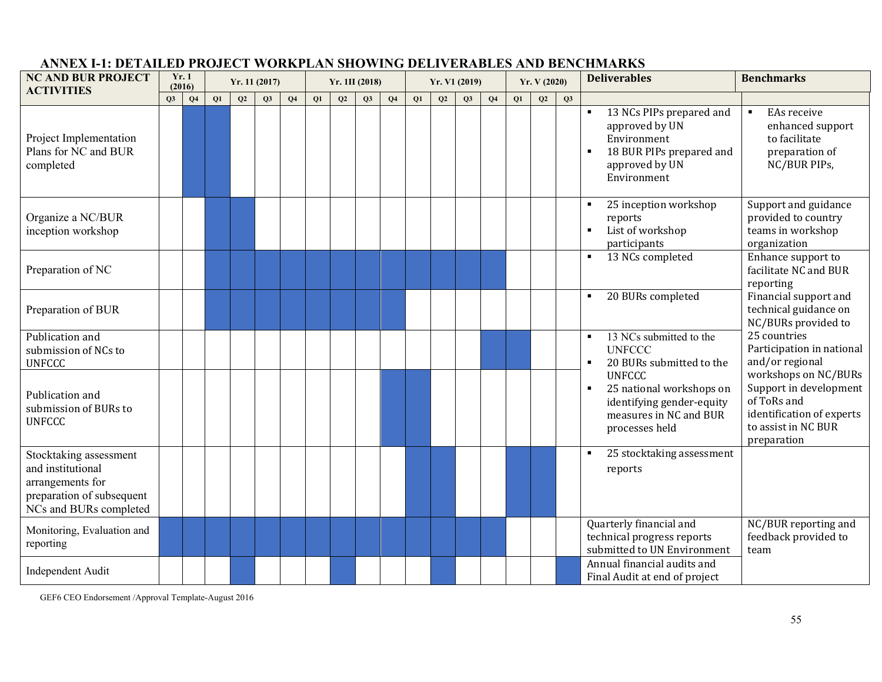## ANNEX I-1: DETAILED PROJECT WORKPLAN SHOWING DELIVERABLES AND BENCHMARKS

| NC AND BUR PROJECT ACTIVITIES | Yr. 1 (2016) | | Yr. 11 (2017) | | | | Yr. 1II (2018) | | | | Yr. V1 (2019) | | | | Yr. V (2020) | | | Deliverables | Benchmarks |
|---|---|---|---|---|---|---|---|---|---|---|---|---|---|---|---|---|---|---|---|
| | Q3 | Q4 | Q1 | Q2 | Q3 | Q4 | Q1 | Q2 | Q3 | Q4 | Q1 | Q2 | Q3 | Q4 | Q1 | Q2 | Q3 | | |
| Project Implementation Plans for NC and BUR completed | | ■ | ■ | | | | | | | | | | | | | | | ▪ 13 NCs PIPs prepared and approved by UN Environment<br>▪ 18 BUR PIPs prepared and approved by UN Environment | ▪ EAs receive enhanced support to facilitate preparation of NC/BUR PIPs, |
| Organize a NC/BUR inception workshop | | | ■ | ■ | | | | | | | | | | | | | | ▪ 25 inception workshop reports<br>▪ List of workshop participants | Support and guidance provided to country teams in workshop organization |
| Preparation of NC | | | ■ | ■ | ■ | ■ | ■ | ■ | ■ | ■ | ■ | ■ | ■ | ■ | | | | ▪ 13 NCs completed | Enhance support to facilitate NC and BUR reporting<br>Financial support and technical guidance on NC/BURs provided to 25 countries<br>Participation in national and/or regional workshops on NC/BURs<br>Support in development of ToRs and identification of experts to assist in NC BUR preparation |
| Preparation of BUR | | | ■ | ■ | ■ | ■ | ■ | ■ | ■ | ■ | | | | | | | | ▪ 20 BURs completed | |
| Publication and submission of NCs to UNFCCC | | | | | | | | | | | | | | ■ | ■ | | | ▪ 13 NCs submitted to the UNFCCC<br>▪ 20 BURs submitted to the UNFCCC<br>▪ 25 national workshops on identifying gender-equity measures in NC and BUR processes held | |
| Publication and submission of BURs to UNFCCC | | | | | | | | | | ■ | ■ | | | | | | | | |
| Stocktaking assessment and institutional arrangements for preparation of subsequent NCs and BURs completed | | | | | | | | | | | ■ | ■ | | | ■ | ■ | | ▪ 25 stocktaking assessment reports | |
| Monitoring, Evaluation and reporting | ■ | ■ | ■ | ■ | ■ | ■ | ■ | ■ | ■ | ■ | ■ | ■ | ■ | ■ | | | | Quarterly financial and technical progress reports submitted to UN Environment | NC/BUR reporting and feedback provided to team |
| Independent Audit | | | | ■ | | | | ■ | | | | ■ | | | | | ■ | Annual financial audits and Final Audit at end of project | |

GEF6 CEO Endorsement /Approval Template-August 2016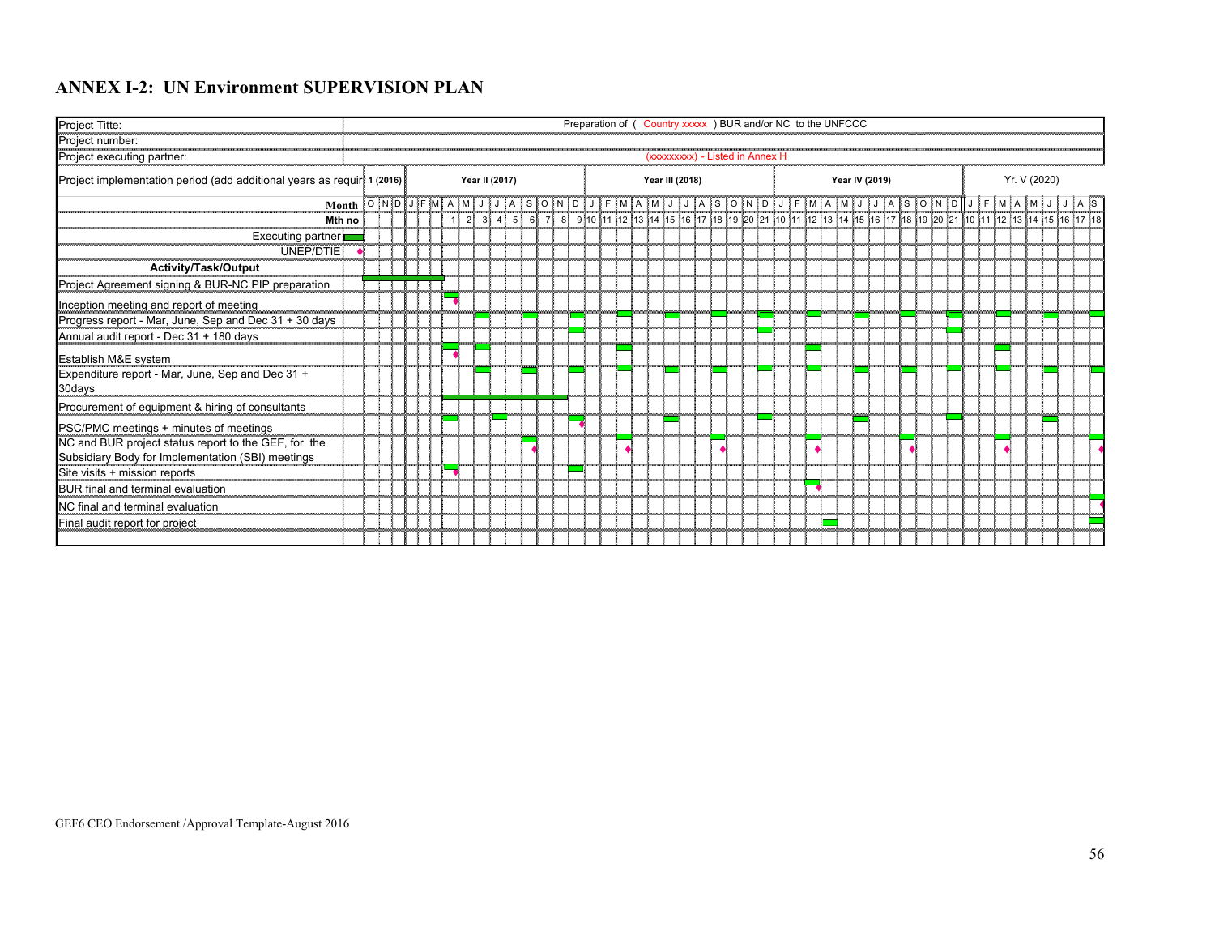## ANNEX I-2: UN Environment SUPERVISION PLAN

| | |
|---|---|
| Project Titte: | Preparation of ( Country xxxxx ) BUR and/or NC to the UNFCCC |
| Project number: | |
| Project executing partner: | (xxxxxxxxx) - Listed in Annex H |
| Project implementation period (add additional years as requir | 1 (2016) · Year II (2017) · Year III (2018) · Year IV (2019) · Yr. V (2020) |

**Month:** O N D | J F M A M J J A S O N D | J F M A M J J A S O N D | J F M A M J J A S O N D | J F M A M J J A S

**Mth no:** 1 2 3 4 5 6 7 8 9 10 11 12 13 14 15 16 17 18 19 20 21 10 11 12 13 14 15 16 17 18 19 20 21 10 11 12 13 14 15 16 17 18

Legend: Executing partner (green bar); UNEP/DTIE (pink diamond)

**Activity/Task/Output**

- Project Agreement signing & BUR-NC PIP preparation
- Inception meeting and report of meeting
- Progress report - Mar, June, Sep and Dec 31 + 30 days
- Annual audit report - Dec 31 + 180 days
- Establish M&E system
- Expenditure report - Mar, June, Sep and Dec 31 + 30days
- Procurement of equipment & hiring of consultants
- PSC/PMC meetings + minutes of meetings
- NC and BUR project status report to the GEF, for the Subsidiary Body for Implementation (SBI) meetings
- Site visits + mission reports
- BUR final and terminal evaluation
- NC final and terminal evaluation
- Final audit report for project

GEF6 CEO Endorsement /Approval Template-August 2016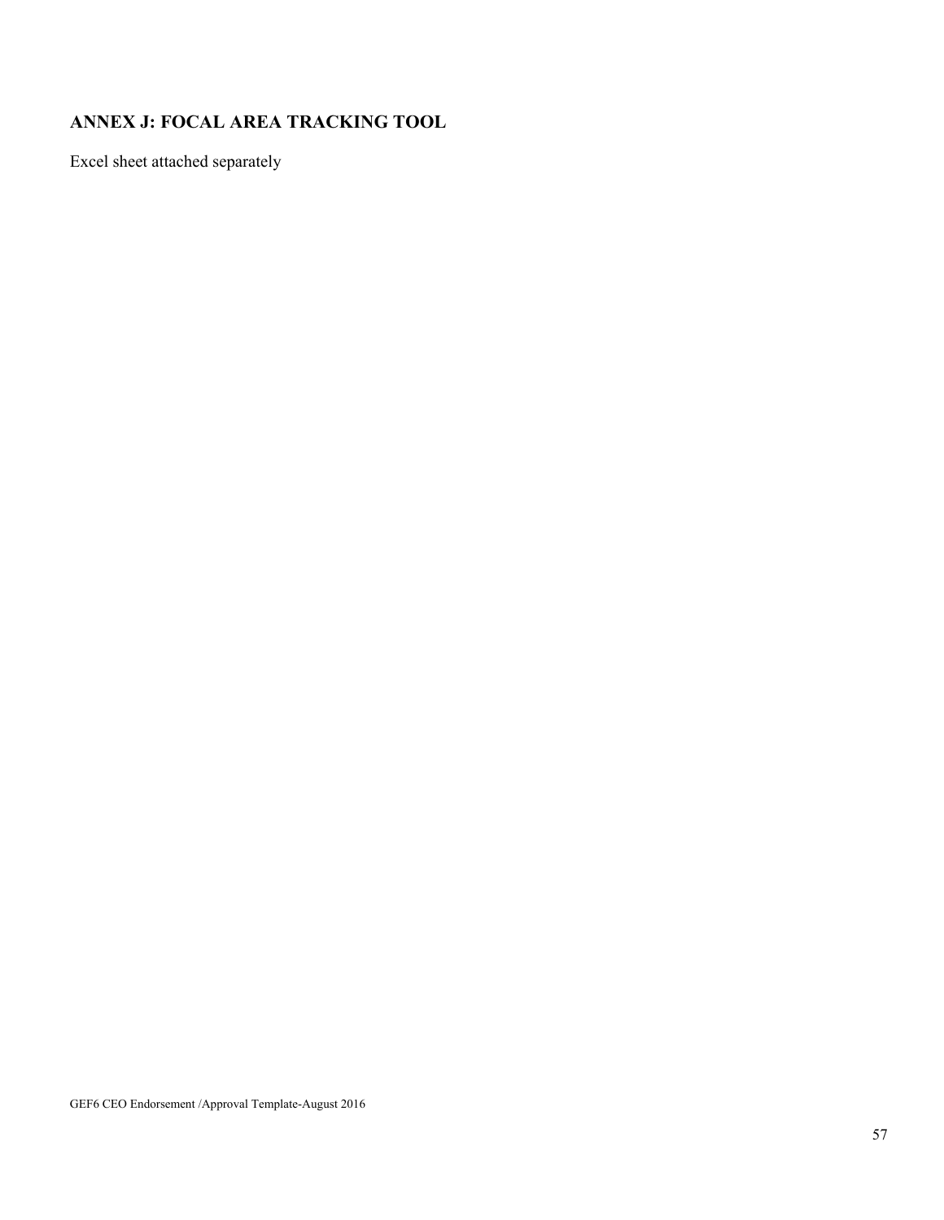## ANNEX J: FOCAL AREA TRACKING TOOL

Excel sheet attached separately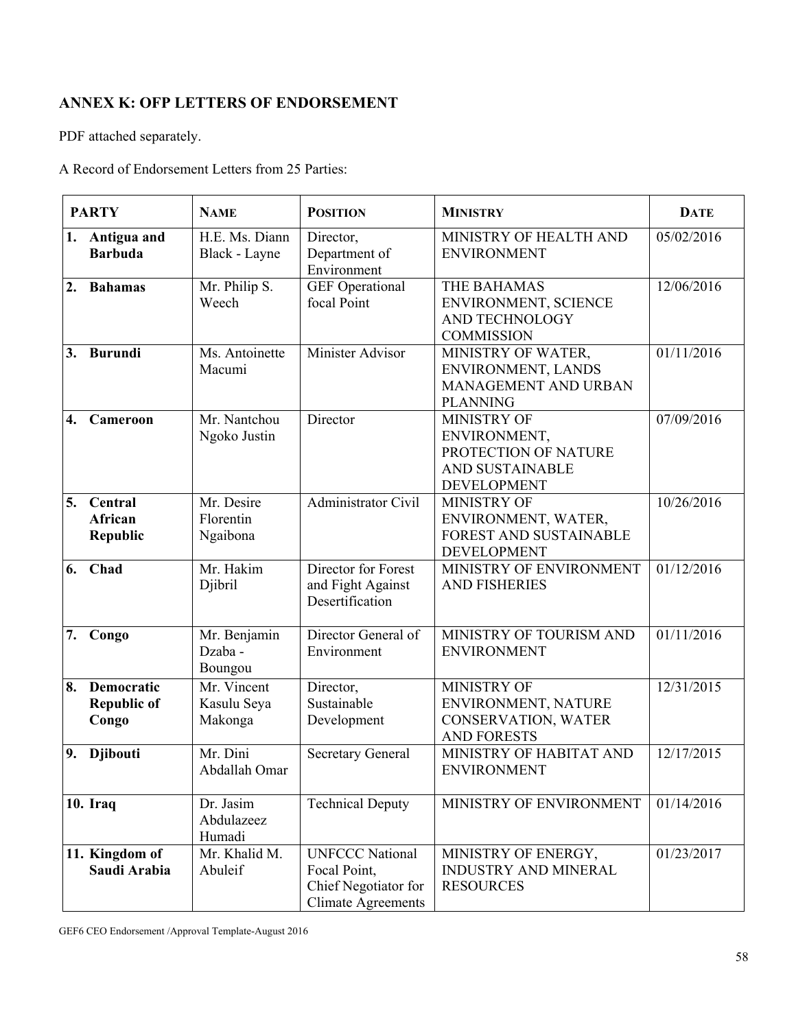## ANNEX K: OFP LETTERS OF ENDORSEMENT

PDF attached separately.

A Record of Endorsement Letters from 25 Parties:

| PARTY | NAME | POSITION | MINISTRY | DATE |
|---|---|---|---|---|
| 1. **Antigua and Barbuda** | H.E. Ms. Diann Black - Layne | Director, Department of Environment | MINISTRY OF HEALTH AND ENVIRONMENT | 05/02/2016 |
| 2. **Bahamas** | Mr. Philip S. Weech | GEF Operational focal Point | THE BAHAMAS ENVIRONMENT, SCIENCE AND TECHNOLOGY COMMISSION | 12/06/2016 |
| 3. **Burundi** | Ms. Antoinette Macumi | Minister Advisor | MINISTRY OF WATER, ENVIRONMENT, LANDS MANAGEMENT AND URBAN PLANNING | 01/11/2016 |
| 4. **Cameroon** | Mr. Nantchou Ngoko Justin | Director | MINISTRY OF ENVIRONMENT, PROTECTION OF NATURE AND SUSTAINABLE DEVELOPMENT | 07/09/2016 |
| 5. **Central African Republic** | Mr. Desire Florentin Ngaibona | Administrator Civil | MINISTRY OF ENVIRONMENT, WATER, FOREST AND SUSTAINABLE DEVELOPMENT | 10/26/2016 |
| 6. **Chad** | Mr. Hakim Djibril | Director for Forest and Fight Against Desertification | MINISTRY OF ENVIRONMENT AND FISHERIES | 01/12/2016 |
| 7. **Congo** | Mr. Benjamin Dzaba - Boungou | Director General of Environment | MINISTRY OF TOURISM AND ENVIRONMENT | 01/11/2016 |
| 8. **Democratic Republic of Congo** | Mr. Vincent Kasulu Seya Makonga | Director, Sustainable Development | MINISTRY OF ENVIRONMENT, NATURE CONSERVATION, WATER AND FORESTS | 12/31/2015 |
| 9. **Djibouti** | Mr. Dini Abdallah Omar | Secretary General | MINISTRY OF HABITAT AND ENVIRONMENT | 12/17/2015 |
| 10. **Iraq** | Dr. Jasim Abdulazeez Humadi | Technical Deputy | MINISTRY OF ENVIRONMENT | 01/14/2016 |
| 11. **Kingdom of Saudi Arabia** | Mr. Khalid M. Abuleif | UNFCCC National Focal Point, Chief Negotiator for Climate Agreements | MINISTRY OF ENERGY, INDUSTRY AND MINERAL RESOURCES | 01/23/2017 |

GEF6 CEO Endorsement /Approval Template-August 2016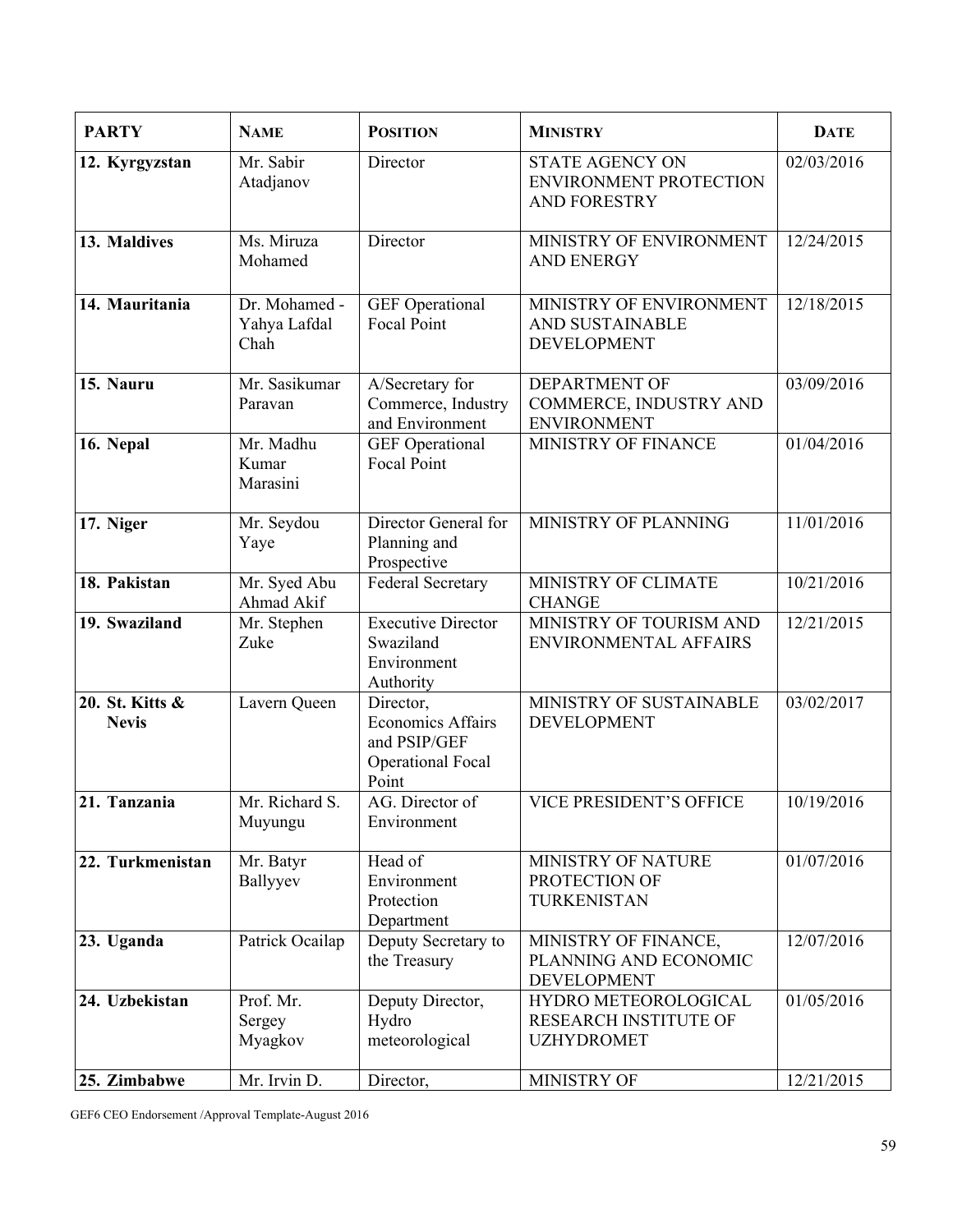| **PARTY** | **NAME** | **POSITION** | **MINISTRY** | **DATE** |
|---|---|---|---|---|
| **12. Kyrgyzstan** | Mr. Sabir Atadjanov | Director | STATE AGENCY ON ENVIRONMENT PROTECTION AND FORESTRY | 02/03/2016 |
| **13. Maldives** | Ms. Miruza Mohamed | Director | MINISTRY OF ENVIRONMENT AND ENERGY | 12/24/2015 |
| **14. Mauritania** | Dr. Mohamed - Yahya Lafdal Chah | GEF Operational Focal Point | MINISTRY OF ENVIRONMENT AND SUSTAINABLE DEVELOPMENT | 12/18/2015 |
| **15. Nauru** | Mr. Sasikumar Paravan | A/Secretary for Commerce, Industry and Environment | DEPARTMENT OF COMMERCE, INDUSTRY AND ENVIRONMENT | 03/09/2016 |
| **16. Nepal** | Mr. Madhu Kumar Marasini | GEF Operational Focal Point | MINISTRY OF FINANCE | 01/04/2016 |
| **17. Niger** | Mr. Seydou Yaye | Director General for Planning and Prospective | MINISTRY OF PLANNING | 11/01/2016 |
| **18. Pakistan** | Mr. Syed Abu Ahmad Akif | Federal Secretary | MINISTRY OF CLIMATE CHANGE | 10/21/2016 |
| **19. Swaziland** | Mr. Stephen Zuke | Executive Director Swaziland Environment Authority | MINISTRY OF TOURISM AND ENVIRONMENTAL AFFAIRS | 12/21/2015 |
| **20. St. Kitts & Nevis** | Lavern Queen | Director, Economics Affairs and PSIP/GEF Operational Focal Point | MINISTRY OF SUSTAINABLE DEVELOPMENT | 03/02/2017 |
| **21. Tanzania** | Mr. Richard S. Muyungu | AG. Director of Environment | VICE PRESIDENT'S OFFICE | 10/19/2016 |
| **22. Turkmenistan** | Mr. Batyr Ballyyev | Head of Environment Protection Department | MINISTRY OF NATURE PROTECTION OF TURKENISTAN | 01/07/2016 |
| **23. Uganda** | Patrick Ocailap | Deputy Secretary to the Treasury | MINISTRY OF FINANCE, PLANNING AND ECONOMIC DEVELOPMENT | 12/07/2016 |
| **24. Uzbekistan** | Prof. Mr. Sergey Myagkov | Deputy Director, Hydro meteorological | HYDRO METEOROLOGICAL RESEARCH INSTITUTE OF UZHYDROMET | 01/05/2016 |
| **25. Zimbabwe** | Mr. Irvin D. | Director, | MINISTRY OF | 12/21/2015 |

GEF6 CEO Endorsement /Approval Template-August 2016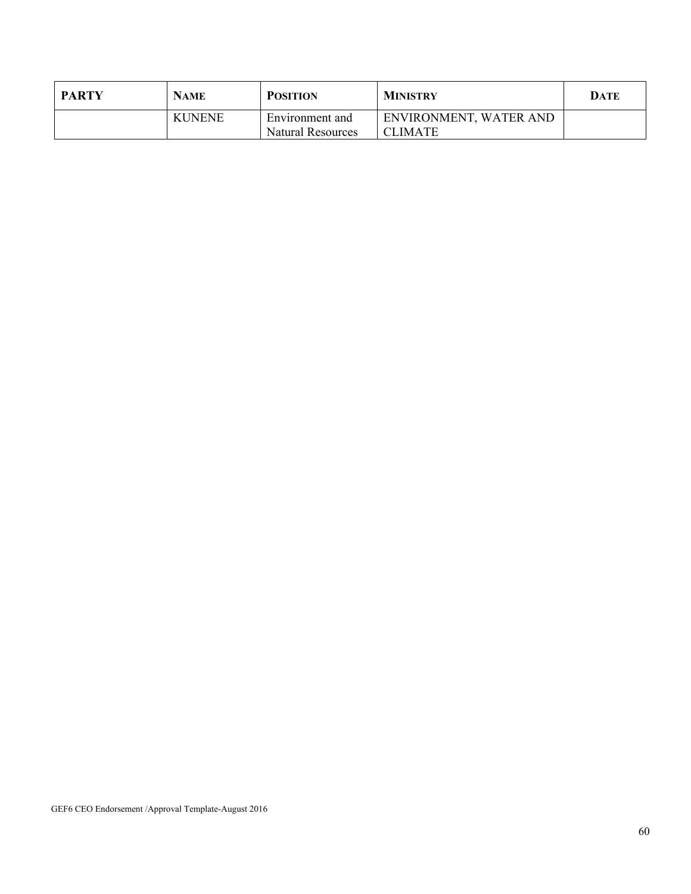| PARTY | NAME | POSITION | MINISTRY | DATE |
|---|---|---|---|---|
| | KUNENE | Environment and Natural Resources | ENVIRONMENT, WATER AND CLIMATE | |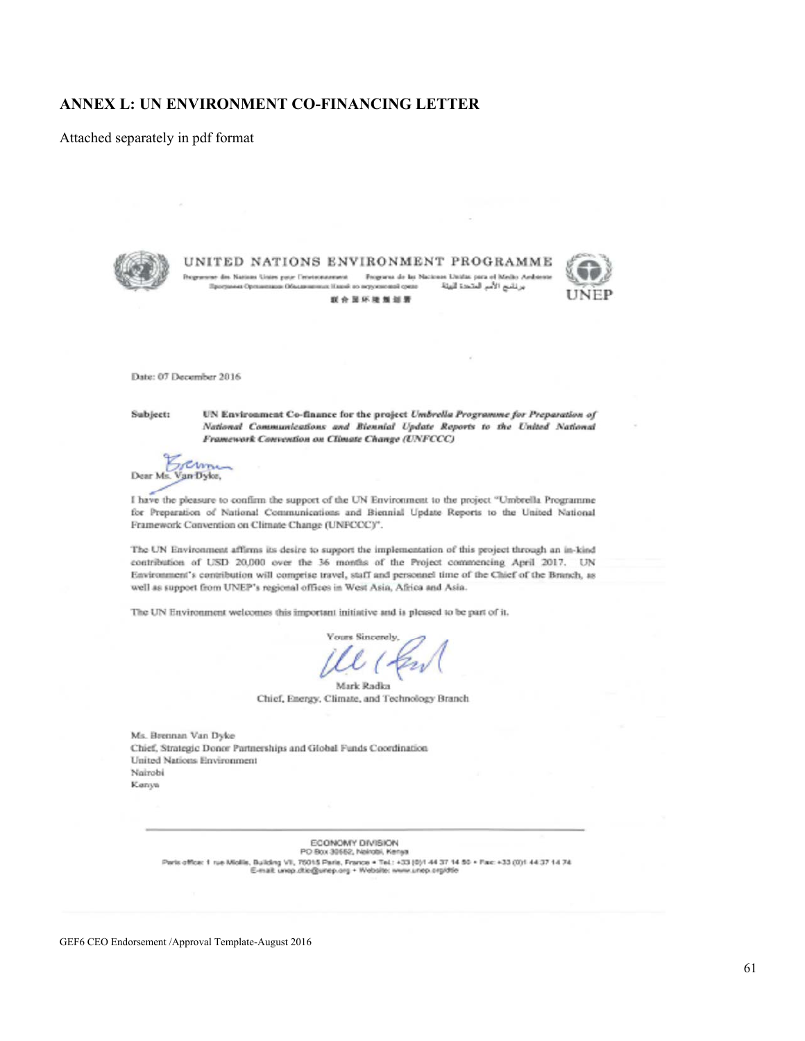## ANNEX L: UN ENVIRONMENT CO-FINANCING LETTER

Attached separately in pdf format

UNITED NATIONS ENVIRONMENT PROGRAMME

Programme des Nations Unies pour l'environnement • Programa de las Naciones Unidas para el Medio Ambiente
Программа Организации Объединенных Наций по окружающей среде • برنامج الأمم المتحدة للبيئة
联合国环境规划署

UNEP

Date: 07 December 2016

**Subject:** **UN Environment Co-finance for the project *Umbrella Programme for Preparation of National Communications and Biennial Update Reports to the United National Framework Convention on Climate Change (UNFCCC)***

Dear Ms. Van Dyke,

I have the pleasure to confirm the support of the UN Environment to the project "Umbrella Programme for Preparation of National Communications and Biennial Update Reports to the United National Framework Convention on Climate Change (UNFCCC)".

The UN Environment affirms its desire to support the implementation of this project through an in-kind contribution of USD 20,000 over the 36 months of the Project commencing April 2017. UN Environment's contribution will comprise travel, staff and personnel time of the Chief of the Branch, as well as support from UNEP's regional offices in West Asia, Africa and Asia.

The UN Environment welcomes this important initiative and is pleased to be part of it.

Yours Sincerely,

Mark Radka
Chief, Energy, Climate, and Technology Branch

Ms. Brennan Van Dyke
Chief, Strategic Donor Partnerships and Global Funds Coordination
United Nations Environment
Nairobi
Kenya

ECONOMY DIVISION
PO Box 30552, Nairobi, Kenya
Paris office: 1 rue Miollis, Building VII, 75015 Paris, France • Tel.: +33 (0)1 44 37 14 50 • Fax: +33 (0)1 44 37 14 74
E-mail: unep.dtie@unep.org • Website: www.unep.org/dtie

GEF6 CEO Endorsement /Approval Template-August 2016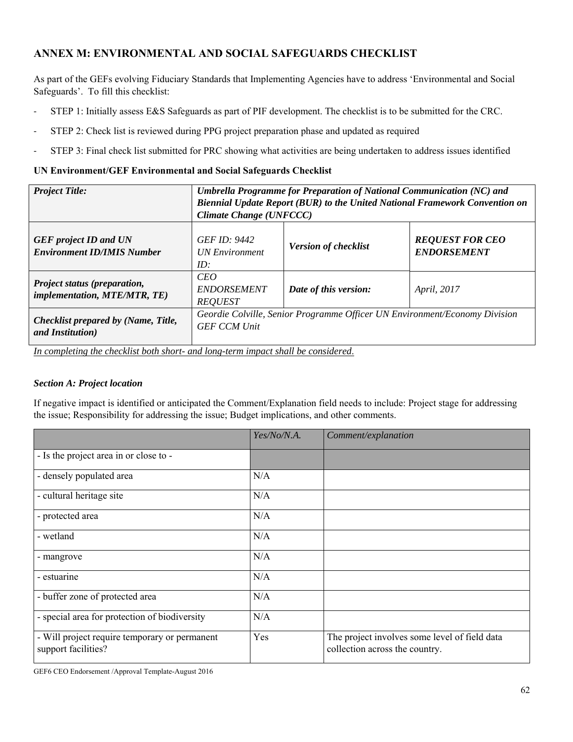## ANNEX M: ENVIRONMENTAL AND SOCIAL SAFEGUARDS CHECKLIST

As part of the GEFs evolving Fiduciary Standards that Implementing Agencies have to address 'Environmental and Social Safeguards'. To fill this checklist:

- STEP 1: Initially assess E&S Safeguards as part of PIF development. The checklist is to be submitted for the CRC.
- STEP 2: Check list is reviewed during PPG project preparation phase and updated as required
- STEP 3: Final check list submitted for PRC showing what activities are being undertaken to address issues identified

**UN Environment/GEF Environmental and Social Safeguards Checklist**

| *Project Title:* | ***Umbrella Programme for Preparation of National Communication (NC) and Biennial Update Report (BUR) to the United National Framework Convention on Climate Change (UNFCCC)*** | | |
|---|---|---|---|
| ***GEF project ID and UN Environment ID/IMIS Number*** | *GEF ID: 9442 UN Environment ID:* | ***Version of checklist*** | ***REQUEST FOR CEO ENDORSEMENT*** |
| ***Project status (preparation, implementation, MTE/MTR, TE)*** | *CEO ENDORSEMENT REQUEST* | ***Date of this version:*** | *April, 2017* |
| ***Checklist prepared by (Name, Title, and Institution)*** | *Geordie Colville, Senior Programme Officer UN Environment/Economy Division GEF CCM Unit* | | |

*In completing the checklist both short- and long-term impact shall be considered.*

### *Section A: Project location*

If negative impact is identified or anticipated the Comment/Explanation field needs to include: Project stage for addressing the issue; Responsibility for addressing the issue; Budget implications, and other comments.

| | *Yes/No/N.A.* | *Comment/explanation* |
|---|---|---|
| - Is the project area in or close to - | | |
| - densely populated area | N/A | |
| - cultural heritage site | N/A | |
| - protected area | N/A | |
| - wetland | N/A | |
| - mangrove | N/A | |
| - estuarine | N/A | |
| - buffer zone of protected area | N/A | |
| - special area for protection of biodiversity | N/A | |
| - Will project require temporary or permanent support facilities? | Yes | The project involves some level of field data collection across the country. |

GEF6 CEO Endorsement /Approval Template-August 2016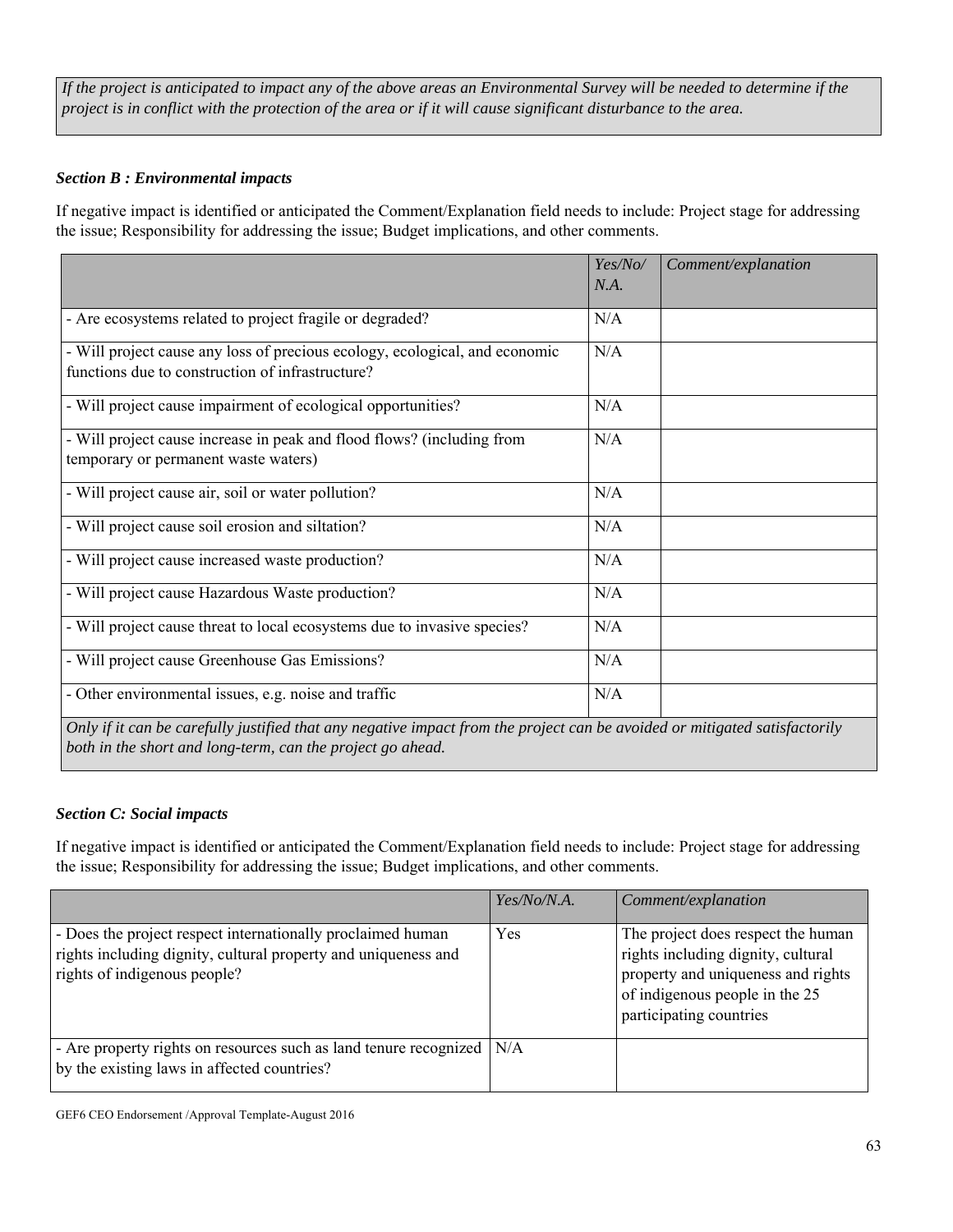*If the project is anticipated to impact any of the above areas an Environmental Survey will be needed to determine if the project is in conflict with the protection of the area or if it will cause significant disturbance to the area.*

***Section B : Environmental impacts***

If negative impact is identified or anticipated the Comment/Explanation field needs to include: Project stage for addressing the issue; Responsibility for addressing the issue; Budget implications, and other comments.

| | *Yes/No/ N.A.* | *Comment/explanation* |
|---|---|---|
| - Are ecosystems related to project fragile or degraded? | N/A | |
| - Will project cause any loss of precious ecology, ecological, and economic functions due to construction of infrastructure? | N/A | |
| - Will project cause impairment of ecological opportunities? | N/A | |
| - Will project cause increase in peak and flood flows? (including from temporary or permanent waste waters) | N/A | |
| - Will project cause air, soil or water pollution? | N/A | |
| - Will project cause soil erosion and siltation? | N/A | |
| - Will project cause increased waste production? | N/A | |
| - Will project cause Hazardous Waste production? | N/A | |
| - Will project cause threat to local ecosystems due to invasive species? | N/A | |
| - Will project cause Greenhouse Gas Emissions? | N/A | |
| - Other environmental issues, e.g. noise and traffic | N/A | |

*Only if it can be carefully justified that any negative impact from the project can be avoided or mitigated satisfactorily both in the short and long-term, can the project go ahead.*

***Section C: Social impacts***

If negative impact is identified or anticipated the Comment/Explanation field needs to include: Project stage for addressing the issue; Responsibility for addressing the issue; Budget implications, and other comments.

| | *Yes/No/N.A.* | *Comment/explanation* |
|---|---|---|
| - Does the project respect internationally proclaimed human rights including dignity, cultural property and uniqueness and rights of indigenous people? | Yes | The project does respect the human rights including dignity, cultural property and uniqueness and rights of indigenous people in the 25 participating countries |
| - Are property rights on resources such as land tenure recognized by the existing laws in affected countries? | N/A | |

GEF6 CEO Endorsement /Approval Template-August 2016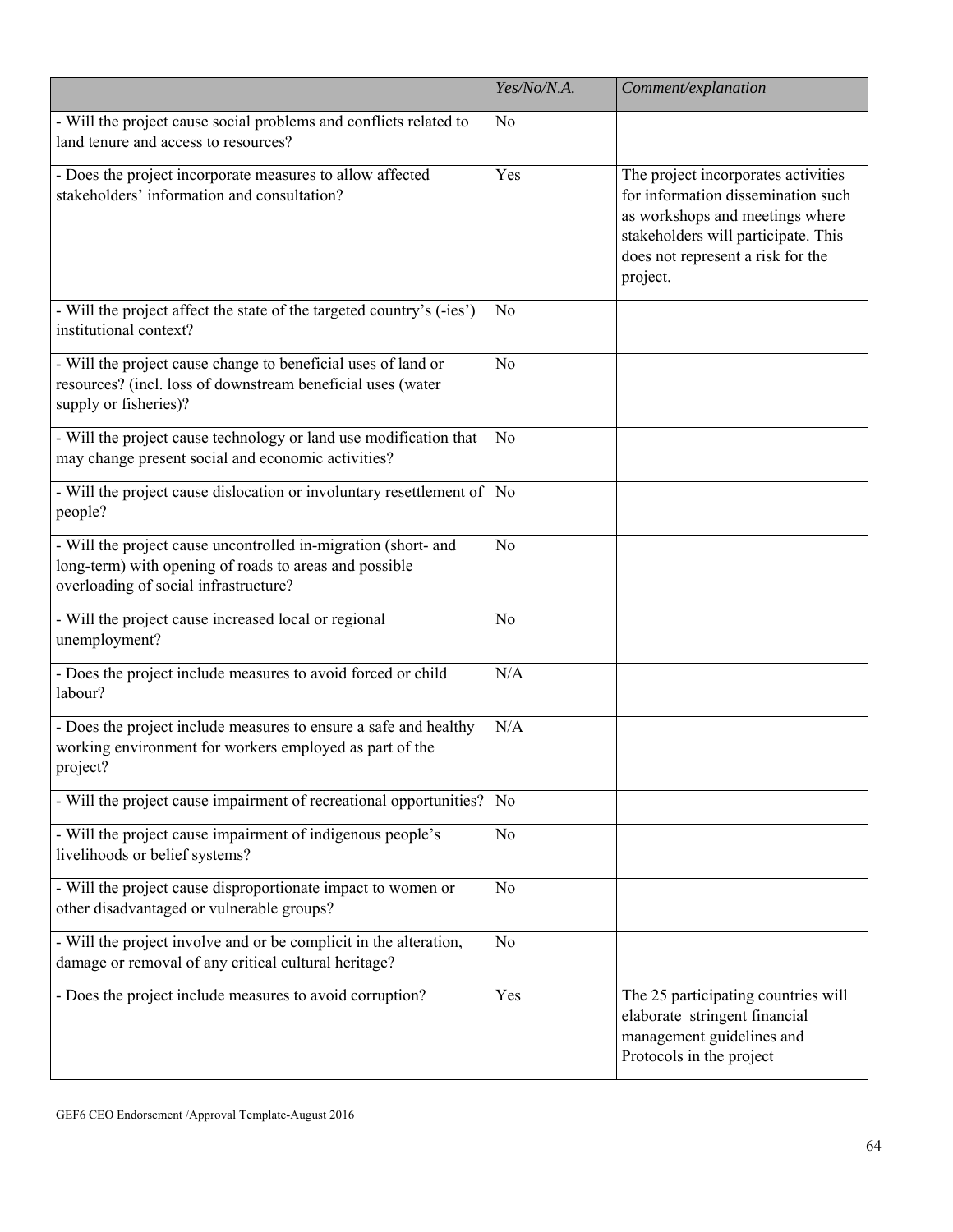| | *Yes/No/N.A.* | *Comment/explanation* |
| --- | --- | --- |
| - Will the project cause social problems and conflicts related to land tenure and access to resources? | No | |
| - Does the project incorporate measures to allow affected stakeholders' information and consultation? | Yes | The project incorporates activities for information dissemination such as workshops and meetings where stakeholders will participate. This does not represent a risk for the project. |
| - Will the project affect the state of the targeted country's (-ies') institutional context? | No | |
| - Will the project cause change to beneficial uses of land or resources? (incl. loss of downstream beneficial uses (water supply or fisheries)? | No | |
| - Will the project cause technology or land use modification that may change present social and economic activities? | No | |
| - Will the project cause dislocation or involuntary resettlement of people? | No | |
| - Will the project cause uncontrolled in-migration (short- and long-term) with opening of roads to areas and possible overloading of social infrastructure? | No | |
| - Will the project cause increased local or regional unemployment? | No | |
| - Does the project include measures to avoid forced or child labour? | N/A | |
| - Does the project include measures to ensure a safe and healthy working environment for workers employed as part of the project? | N/A | |
| - Will the project cause impairment of recreational opportunities? | No | |
| - Will the project cause impairment of indigenous people's livelihoods or belief systems? | No | |
| - Will the project cause disproportionate impact to women or other disadvantaged or vulnerable groups? | No | |
| - Will the project involve and or be complicit in the alteration, damage or removal of any critical cultural heritage? | No | |
| - Does the project include measures to avoid corruption? | Yes | The 25 participating countries will elaborate stringent financial management guidelines and Protocols in the project |

GEF6 CEO Endorsement /Approval Template-August 2016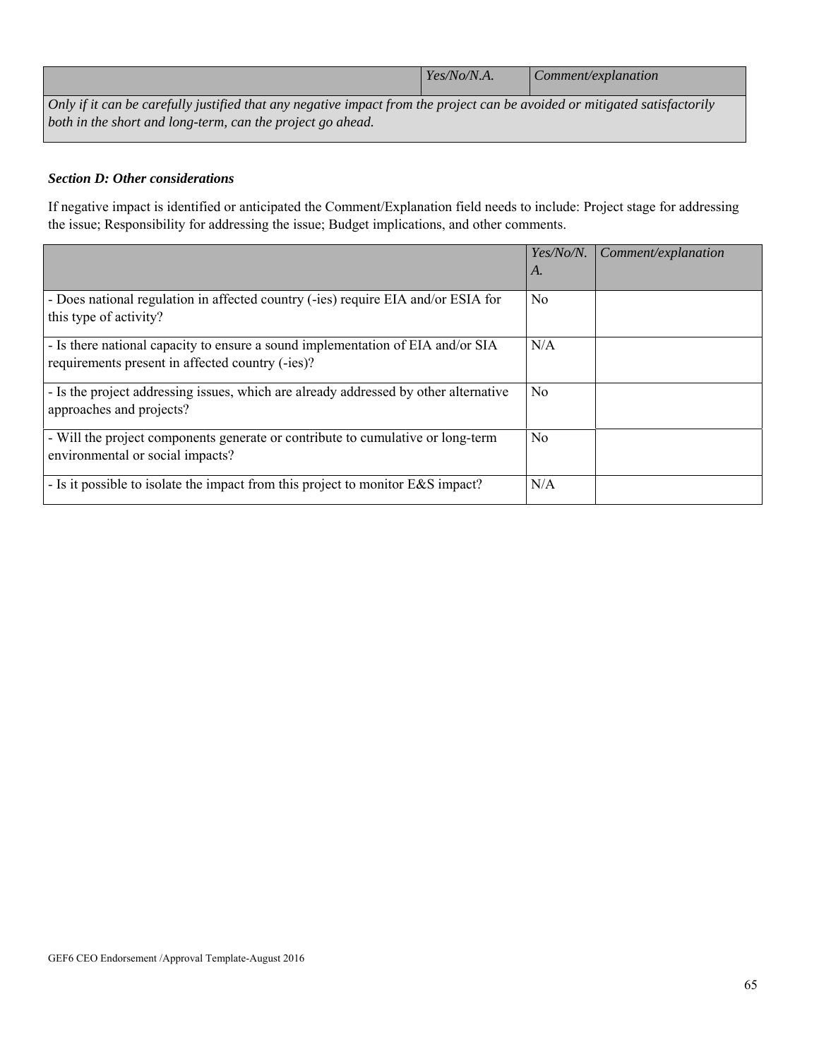| | *Yes/No/N.A.* | *Comment/explanation* |
|---|---|---|
| *Only if it can be carefully justified that any negative impact from the project can be avoided or mitigated satisfactorily both in the short and long-term, can the project go ahead.* | | |

***Section D: Other considerations***

If negative impact is identified or anticipated the Comment/Explanation field needs to include: Project stage for addressing the issue; Responsibility for addressing the issue; Budget implications, and other comments.

| | *Yes/No/N.A.* | *Comment/explanation* |
|---|---|---|
| - Does national regulation in affected country (-ies) require EIA and/or ESIA for this type of activity? | No | |
| - Is there national capacity to ensure a sound implementation of EIA and/or SIA requirements present in affected country (-ies)? | N/A | |
| - Is the project addressing issues, which are already addressed by other alternative approaches and projects? | No | |
| - Will the project components generate or contribute to cumulative or long-term environmental or social impacts? | No | |
| - Is it possible to isolate the impact from this project to monitor E&S impact? | N/A | |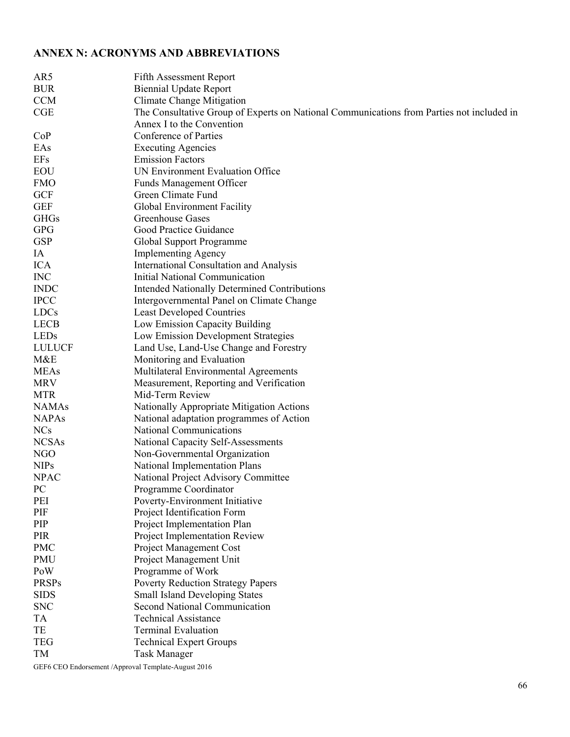## ANNEX N: ACRONYMS AND ABBREVIATIONS

| | |
|---|---|
| AR5 | Fifth Assessment Report |
| BUR | Biennial Update Report |
| CCM | Climate Change Mitigation |
| CGE | The Consultative Group of Experts on National Communications from Parties not included in Annex I to the Convention |
| CoP | Conference of Parties |
| EAs | Executing Agencies |
| EFs | Emission Factors |
| EOU | UN Environment Evaluation Office |
| FMO | Funds Management Officer |
| GCF | Green Climate Fund |
| GEF | Global Environment Facility |
| GHGs | Greenhouse Gases |
| GPG | Good Practice Guidance |
| GSP | Global Support Programme |
| IA | Implementing Agency |
| ICA | International Consultation and Analysis |
| INC | Initial National Communication |
| INDC | Intended Nationally Determined Contributions |
| IPCC | Intergovernmental Panel on Climate Change |
| LDCs | Least Developed Countries |
| LECB | Low Emission Capacity Building |
| LEDs | Low Emission Development Strategies |
| LULUCF | Land Use, Land-Use Change and Forestry |
| M&E | Monitoring and Evaluation |
| MEAs | Multilateral Environmental Agreements |
| MRV | Measurement, Reporting and Verification |
| MTR | Mid-Term Review |
| NAMAs | Nationally Appropriate Mitigation Actions |
| NAPAs | National adaptation programmes of Action |
| NCs | National Communications |
| NCSAs | National Capacity Self-Assessments |
| NGO | Non-Governmental Organization |
| NIPs | National Implementation Plans |
| NPAC | National Project Advisory Committee |
| PC | Programme Coordinator |
| PEI | Poverty-Environment Initiative |
| PIF | Project Identification Form |
| PIP | Project Implementation Plan |
| PIR | Project Implementation Review |
| PMC | Project Management Cost |
| PMU | Project Management Unit |
| PoW | Programme of Work |
| PRSPs | Poverty Reduction Strategy Papers |
| SIDS | Small Island Developing States |
| SNC | Second National Communication |
| TA | Technical Assistance |
| TE | Terminal Evaluation |
| TEG | Technical Expert Groups |
| TM | Task Manager |

GEF6 CEO Endorsement /Approval Template-August 2016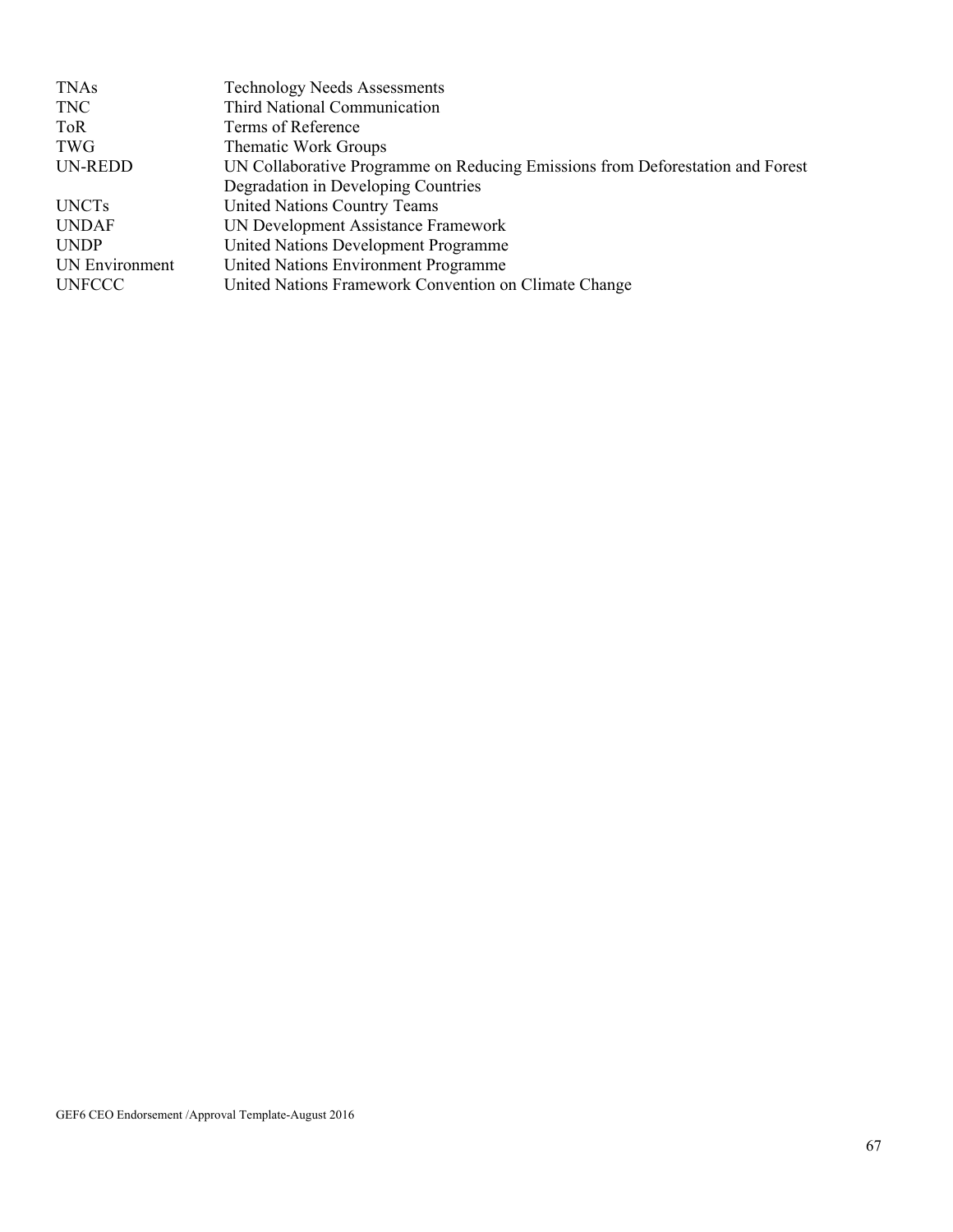| | |
|---|---|
| TNAs | Technology Needs Assessments |
| TNC | Third National Communication |
| ToR | Terms of Reference |
| TWG | Thematic Work Groups |
| UN-REDD | UN Collaborative Programme on Reducing Emissions from Deforestation and Forest Degradation in Developing Countries |
| UNCTs | United Nations Country Teams |
| UNDAF | UN Development Assistance Framework |
| UNDP | United Nations Development Programme |
| UN Environment | United Nations Environment Programme |
| UNFCCC | United Nations Framework Convention on Climate Change |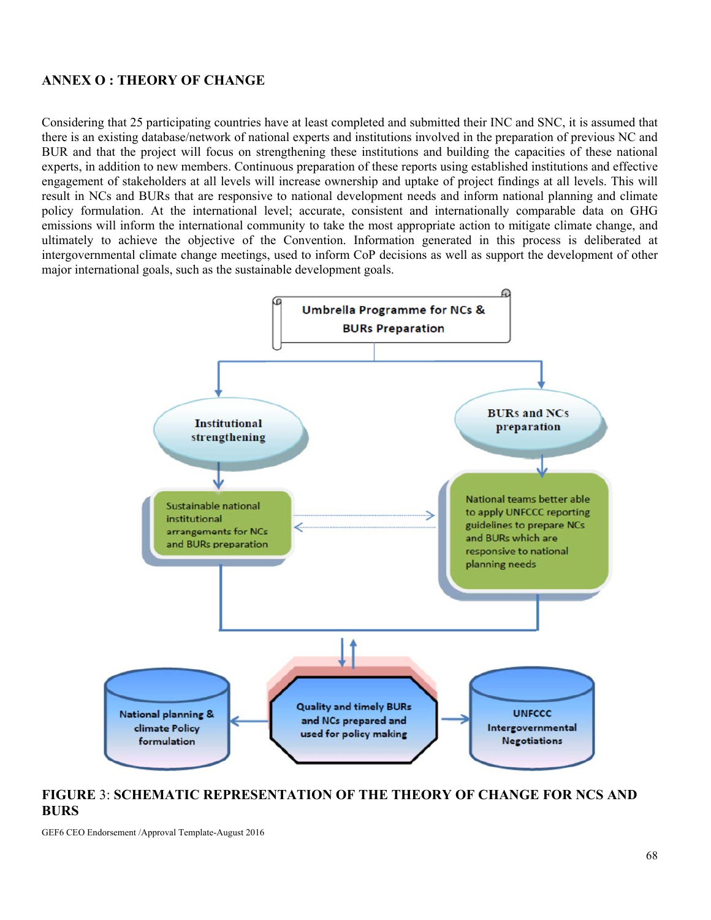## ANNEX O : THEORY OF CHANGE

Considering that 25 participating countries have at least completed and submitted their INC and SNC, it is assumed that there is an existing database/network of national experts and institutions involved in the preparation of previous NC and BUR and that the project will focus on strengthening these institutions and building the capacities of these national experts, in addition to new members. Continuous preparation of these reports using established institutions and effective engagement of stakeholders at all levels will increase ownership and uptake of project findings at all levels. This will result in NCs and BURs that are responsive to national development needs and inform national planning and climate policy formulation. At the international level; accurate, consistent and internationally comparable data on GHG emissions will inform the international community to take the most appropriate action to mitigate climate change, and ultimately to achieve the objective of the Convention. Information generated in this process is deliberated at intergovernmental climate change meetings, used to inform CoP decisions as well as support the development of other major international goals, such as the sustainable development goals.

Umbrella Programme for NCs & BURs Preparation

Institutional strengthening

BURs and NCs preparation

Sustainable national institutional arrangements for NCs and BURs preparation

National teams better able to apply UNFCCC reporting guidelines to prepare NCs and BURs which are responsive to national planning needs

National planning & climate Policy formulation

Quality and timely BURs and NCs prepared and used for policy making

UNFCCC Intergovernmental Negotiations

**FIGURE 3: SCHEMATIC REPRESENTATION OF THE THEORY OF CHANGE FOR NCS AND BURS**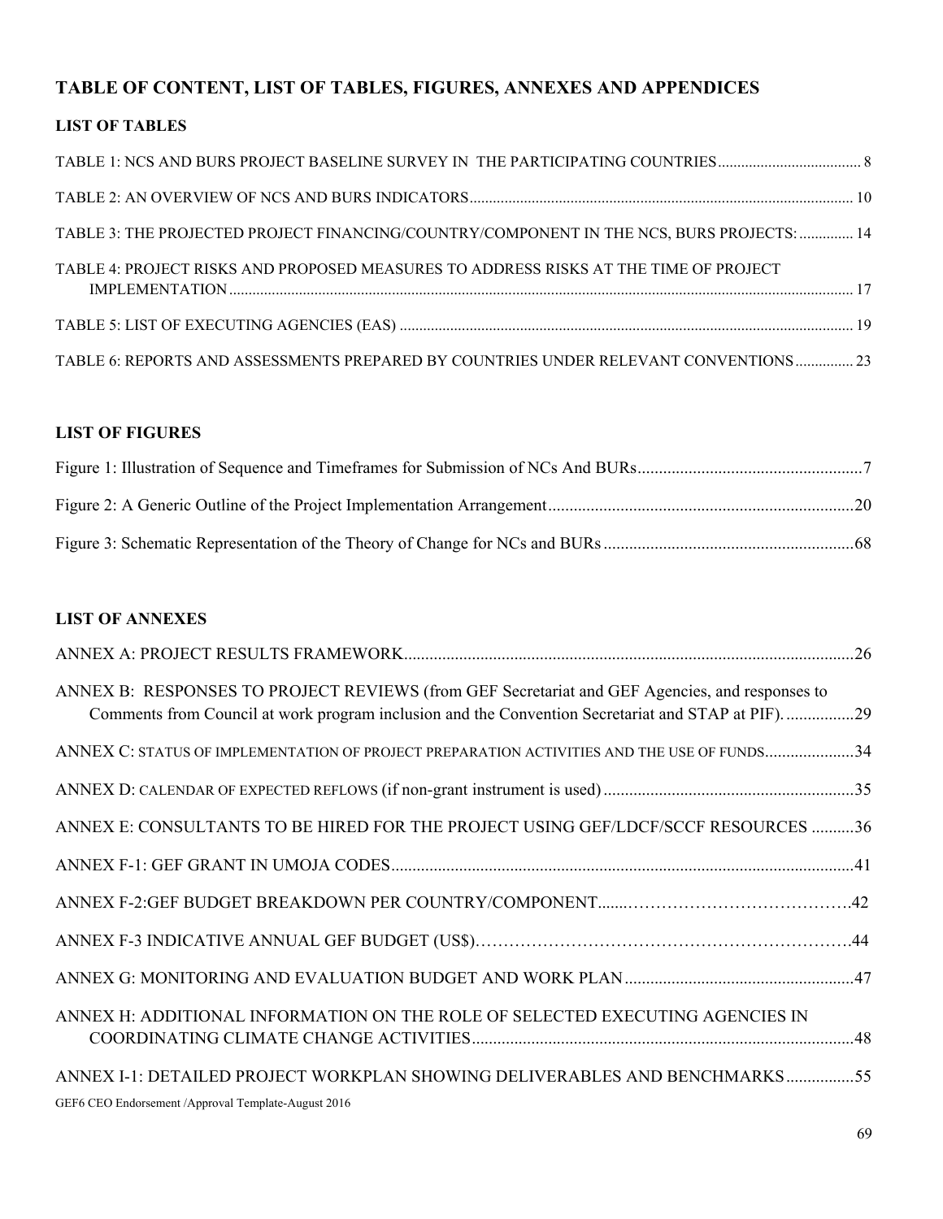# TABLE OF CONTENT, LIST OF TABLES, FIGURES, ANNEXES AND APPENDICES

## LIST OF TABLES

TABLE 1: NCS AND BURS PROJECT BASELINE SURVEY IN THE PARTICIPATING COUNTRIES ..................................... 8

TABLE 2: AN OVERVIEW OF NCS AND BURS INDICATORS ........................................................................................ 10

TABLE 3: THE PROJECTED PROJECT FINANCING/COUNTRY/COMPONENT IN THE NCS, BURS PROJECTS: .............. 14

TABLE 4: PROJECT RISKS AND PROPOSED MEASURES TO ADDRESS RISKS AT THE TIME OF PROJECT IMPLEMENTATION ........................................................................................................................................ 17

TABLE 5: LIST OF EXECUTING AGENCIES (EAS) ........................................................................................................ 19

TABLE 6: REPORTS AND ASSESSMENTS PREPARED BY COUNTRIES UNDER RELEVANT CONVENTIONS ............... 23

## LIST OF FIGURES

Figure 1: Illustration of Sequence and Timeframes for Submission of NCs And BURs .....................................................7

Figure 2: A Generic Outline of the Project Implementation Arrangement........................................................................20

Figure 3: Schematic Representation of the Theory of Change for NCs and BURs ...........................................................68

## LIST OF ANNEXES

ANNEX A: PROJECT RESULTS FRAMEWORK..........................................................................................................26

ANNEX B: RESPONSES TO PROJECT REVIEWS (from GEF Secretariat and GEF Agencies, and responses to Comments from Council at work program inclusion and the Convention Secretariat and STAP at PIF). ................29

ANNEX C: STATUS OF IMPLEMENTATION OF PROJECT PREPARATION ACTIVITIES AND THE USE OF FUNDS.....................34

ANNEX D: CALENDAR OF EXPECTED REFLOWS (if non-grant instrument is used) ...........................................................35

ANNEX E: CONSULTANTS TO BE HIRED FOR THE PROJECT USING GEF/LDCF/SCCF RESOURCES ..........36

ANNEX F-1: GEF GRANT IN UMOJA CODES............................................................................................................41

ANNEX F-2:GEF BUDGET BREAKDOWN PER COUNTRY/COMPONENT.......…………………………………..42

ANNEX F-3 INDICATIVE ANNUAL GEF BUDGET (US$)………………………………………………………….44

ANNEX G: MONITORING AND EVALUATION BUDGET AND WORK PLAN ......................................................47

ANNEX H: ADDITIONAL INFORMATION ON THE ROLE OF SELECTED EXECUTING AGENCIES IN COORDINATING CLIMATE CHANGE ACTIVITIES..........................................................................................48

ANNEX I-1: DETAILED PROJECT WORKPLAN SHOWING DELIVERABLES AND BENCHMARKS................55

GEF6 CEO Endorsement /Approval Template-August 2016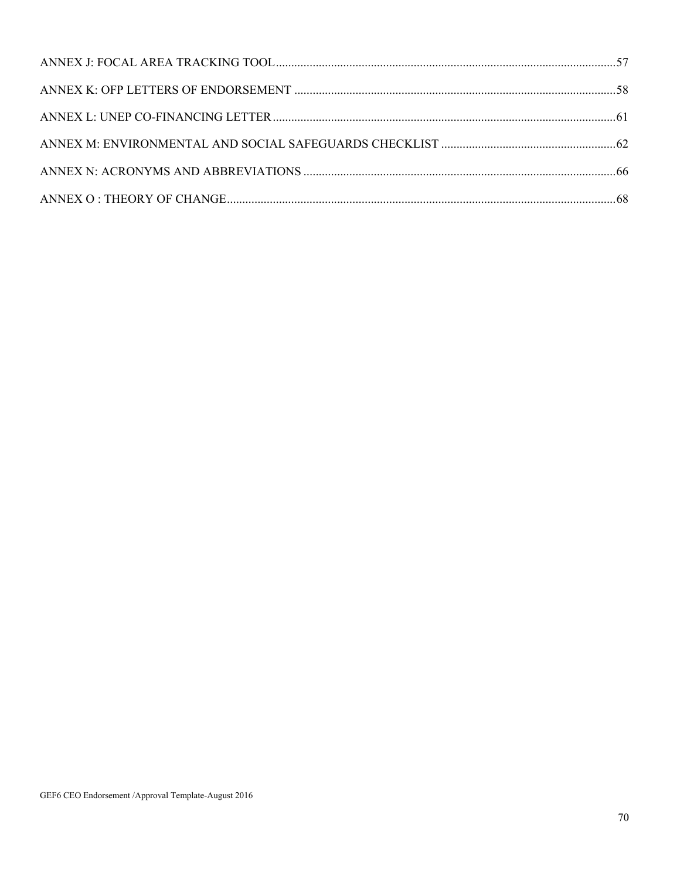ANNEX J: FOCAL AREA TRACKING TOOL ............................................................................................................57

ANNEX K: OFP LETTERS OF ENDORSEMENT ......................................................................................................58

ANNEX L: UNEP CO-FINANCING LETTER ..............................................................................................................61

ANNEX M: ENVIRONMENTAL AND SOCIAL SAFEGUARDS CHECKLIST .........................................................62

ANNEX N: ACRONYMS AND ABBREVIATIONS ....................................................................................................66

ANNEX O : THEORY OF CHANGE ...........................................................................................................................68